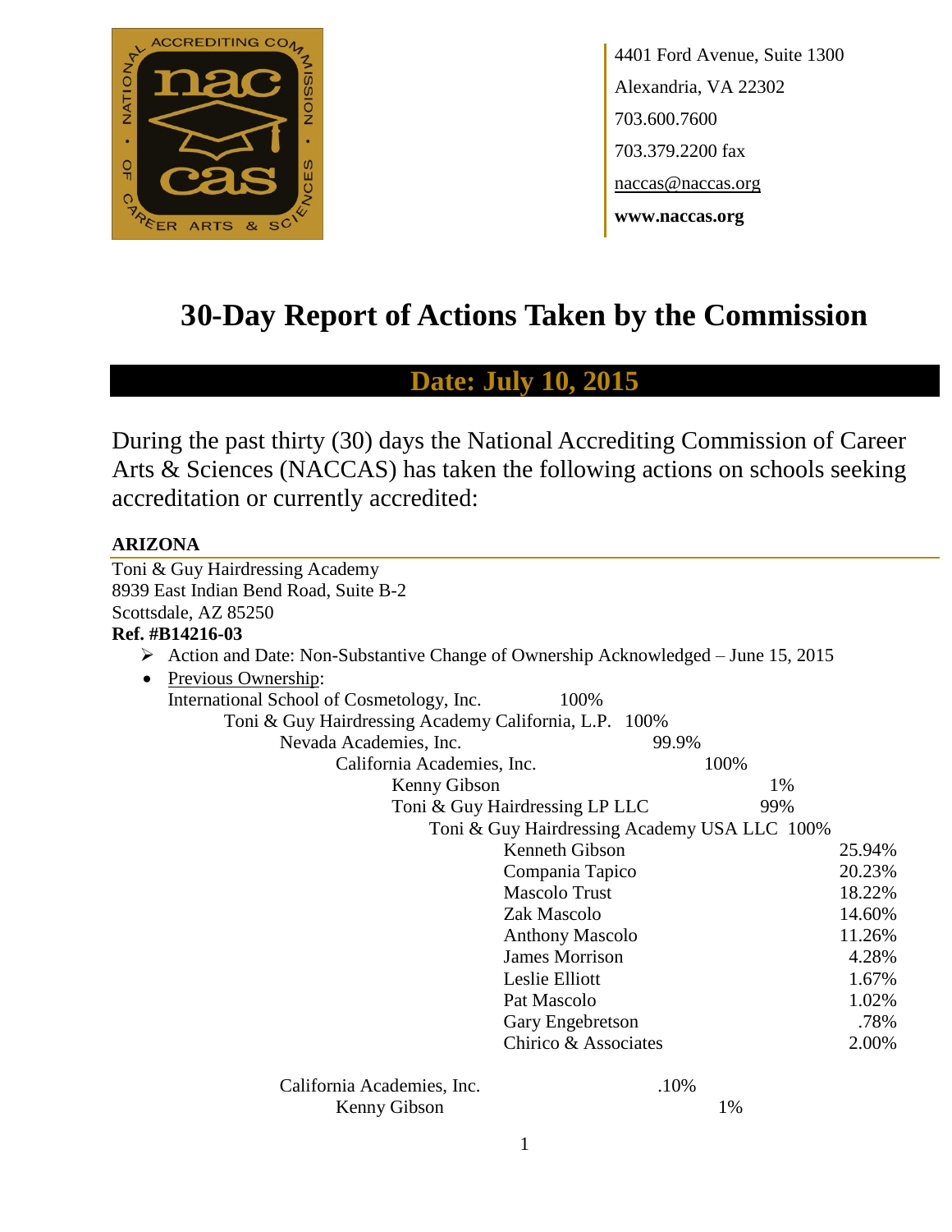4401 Ford Avenue, Suite 1300
Alexandria, VA 22302
703.600.7600
703.379.2200 fax
naccas@naccas.org
**www.naccas.org**

# 30-Day Report of Actions Taken by the Commission

## Date: July 10, 2015

During the past thirty (30) days the National Accrediting Commission of Career Arts & Sciences (NACCAS) has taken the following actions on schools seeking accreditation or currently accredited:

### ARIZONA

Toni & Guy Hairdressing Academy
8939 East Indian Bend Road, Suite B-2
Scottsdale, AZ 85250
**Ref. #B14216-03**

- Action and Date: Non-Substantive Change of Ownership Acknowledged – June 15, 2015
- Previous Ownership:
  - International School of Cosmetology, Inc. 100%
    - Toni & Guy Hairdressing Academy California, L.P. 100%
      - Nevada Academies, Inc. 99.9%
        - California Academies, Inc. 100%
          - Kenny Gibson 1%
          - Toni & Guy Hairdressing LP LLC 99%
            - Toni & Guy Hairdressing Academy USA LLC 100%
              - Kenneth Gibson 25.94%
              - Compania Tapico 20.23%
              - Mascolo Trust 18.22%
              - Zak Mascolo 14.60%
              - Anthony Mascolo 11.26%
              - James Morrison 4.28%
              - Leslie Elliott 1.67%
              - Pat Mascolo 1.02%
              - Gary Engebretson .78%
              - Chirico & Associates 2.00%
      - California Academies, Inc. .10%
        - Kenny Gibson 1%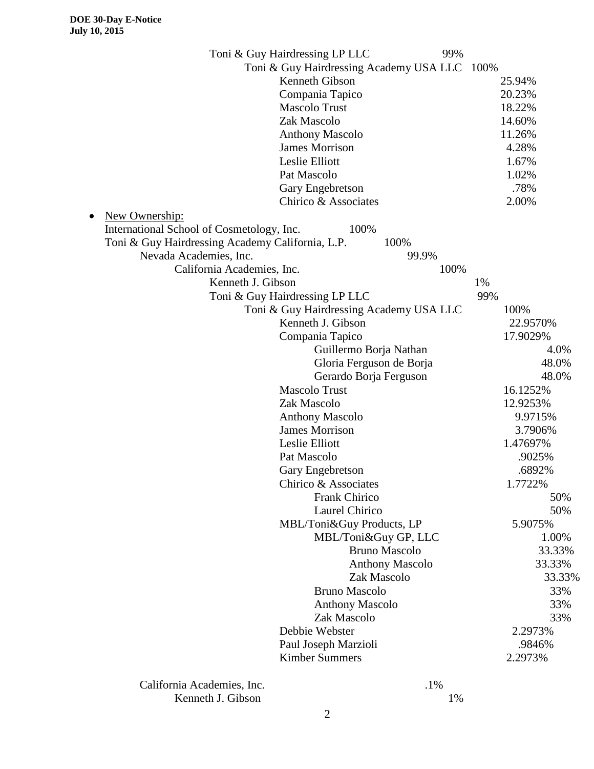- Toni & Guy Hairdressing LP LLC 99%
  - Toni & Guy Hairdressing Academy USA LLC 100%
    - Kenneth Gibson 25.94%
    - Compania Tapico 20.23%
    - Mascolo Trust 18.22%
    - Zak Mascolo 14.60%
    - Anthony Mascolo 11.26%
    - James Morrison 4.28%
    - Leslie Elliott 1.67%
    - Pat Mascolo 1.02%
    - Gary Engebretson .78%
    - Chirico & Associates 2.00%

- <u>New Ownership:</u>

International School of Cosmetology, Inc. 100%

- Toni & Guy Hairdressing Academy California, L.P. 100%
  - Nevada Academies, Inc. 99.9%
    - California Academies, Inc. 100%
      - Kenneth J. Gibson 1%
      - Toni & Guy Hairdressing LP LLC 99%
        - Toni & Guy Hairdressing Academy USA LLC 100%
          - Kenneth J. Gibson 22.9570%
          - Compania Tapico 17.9029%
            - Guillermo Borja Nathan 4.0%
            - Gloria Ferguson de Borja 48.0%
            - Gerardo Borja Ferguson 48.0%
          - Mascolo Trust 16.1252%
          - Zak Mascolo 12.9253%
          - Anthony Mascolo 9.9715%
          - James Morrison 3.7906%
          - Leslie Elliott 1.47697%
          - Pat Mascolo .9025%
          - Gary Engebretson .6892%
          - Chirico & Associates 1.7722%
            - Frank Chirico 50%
            - Laurel Chirico 50%
          - MBL/Toni&Guy Products, LP 5.9075%
            - MBL/Toni&Guy GP, LLC 1.00%
              - Bruno Mascolo 33.33%
              - Anthony Mascolo 33.33%
              - Zak Mascolo 33.33%
            - Bruno Mascolo 33%
            - Anthony Mascolo 33%
            - Zak Mascolo 33%
          - Debbie Webster 2.2973%
          - Paul Joseph Marzioli .9846%
          - Kimber Summers 2.2973%
  - California Academies, Inc. .1%
    - Kenneth J. Gibson 1%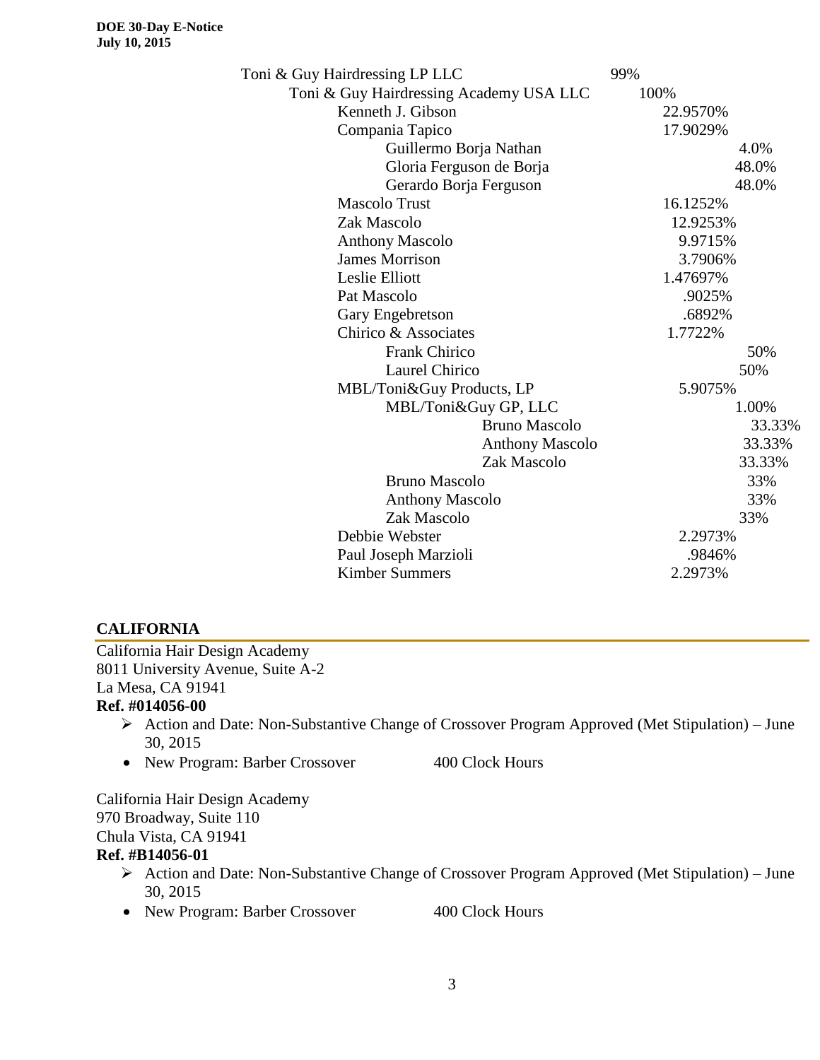Toni & Guy Hairdressing LP LLC 99%

- Toni & Guy Hairdressing Academy USA LLC 100%
  - Kenneth J. Gibson 22.9570%
  - Compania Tapico 17.9029%
    - Guillermo Borja Nathan 4.0%
    - Gloria Ferguson de Borja 48.0%
    - Gerardo Borja Ferguson 48.0%
  - Mascolo Trust 16.1252%
  - Zak Mascolo 12.9253%
  - Anthony Mascolo 9.9715%
  - James Morrison 3.7906%
  - Leslie Elliott 1.47697%
  - Pat Mascolo .9025%
  - Gary Engebretson .6892%
  - Chirico & Associates 1.7722%
    - Frank Chirico 50%
    - Laurel Chirico 50%
  - MBL/Toni&Guy Products, LP 5.9075%
    - MBL/Toni&Guy GP, LLC 1.00%
      - Bruno Mascolo 33.33%
      - Anthony Mascolo 33.33%
      - Zak Mascolo 33.33%
    - Bruno Mascolo 33%
    - Anthony Mascolo 33%
    - Zak Mascolo 33%
  - Debbie Webster 2.2973%
  - Paul Joseph Marzioli .9846%
  - Kimber Summers 2.2973%

## CALIFORNIA

California Hair Design Academy
8011 University Avenue, Suite A-2
La Mesa, CA 91941
**Ref. #014056-00**

- Action and Date: Non-Substantive Change of Crossover Program Approved (Met Stipulation) – June 30, 2015
- New Program: Barber Crossover 400 Clock Hours

California Hair Design Academy
970 Broadway, Suite 110
Chula Vista, CA 91941
**Ref. #B14056-01**

- Action and Date: Non-Substantive Change of Crossover Program Approved (Met Stipulation) – June 30, 2015
- New Program: Barber Crossover 400 Clock Hours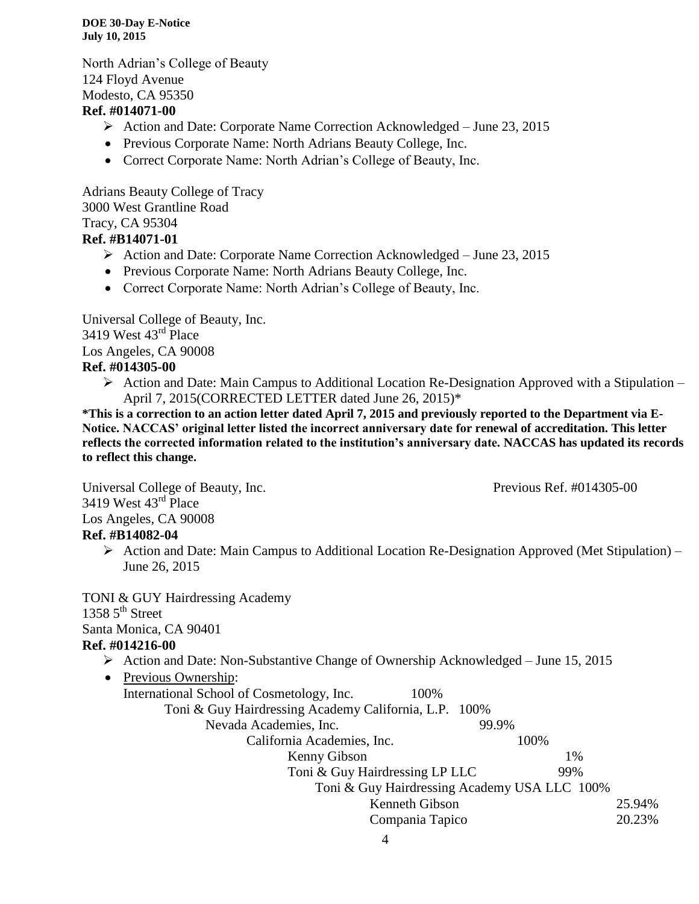North Adrian's College of Beauty
124 Floyd Avenue
Modesto, CA 95350
**Ref. #014071-00**

- Action and Date: Corporate Name Correction Acknowledged – June 23, 2015
- Previous Corporate Name: North Adrians Beauty College, Inc.
- Correct Corporate Name: North Adrian's College of Beauty, Inc.

Adrians Beauty College of Tracy
3000 West Grantline Road
Tracy, CA 95304
**Ref. #B14071-01**

- Action and Date: Corporate Name Correction Acknowledged – June 23, 2015
- Previous Corporate Name: North Adrians Beauty College, Inc.
- Correct Corporate Name: North Adrian's College of Beauty, Inc.

Universal College of Beauty, Inc.
3419 West 43rd Place
Los Angeles, CA 90008
**Ref. #014305-00**

- Action and Date: Main Campus to Additional Location Re-Designation Approved with a Stipulation – April 7, 2015(CORRECTED LETTER dated June 26, 2015)*

**\*This is a correction to an action letter dated April 7, 2015 and previously reported to the Department via E-Notice. NACCAS' original letter listed the incorrect anniversary date for renewal of accreditation. This letter reflects the corrected information related to the institution's anniversary date. NACCAS has updated its records to reflect this change.**

Universal College of Beauty, Inc. Previous Ref. #014305-00
3419 West 43rd Place
Los Angeles, CA 90008
**Ref. #B14082-04**

- Action and Date: Main Campus to Additional Location Re-Designation Approved (Met Stipulation) – June 26, 2015

TONI & GUY Hairdressing Academy
1358 5th Street
Santa Monica, CA 90401
**Ref. #014216-00**

- Action and Date: Non-Substantive Change of Ownership Acknowledged – June 15, 2015
- Previous Ownership:
  - International School of Cosmetology, Inc. 100%
    - Toni & Guy Hairdressing Academy California, L.P. 100%
      - Nevada Academies, Inc. 99.9%
        - California Academies, Inc. 100%
          - Kenny Gibson 1%
          - Toni & Guy Hairdressing LP LLC 99%
            - Toni & Guy Hairdressing Academy USA LLC 100%
              - Kenneth Gibson 25.94%
              - Compania Tapico 20.23%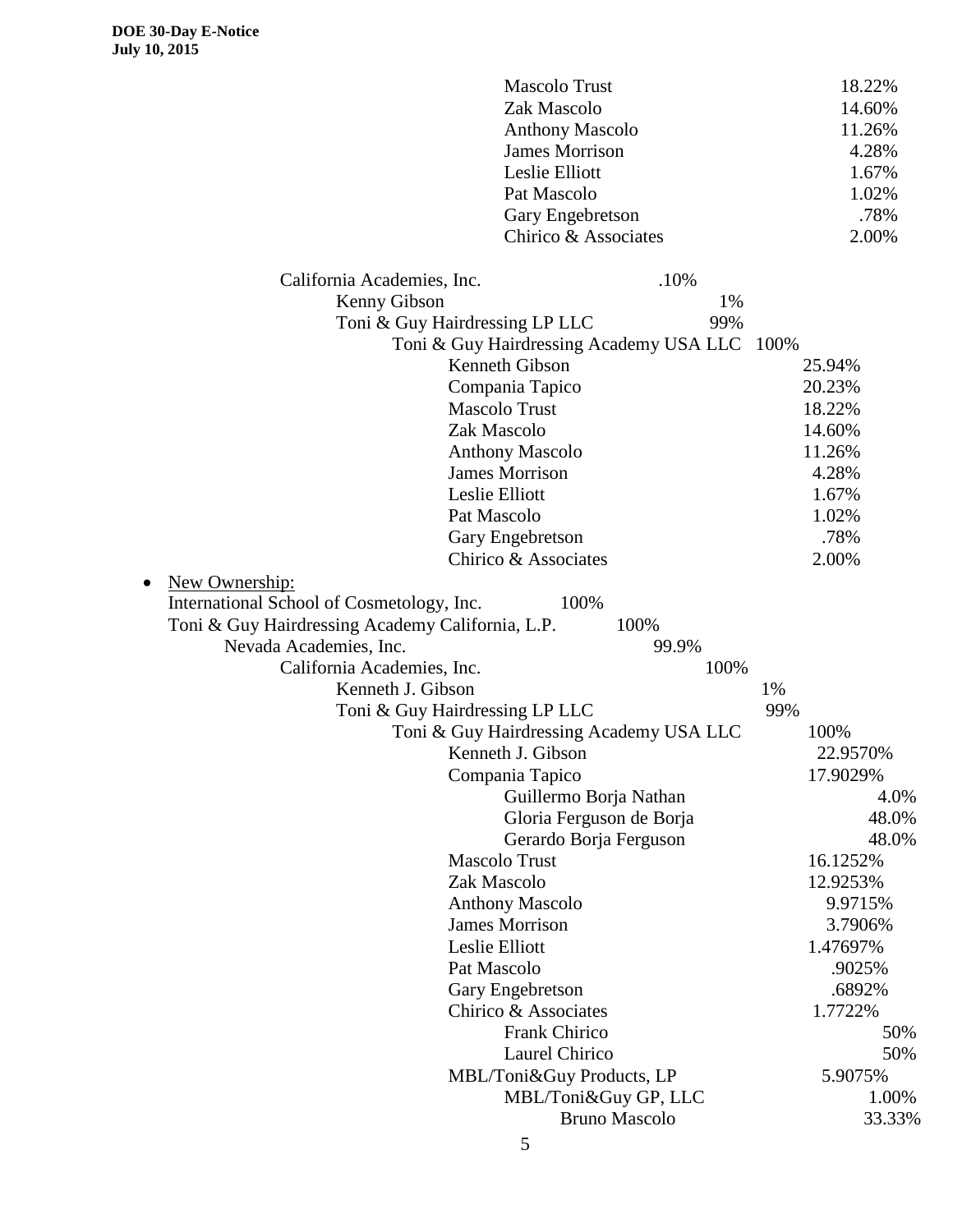Mascolo Trust 18.22%
Zak Mascolo 14.60%
Anthony Mascolo 11.26%
James Morrison 4.28%
Leslie Elliott 1.67%
Pat Mascolo 1.02%
Gary Engebretson .78%
Chirico & Associates 2.00%

California Academies, Inc. .10%
Kenny Gibson 1%
Toni & Guy Hairdressing LP LLC 99%
Toni & Guy Hairdressing Academy USA LLC 100%
Kenneth Gibson 25.94%
Compania Tapico 20.23%
Mascolo Trust 18.22%
Zak Mascolo 14.60%
Anthony Mascolo 11.26%
James Morrison 4.28%
Leslie Elliott 1.67%
Pat Mascolo 1.02%
Gary Engebretson .78%
Chirico & Associates 2.00%

- New Ownership:

International School of Cosmetology, Inc. 100%
Toni & Guy Hairdressing Academy California, L.P. 100%
Nevada Academies, Inc. 99.9%
California Academies, Inc. 100%
Kenneth J. Gibson 1%
Toni & Guy Hairdressing LP LLC 99%
Toni & Guy Hairdressing Academy USA LLC 100%
Kenneth J. Gibson 22.9570%
Compania Tapico 17.9029%
Guillermo Borja Nathan 4.0%
Gloria Ferguson de Borja 48.0%
Gerardo Borja Ferguson 48.0%
Mascolo Trust 16.1252%
Zak Mascolo 12.9253%
Anthony Mascolo 9.9715%
James Morrison 3.7906%
Leslie Elliott 1.47697%
Pat Mascolo .9025%
Gary Engebretson .6892%
Chirico & Associates 1.7722%
Frank Chirico 50%
Laurel Chirico 50%
MBL/Toni&Guy Products, LP 5.9075%
MBL/Toni&Guy GP, LLC 1.00%
Bruno Mascolo 33.33%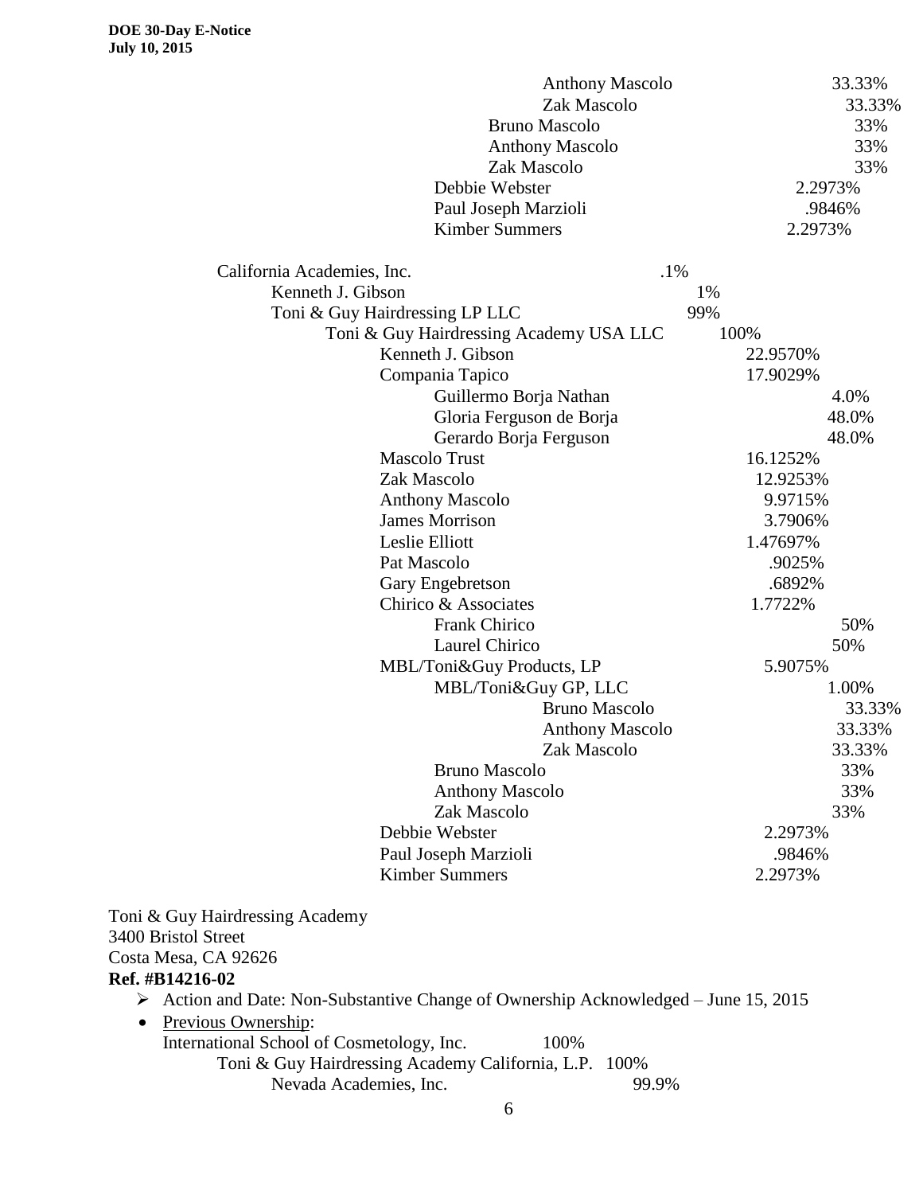| | |
|---|---|
| Anthony Mascolo | 33.33% |
| Zak Mascolo | 33.33% |
| Bruno Mascolo | 33% |
| Anthony Mascolo | 33% |
| Zak Mascolo | 33% |
| Debbie Webster | 2.2973% |
| Paul Joseph Marzioli | .9846% |
| Kimber Summers | 2.2973% |

| | |
|---|---|
| California Academies, Inc. | .1% |
| Kenneth J. Gibson | 1% |
| Toni & Guy Hairdressing LP LLC | 99% |
| Toni & Guy Hairdressing Academy USA LLC | 100% |
| Kenneth J. Gibson | 22.9570% |
| Compania Tapico | 17.9029% |
| Guillermo Borja Nathan | 4.0% |
| Gloria Ferguson de Borja | 48.0% |
| Gerardo Borja Ferguson | 48.0% |
| Mascolo Trust | 16.1252% |
| Zak Mascolo | 12.9253% |
| Anthony Mascolo | 9.9715% |
| James Morrison | 3.7906% |
| Leslie Elliott | 1.47697% |
| Pat Mascolo | .9025% |
| Gary Engebretson | .6892% |
| Chirico & Associates | 1.7722% |
| Frank Chirico | 50% |
| Laurel Chirico | 50% |
| MBL/Toni&Guy Products, LP | 5.9075% |
| MBL/Toni&Guy GP, LLC | 1.00% |
| Bruno Mascolo | 33.33% |
| Anthony Mascolo | 33.33% |
| Zak Mascolo | 33.33% |
| Bruno Mascolo | 33% |
| Anthony Mascolo | 33% |
| Zak Mascolo | 33% |
| Debbie Webster | 2.2973% |
| Paul Joseph Marzioli | .9846% |
| Kimber Summers | 2.2973% |

Toni & Guy Hairdressing Academy
3400 Bristol Street
Costa Mesa, CA 92626
**Ref. #B14216-02**

- Action and Date: Non-Substantive Change of Ownership Acknowledged – June 15, 2015
- Previous Ownership:

| | |
|---|---|
| International School of Cosmetology, Inc. | 100% |
| Toni & Guy Hairdressing Academy California, L.P. | 100% |
| Nevada Academies, Inc. | 99.9% |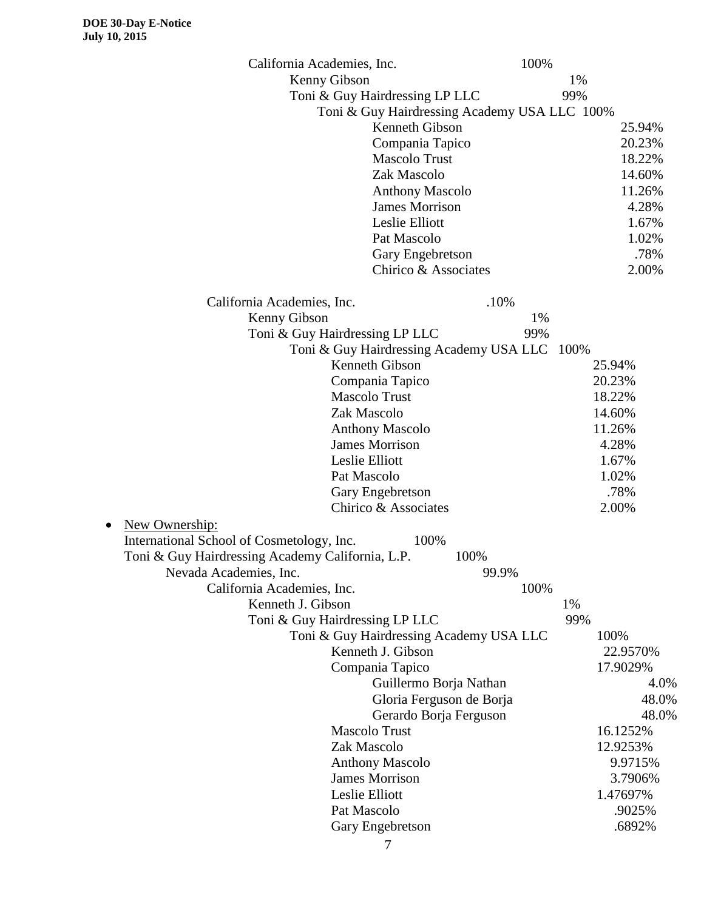California Academies, Inc. 100%

Kenny Gibson 1%

Toni & Guy Hairdressing LP LLC 99%

Toni & Guy Hairdressing Academy USA LLC 100%

| | |
|---|---|
| Kenneth Gibson | 25.94% |
| Compania Tapico | 20.23% |
| Mascolo Trust | 18.22% |
| Zak Mascolo | 14.60% |
| Anthony Mascolo | 11.26% |
| James Morrison | 4.28% |
| Leslie Elliott | 1.67% |
| Pat Mascolo | 1.02% |
| Gary Engebretson | .78% |
| Chirico & Associates | 2.00% |

California Academies, Inc. .10%

Kenny Gibson 1%

Toni & Guy Hairdressing LP LLC 99%

Toni & Guy Hairdressing Academy USA LLC 100%

| | |
|---|---|
| Kenneth Gibson | 25.94% |
| Compania Tapico | 20.23% |
| Mascolo Trust | 18.22% |
| Zak Mascolo | 14.60% |
| Anthony Mascolo | 11.26% |
| James Morrison | 4.28% |
| Leslie Elliott | 1.67% |
| Pat Mascolo | 1.02% |
| Gary Engebretson | .78% |
| Chirico & Associates | 2.00% |

- New Ownership:

International School of Cosmetology, Inc. 100%

Toni & Guy Hairdressing Academy California, L.P. 100%

Nevada Academies, Inc. 99.9%

California Academies, Inc. 100%

Kenneth J. Gibson 1%

Toni & Guy Hairdressing LP LLC 99%

Toni & Guy Hairdressing Academy USA LLC 100%

| | | |
|---|---|---|
| Kenneth J. Gibson | 22.9570% | |
| Compania Tapico | 17.9029% | |
| Guillermo Borja Nathan | | 4.0% |
| Gloria Ferguson de Borja | | 48.0% |
| Gerardo Borja Ferguson | | 48.0% |
| Mascolo Trust | 16.1252% | |
| Zak Mascolo | 12.9253% | |
| Anthony Mascolo | 9.9715% | |
| James Morrison | 3.7906% | |
| Leslie Elliott | 1.47697% | |
| Pat Mascolo | .9025% | |
| Gary Engebretson | .6892% | |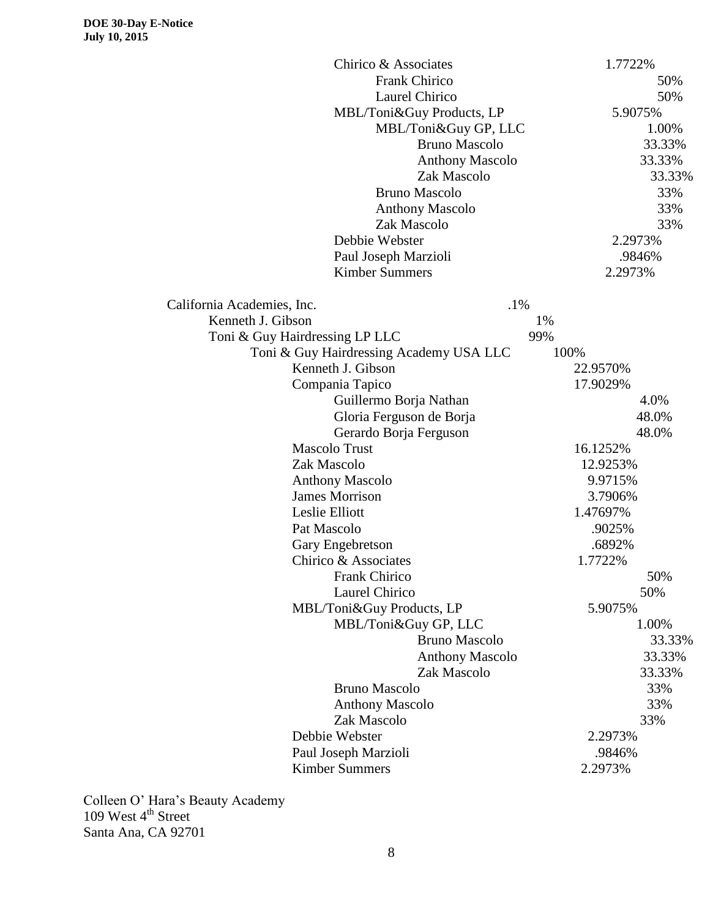Chirico & Associates 1.7722%

Frank Chirico 50%

Laurel Chirico 50%

MBL/Toni&Guy Products, LP 5.9075%

MBL/Toni&Guy GP, LLC 1.00%

Bruno Mascolo 33.33%

Anthony Mascolo 33.33%

Zak Mascolo 33.33%

Bruno Mascolo 33%

Anthony Mascolo 33%

Zak Mascolo 33%

Debbie Webster 2.2973%

Paul Joseph Marzioli .9846%

Kimber Summers 2.2973%

California Academies, Inc. .1%

Kenneth J. Gibson 1%

Toni & Guy Hairdressing LP LLC 99%

Toni & Guy Hairdressing Academy USA LLC 100%

Kenneth J. Gibson 22.9570%

Compania Tapico 17.9029%

Guillermo Borja Nathan 4.0%

Gloria Ferguson de Borja 48.0%

Gerardo Borja Ferguson 48.0%

Mascolo Trust 16.1252%

Zak Mascolo 12.9253%

Anthony Mascolo 9.9715%

James Morrison 3.7906%

Leslie Elliott 1.47697%

Pat Mascolo .9025%

Gary Engebretson .6892%

Chirico & Associates 1.7722%

Frank Chirico 50%

Laurel Chirico 50%

MBL/Toni&Guy Products, LP 5.9075%

MBL/Toni&Guy GP, LLC 1.00%

Bruno Mascolo 33.33%

Anthony Mascolo 33.33%

Zak Mascolo 33.33%

Bruno Mascolo 33%

Anthony Mascolo 33%

Zak Mascolo 33%

Debbie Webster 2.2973%

Paul Joseph Marzioli .9846%

Kimber Summers 2.2973%

Colleen O' Hara's Beauty Academy
109 West 4th Street
Santa Ana, CA 92701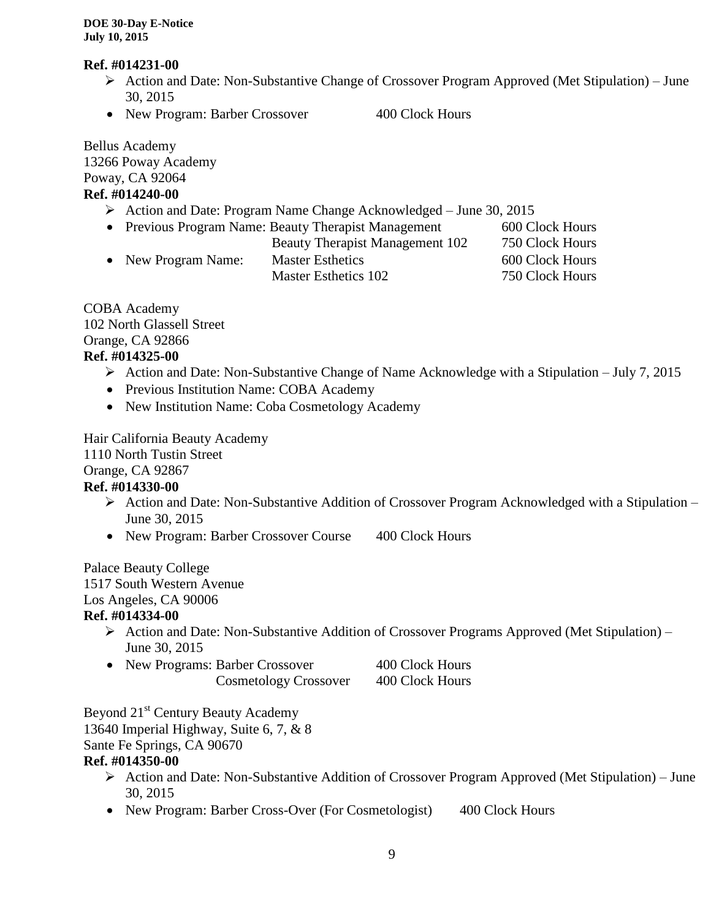**Ref. #014231-00**

- ➢ Action and Date: Non-Substantive Change of Crossover Program Approved (Met Stipulation) – June 30, 2015
- New Program: Barber Crossover 400 Clock Hours

Bellus Academy
13266 Poway Academy
Poway, CA 92064
**Ref. #014240-00**

- ➢ Action and Date: Program Name Change Acknowledged – June 30, 2015
- Previous Program Name: Beauty Therapist Management 600 Clock Hours
  Beauty Therapist Management 102 750 Clock Hours
- New Program Name: Master Esthetics 600 Clock Hours
  Master Esthetics 102 750 Clock Hours

COBA Academy
102 North Glassell Street
Orange, CA 92866
**Ref. #014325-00**

- ➢ Action and Date: Non-Substantive Change of Name Acknowledge with a Stipulation – July 7, 2015
- Previous Institution Name: COBA Academy
- New Institution Name: Coba Cosmetology Academy

Hair California Beauty Academy
1110 North Tustin Street
Orange, CA 92867
**Ref. #014330-00**

- ➢ Action and Date: Non-Substantive Addition of Crossover Program Acknowledged with a Stipulation – June 30, 2015
- New Program: Barber Crossover Course 400 Clock Hours

Palace Beauty College
1517 South Western Avenue
Los Angeles, CA 90006
**Ref. #014334-00**

- ➢ Action and Date: Non-Substantive Addition of Crossover Programs Approved (Met Stipulation) – June 30, 2015
- New Programs: Barber Crossover 400 Clock Hours
  Cosmetology Crossover 400 Clock Hours

Beyond 21st Century Beauty Academy
13640 Imperial Highway, Suite 6, 7, & 8
Sante Fe Springs, CA 90670
**Ref. #014350-00**

- ➢ Action and Date: Non-Substantive Addition of Crossover Program Approved (Met Stipulation) – June 30, 2015
- New Program: Barber Cross-Over (For Cosmetologist) 400 Clock Hours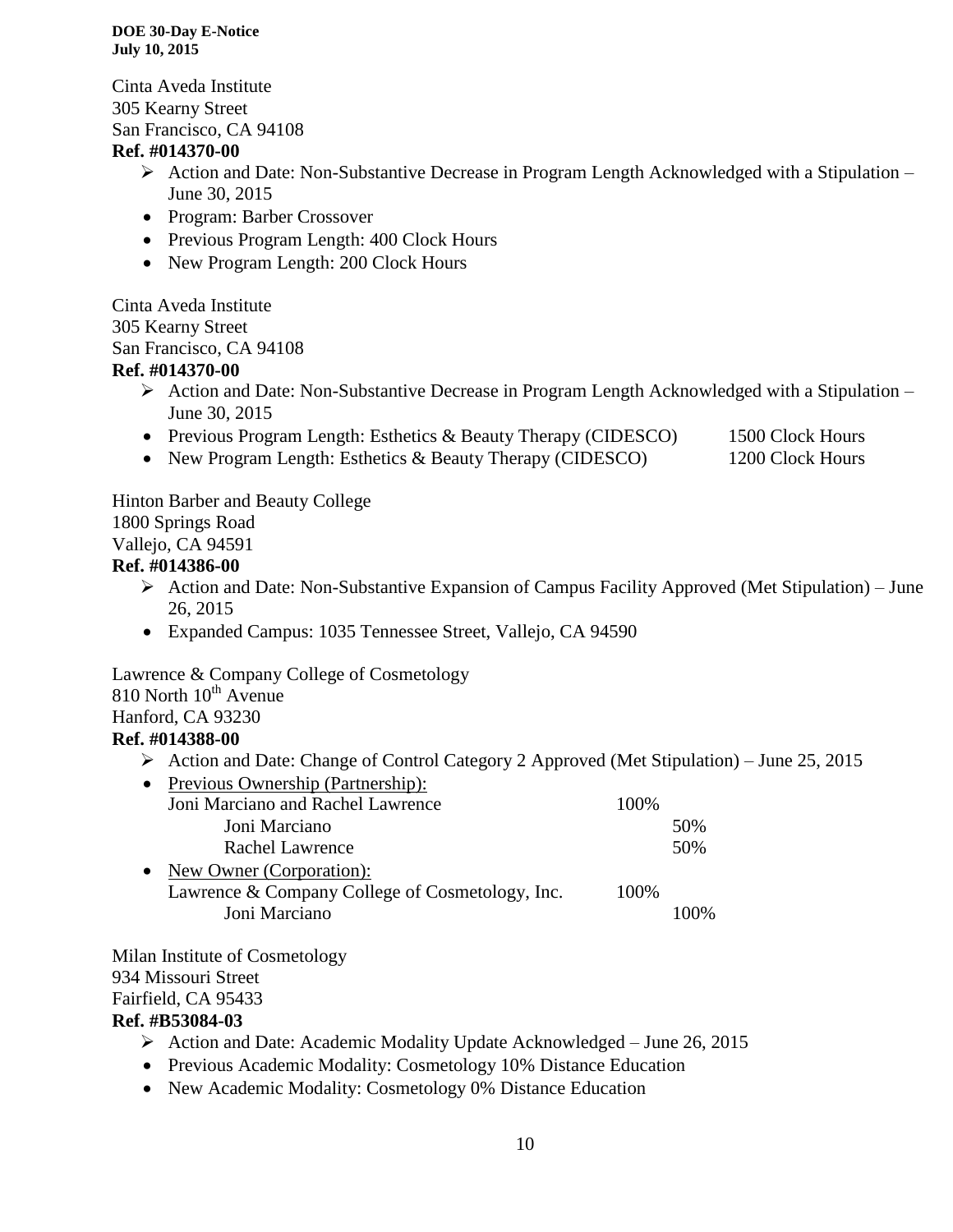Cinta Aveda Institute
305 Kearny Street
San Francisco, CA 94108
**Ref. #014370-00**

- Action and Date: Non-Substantive Decrease in Program Length Acknowledged with a Stipulation – June 30, 2015
- Program: Barber Crossover
- Previous Program Length: 400 Clock Hours
- New Program Length: 200 Clock Hours

Cinta Aveda Institute
305 Kearny Street
San Francisco, CA 94108
**Ref. #014370-00**

- Action and Date: Non-Substantive Decrease in Program Length Acknowledged with a Stipulation – June 30, 2015
- Previous Program Length: Esthetics & Beauty Therapy (CIDESCO) 1500 Clock Hours
- New Program Length: Esthetics & Beauty Therapy (CIDESCO) 1200 Clock Hours

Hinton Barber and Beauty College
1800 Springs Road
Vallejo, CA 94591
**Ref. #014386-00**

- Action and Date: Non-Substantive Expansion of Campus Facility Approved (Met Stipulation) – June 26, 2015
- Expanded Campus: 1035 Tennessee Street, Vallejo, CA 94590

Lawrence & Company College of Cosmetology
810 North 10th Avenue
Hanford, CA 93230
**Ref. #014388-00**

- Action and Date: Change of Control Category 2 Approved (Met Stipulation) – June 25, 2015
- Previous Ownership (Partnership):

| | | |
|---|---|---|
| Joni Marciano and Rachel Lawrence | 100% | |
| Joni Marciano | | 50% |
| Rachel Lawrence | | 50% |

- New Owner (Corporation):

| | | |
|---|---|---|
| Lawrence & Company College of Cosmetology, Inc. | 100% | |
| Joni Marciano | | 100% |

Milan Institute of Cosmetology
934 Missouri Street
Fairfield, CA 95433
**Ref. #B53084-03**

- Action and Date: Academic Modality Update Acknowledged – June 26, 2015
- Previous Academic Modality: Cosmetology 10% Distance Education
- New Academic Modality: Cosmetology 0% Distance Education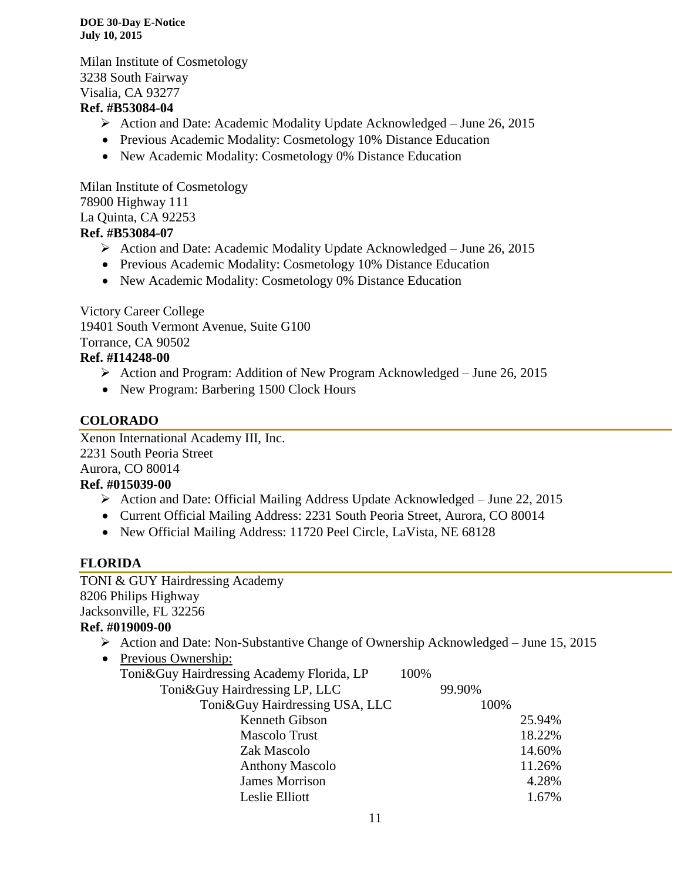Milan Institute of Cosmetology
3238 South Fairway
Visalia, CA 93277
**Ref. #B53084-04**

- Action and Date: Academic Modality Update Acknowledged – June 26, 2015
- Previous Academic Modality: Cosmetology 10% Distance Education
- New Academic Modality: Cosmetology 0% Distance Education

Milan Institute of Cosmetology
78900 Highway 111
La Quinta, CA 92253
**Ref. #B53084-07**

- Action and Date: Academic Modality Update Acknowledged – June 26, 2015
- Previous Academic Modality: Cosmetology 10% Distance Education
- New Academic Modality: Cosmetology 0% Distance Education

Victory Career College
19401 South Vermont Avenue, Suite G100
Torrance, CA 90502
**Ref. #I14248-00**

- Action and Program: Addition of New Program Acknowledged – June 26, 2015
- New Program: Barbering 1500 Clock Hours

## COLORADO

Xenon International Academy III, Inc.
2231 South Peoria Street
Aurora, CO 80014
**Ref. #015039-00**

- Action and Date: Official Mailing Address Update Acknowledged – June 22, 2015
- Current Official Mailing Address: 2231 South Peoria Street, Aurora, CO 80014
- New Official Mailing Address: 11720 Peel Circle, LaVista, NE 68128

## FLORIDA

TONI & GUY Hairdressing Academy
8206 Philips Highway
Jacksonville, FL 32256
**Ref. #019009-00**

- Action and Date: Non-Substantive Change of Ownership Acknowledged – June 15, 2015
- Previous Ownership:

| | | | | |
|---|---|---|---|---|
| Toni&Guy Hairdressing Academy Florida, LP | 100% | | | |
| Toni&Guy Hairdressing LP, LLC | | 99.90% | | |
| Toni&Guy Hairdressing USA, LLC | | | 100% | |
| Kenneth Gibson | | | | 25.94% |
| Mascolo Trust | | | | 18.22% |
| Zak Mascolo | | | | 14.60% |
| Anthony Mascolo | | | | 11.26% |
| James Morrison | | | | 4.28% |
| Leslie Elliott | | | | 1.67% |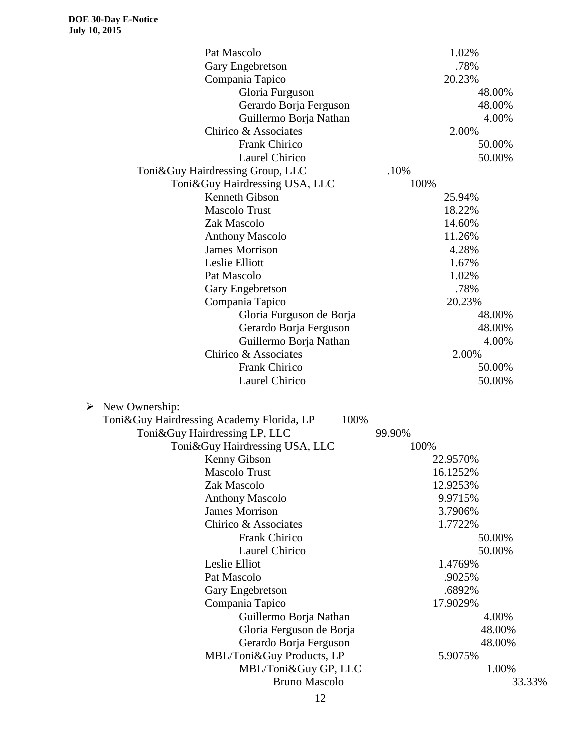Pat Mascolo 1.02%
Gary Engebretson .78%
Compania Tapico 20.23%
Gloria Furguson 48.00%
Gerardo Borja Ferguson 48.00%
Guillermo Borja Nathan 4.00%
Chirico & Associates 2.00%
Frank Chirico 50.00%
Laurel Chirico 50.00%
Toni&Guy Hairdressing Group, LLC .10%
Toni&Guy Hairdressing USA, LLC 100%
Kenneth Gibson 25.94%
Mascolo Trust 18.22%
Zak Mascolo 14.60%
Anthony Mascolo 11.26%
James Morrison 4.28%
Leslie Elliott 1.67%
Pat Mascolo 1.02%
Gary Engebretson .78%
Compania Tapico 20.23%
Gloria Furguson de Borja 48.00%
Gerardo Borja Ferguson 48.00%
Guillermo Borja Nathan 4.00%
Chirico & Associates 2.00%
Frank Chirico 50.00%
Laurel Chirico 50.00%

- New Ownership:

Toni&Guy Hairdressing Academy Florida, LP 100%
Toni&Guy Hairdressing LP, LLC 99.90%
Toni&Guy Hairdressing USA, LLC 100%
Kenny Gibson 22.9570%
Mascolo Trust 16.1252%
Zak Mascolo 12.9253%
Anthony Mascolo 9.9715%
James Morrison 3.7906%
Chirico & Associates 1.7722%
Frank Chirico 50.00%
Laurel Chirico 50.00%
Leslie Elliot 1.4769%
Pat Mascolo .9025%
Gary Engebretson .6892%
Compania Tapico 17.9029%
Guillermo Borja Nathan 4.00%
Gloria Ferguson de Borja 48.00%
Gerardo Borja Ferguson 48.00%
MBL/Toni&Guy Products, LP 5.9075%
MBL/Toni&Guy GP, LLC 1.00%
Bruno Mascolo 33.33%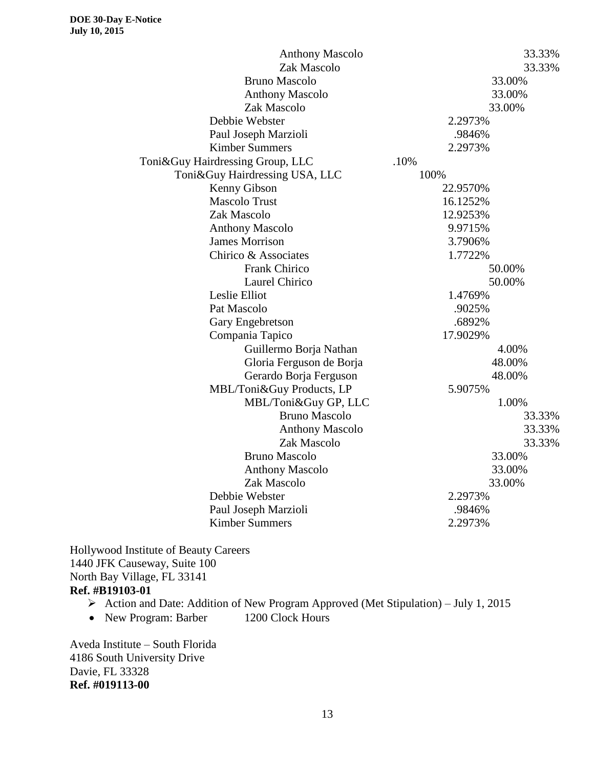| | |
|---|---|
| Anthony Mascolo | 33.33% |
| Zak Mascolo | 33.33% |
| Bruno Mascolo | 33.00% |
| Anthony Mascolo | 33.00% |
| Zak Mascolo | 33.00% |
| Debbie Webster | 2.2973% |
| Paul Joseph Marzioli | .9846% |
| Kimber Summers | 2.2973% |
| Toni&Guy Hairdressing Group, LLC | .10% |
| Toni&Guy Hairdressing USA, LLC | 100% |
| Kenny Gibson | 22.9570% |
| Mascolo Trust | 16.1252% |
| Zak Mascolo | 12.9253% |
| Anthony Mascolo | 9.9715% |
| James Morrison | 3.7906% |
| Chirico & Associates | 1.7722% |
| Frank Chirico | 50.00% |
| Laurel Chirico | 50.00% |
| Leslie Elliot | 1.4769% |
| Pat Mascolo | .9025% |
| Gary Engebretson | .6892% |
| Compania Tapico | 17.9029% |
| Guillermo Borja Nathan | 4.00% |
| Gloria Ferguson de Borja | 48.00% |
| Gerardo Borja Ferguson | 48.00% |
| MBL/Toni&Guy Products, LP | 5.9075% |
| MBL/Toni&Guy GP, LLC | 1.00% |
| Bruno Mascolo | 33.33% |
| Anthony Mascolo | 33.33% |
| Zak Mascolo | 33.33% |
| Bruno Mascolo | 33.00% |
| Anthony Mascolo | 33.00% |
| Zak Mascolo | 33.00% |
| Debbie Webster | 2.2973% |
| Paul Joseph Marzioli | .9846% |
| Kimber Summers | 2.2973% |

Hollywood Institute of Beauty Careers
1440 JFK Causeway, Suite 100
North Bay Village, FL 33141
**Ref. #B19103-01**

- Action and Date: Addition of New Program Approved (Met Stipulation) – July 1, 2015
- New Program: Barber 1200 Clock Hours

Aveda Institute – South Florida
4186 South University Drive
Davie, FL 33328
**Ref. #019113-00**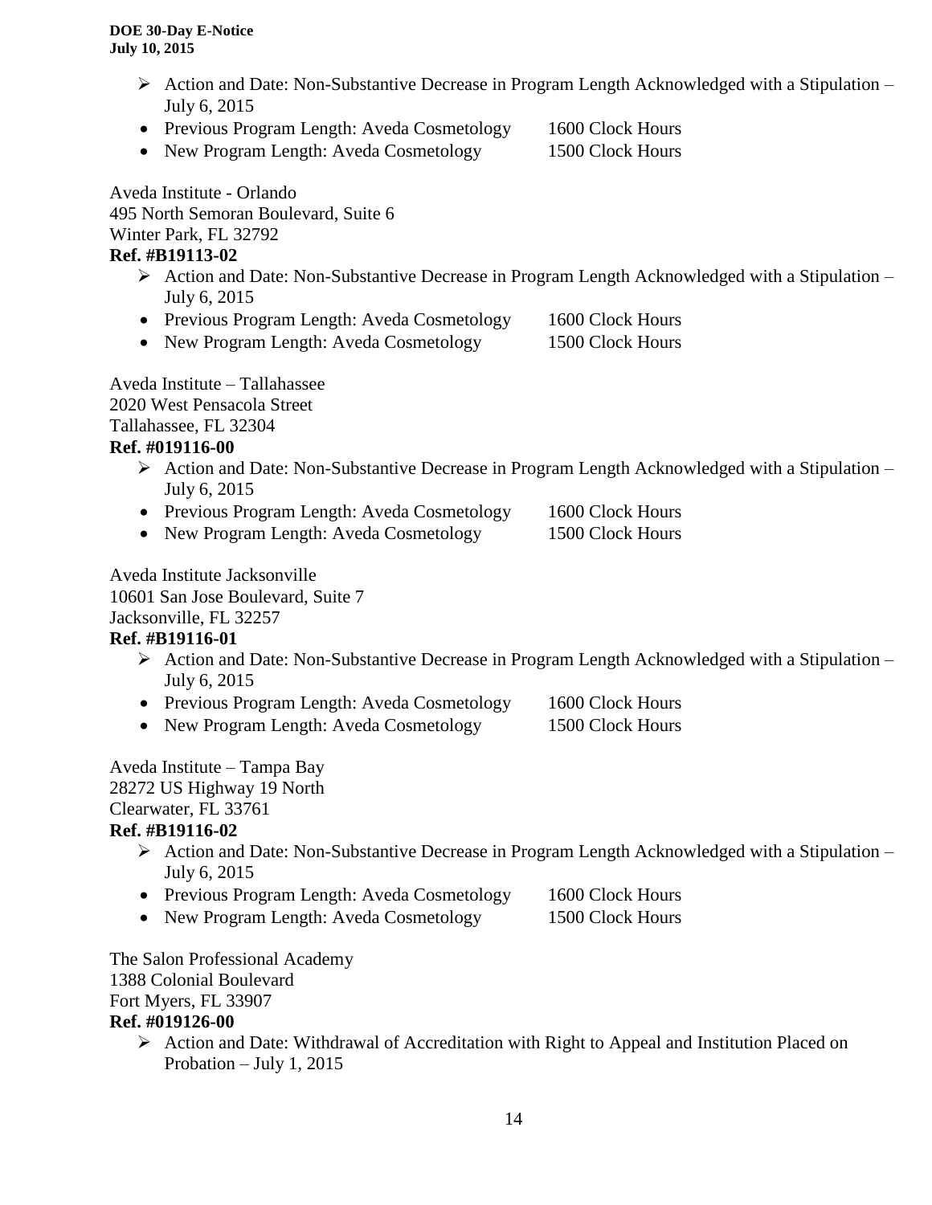- Action and Date: Non-Substantive Decrease in Program Length Acknowledged with a Stipulation – July 6, 2015
- Previous Program Length: Aveda Cosmetology 1600 Clock Hours
- New Program Length: Aveda Cosmetology 1500 Clock Hours

Aveda Institute - Orlando
495 North Semoran Boulevard, Suite 6
Winter Park, FL 32792
**Ref. #B19113-02**

- Action and Date: Non-Substantive Decrease in Program Length Acknowledged with a Stipulation – July 6, 2015
- Previous Program Length: Aveda Cosmetology 1600 Clock Hours
- New Program Length: Aveda Cosmetology 1500 Clock Hours

Aveda Institute – Tallahassee
2020 West Pensacola Street
Tallahassee, FL 32304
**Ref. #019116-00**

- Action and Date: Non-Substantive Decrease in Program Length Acknowledged with a Stipulation – July 6, 2015
- Previous Program Length: Aveda Cosmetology 1600 Clock Hours
- New Program Length: Aveda Cosmetology 1500 Clock Hours

Aveda Institute Jacksonville
10601 San Jose Boulevard, Suite 7
Jacksonville, FL 32257
**Ref. #B19116-01**

- Action and Date: Non-Substantive Decrease in Program Length Acknowledged with a Stipulation – July 6, 2015
- Previous Program Length: Aveda Cosmetology 1600 Clock Hours
- New Program Length: Aveda Cosmetology 1500 Clock Hours

Aveda Institute – Tampa Bay
28272 US Highway 19 North
Clearwater, FL 33761
**Ref. #B19116-02**

- Action and Date: Non-Substantive Decrease in Program Length Acknowledged with a Stipulation – July 6, 2015
- Previous Program Length: Aveda Cosmetology 1600 Clock Hours
- New Program Length: Aveda Cosmetology 1500 Clock Hours

The Salon Professional Academy
1388 Colonial Boulevard
Fort Myers, FL 33907
**Ref. #019126-00**

- Action and Date: Withdrawal of Accreditation with Right to Appeal and Institution Placed on Probation – July 1, 2015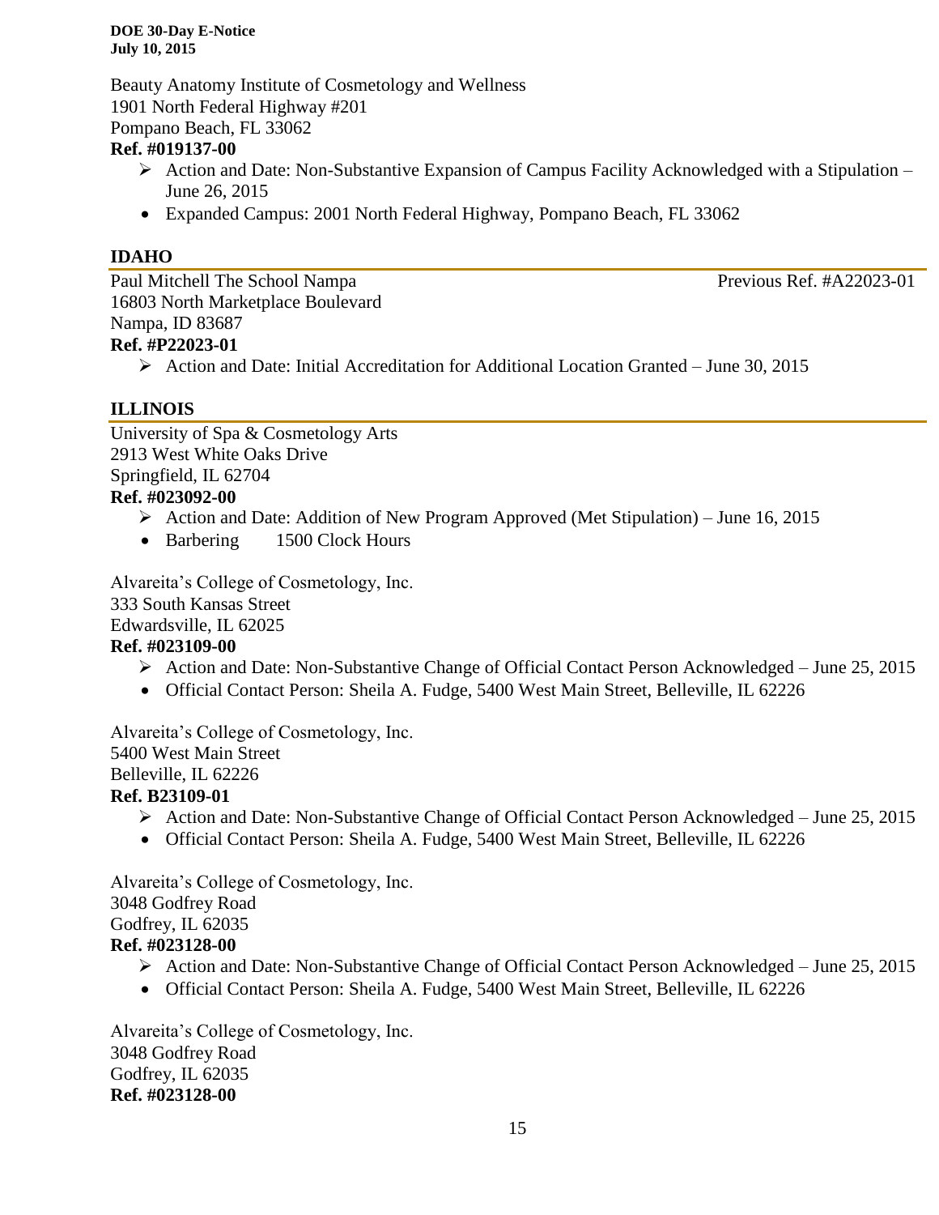Beauty Anatomy Institute of Cosmetology and Wellness
1901 North Federal Highway #201
Pompano Beach, FL 33062
**Ref. #019137-00**

- ➢ Action and Date: Non-Substantive Expansion of Campus Facility Acknowledged with a Stipulation – June 26, 2015
- Expanded Campus: 2001 North Federal Highway, Pompano Beach, FL 33062

## IDAHO

Paul Mitchell The School Nampa — Previous Ref. #A22023-01
16803 North Marketplace Boulevard
Nampa, ID 83687
**Ref. #P22023-01**

- ➢ Action and Date: Initial Accreditation for Additional Location Granted – June 30, 2015

## ILLINOIS

University of Spa & Cosmetology Arts
2913 West White Oaks Drive
Springfield, IL 62704
**Ref. #023092-00**

- ➢ Action and Date: Addition of New Program Approved (Met Stipulation) – June 16, 2015
- Barbering 1500 Clock Hours

Alvareita's College of Cosmetology, Inc.
333 South Kansas Street
Edwardsville, IL 62025
**Ref. #023109-00**

- ➢ Action and Date: Non-Substantive Change of Official Contact Person Acknowledged – June 25, 2015
- Official Contact Person: Sheila A. Fudge, 5400 West Main Street, Belleville, IL 62226

Alvareita's College of Cosmetology, Inc.
5400 West Main Street
Belleville, IL 62226
**Ref. B23109-01**

- ➢ Action and Date: Non-Substantive Change of Official Contact Person Acknowledged – June 25, 2015
- Official Contact Person: Sheila A. Fudge, 5400 West Main Street, Belleville, IL 62226

Alvareita's College of Cosmetology, Inc.
3048 Godfrey Road
Godfrey, IL 62035
**Ref. #023128-00**

- ➢ Action and Date: Non-Substantive Change of Official Contact Person Acknowledged – June 25, 2015
- Official Contact Person: Sheila A. Fudge, 5400 West Main Street, Belleville, IL 62226

Alvareita's College of Cosmetology, Inc.
3048 Godfrey Road
Godfrey, IL 62035
**Ref. #023128-00**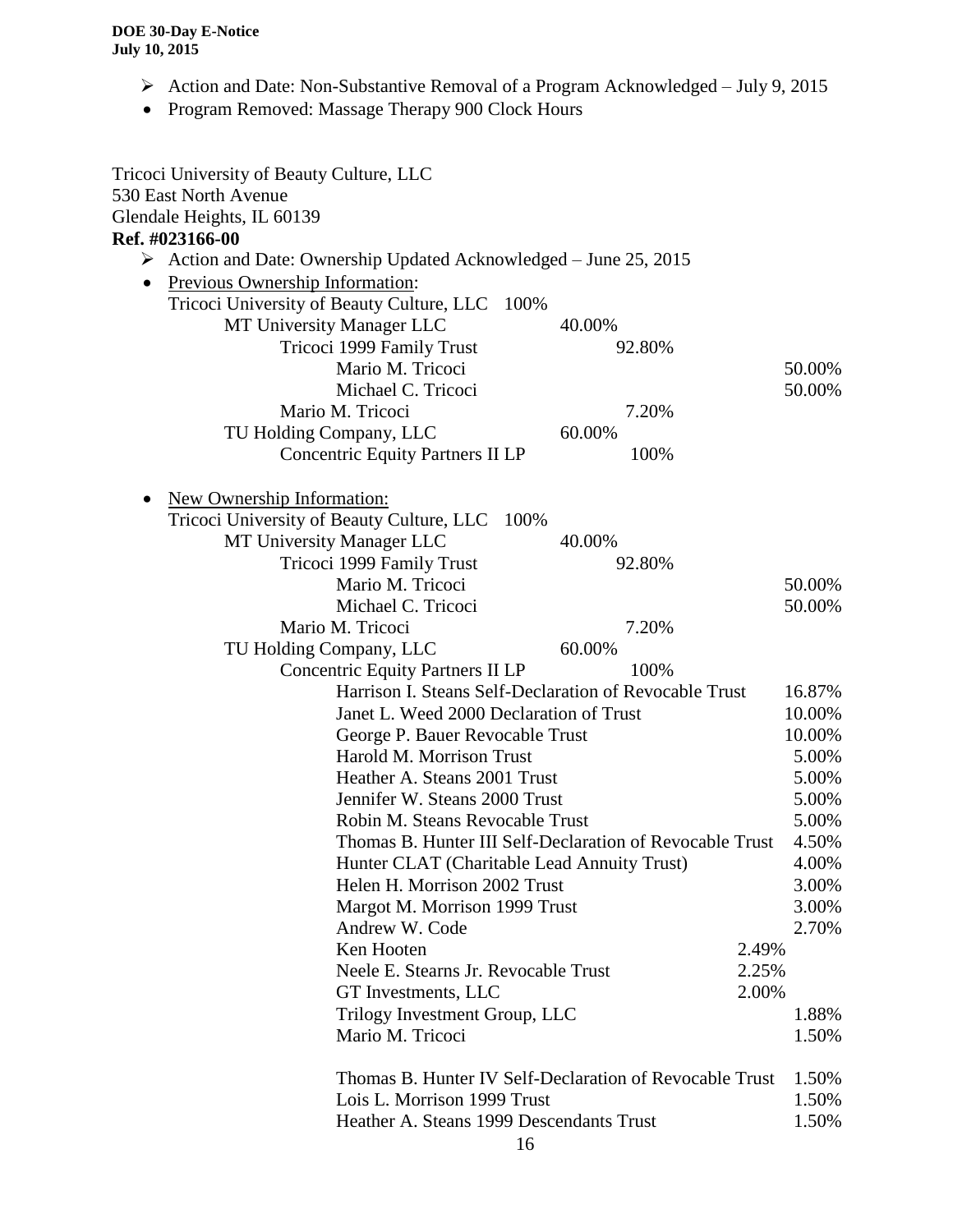- Action and Date: Non-Substantive Removal of a Program Acknowledged – July 9, 2015
- Program Removed: Massage Therapy 900 Clock Hours

Tricoci University of Beauty Culture, LLC
530 East North Avenue
Glendale Heights, IL 60139
**Ref. #023166-00**

- Action and Date: Ownership Updated Acknowledged – June 25, 2015
- Previous Ownership Information:

| | | | |
|---|---|---|---|
| Tricoci University of Beauty Culture, LLC | 100% | | |
| MT University Manager LLC | 40.00% | | |
| Tricoci 1999 Family Trust | | 92.80% | |
| Mario M. Tricoci | | | 50.00% |
| Michael C. Tricoci | | | 50.00% |
| Mario M. Tricoci | | 7.20% | |
| TU Holding Company, LLC | 60.00% | | |
| Concentric Equity Partners II LP | | 100% | |

- New Ownership Information:

| | | | |
|---|---|---|---|
| Tricoci University of Beauty Culture, LLC | 100% | | |
| MT University Manager LLC | 40.00% | | |
| Tricoci 1999 Family Trust | | 92.80% | |
| Mario M. Tricoci | | | 50.00% |
| Michael C. Tricoci | | | 50.00% |
| Mario M. Tricoci | | 7.20% | |
| TU Holding Company, LLC | 60.00% | | |
| Concentric Equity Partners II LP | | 100% | |
| Harrison I. Steans Self-Declaration of Revocable Trust | | | 16.87% |
| Janet L. Weed 2000 Declaration of Trust | | | 10.00% |
| George P. Bauer Revocable Trust | | | 10.00% |
| Harold M. Morrison Trust | | | 5.00% |
| Heather A. Steans 2001 Trust | | | 5.00% |
| Jennifer W. Steans 2000 Trust | | | 5.00% |
| Robin M. Steans Revocable Trust | | | 5.00% |
| Thomas B. Hunter III Self-Declaration of Revocable Trust | | | 4.50% |
| Hunter CLAT (Charitable Lead Annuity Trust) | | | 4.00% |
| Helen H. Morrison 2002 Trust | | | 3.00% |
| Margot M. Morrison 1999 Trust | | | 3.00% |
| Andrew W. Code | | | 2.70% |
| Ken Hooten | | | 2.49% |
| Neele E. Stearns Jr. Revocable Trust | | | 2.25% |
| GT Investments, LLC | | | 2.00% |
| Trilogy Investment Group, LLC | | | 1.88% |
| Mario M. Tricoci | | | 1.50% |
| Thomas B. Hunter IV Self-Declaration of Revocable Trust | | | 1.50% |
| Lois L. Morrison 1999 Trust | | | 1.50% |
| Heather A. Steans 1999 Descendants Trust | | | 1.50% |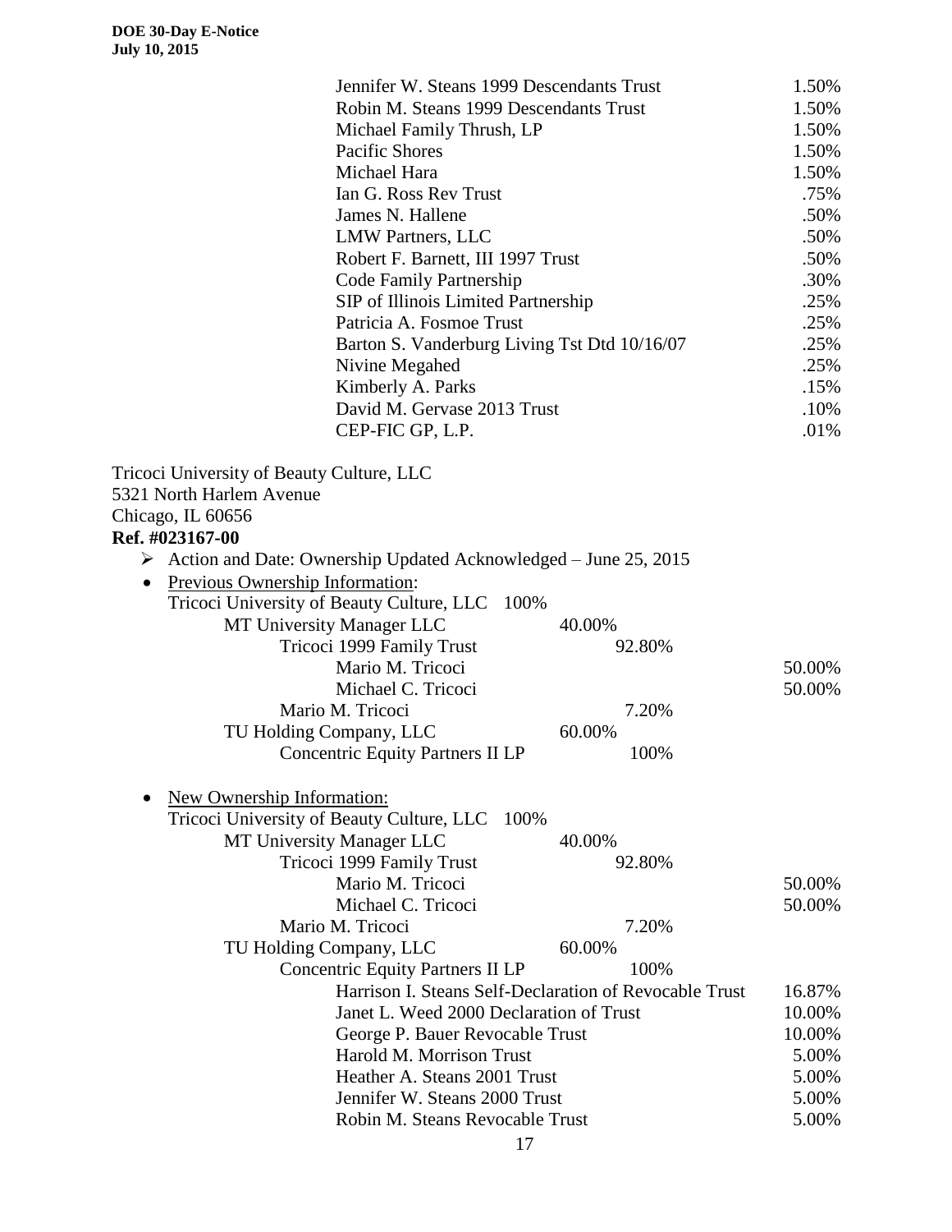| | |
|---|---|
| Jennifer W. Steans 1999 Descendants Trust | 1.50% |
| Robin M. Steans 1999 Descendants Trust | 1.50% |
| Michael Family Thrush, LP | 1.50% |
| Pacific Shores | 1.50% |
| Michael Hara | 1.50% |
| Ian G. Ross Rev Trust | .75% |
| James N. Hallene | .50% |
| LMW Partners, LLC | .50% |
| Robert F. Barnett, III 1997 Trust | .50% |
| Code Family Partnership | .30% |
| SIP of Illinois Limited Partnership | .25% |
| Patricia A. Fosmoe Trust | .25% |
| Barton S. Vanderburg Living Tst Dtd 10/16/07 | .25% |
| Nivine Megahed | .25% |
| Kimberly A. Parks | .15% |
| David M. Gervase 2013 Trust | .10% |
| CEP-FIC GP, L.P. | .01% |

Tricoci University of Beauty Culture, LLC
5321 North Harlem Avenue
Chicago, IL 60656
**Ref. #023167-00**

- Action and Date: Ownership Updated Acknowledged – June 25, 2015
- Previous Ownership Information:

| | | | |
|---|---|---|---|
| Tricoci University of Beauty Culture, LLC 100% | | | |
| MT University Manager LLC | 40.00% | | |
| Tricoci 1999 Family Trust | | 92.80% | |
| Mario M. Tricoci | | | 50.00% |
| Michael C. Tricoci | | | 50.00% |
| Mario M. Tricoci | | 7.20% | |
| TU Holding Company, LLC | 60.00% | | |
| Concentric Equity Partners II LP | | 100% | |

- New Ownership Information:

| | | | |
|---|---|---|---|
| Tricoci University of Beauty Culture, LLC 100% | | | |
| MT University Manager LLC | 40.00% | | |
| Tricoci 1999 Family Trust | | 92.80% | |
| Mario M. Tricoci | | | 50.00% |
| Michael C. Tricoci | | | 50.00% |
| Mario M. Tricoci | | 7.20% | |
| TU Holding Company, LLC | 60.00% | | |
| Concentric Equity Partners II LP | | 100% | |
| Harrison I. Steans Self-Declaration of Revocable Trust | | | 16.87% |
| Janet L. Weed 2000 Declaration of Trust | | | 10.00% |
| George P. Bauer Revocable Trust | | | 10.00% |
| Harold M. Morrison Trust | | | 5.00% |
| Heather A. Steans 2001 Trust | | | 5.00% |
| Jennifer W. Steans 2000 Trust | | | 5.00% |
| Robin M. Steans Revocable Trust | | | 5.00% |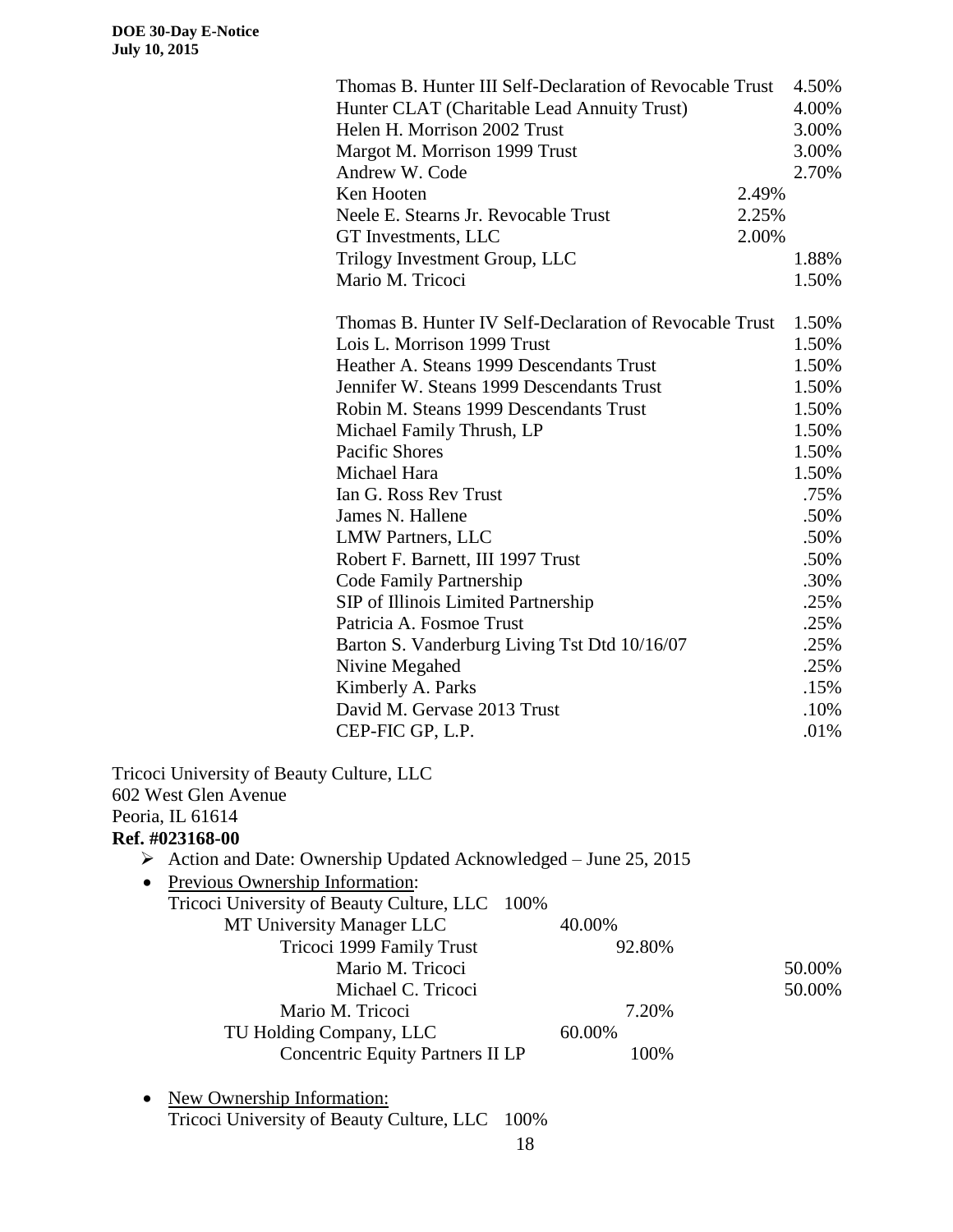| | | | |
|---|---|---|---|
| Thomas B. Hunter III Self-Declaration of Revocable Trust | | | 4.50% |
| Hunter CLAT (Charitable Lead Annuity Trust) | | | 4.00% |
| Helen H. Morrison 2002 Trust | | | 3.00% |
| Margot M. Morrison 1999 Trust | | | 3.00% |
| Andrew W. Code | | | 2.70% |
| Ken Hooten | | 2.49% | |
| Neele E. Stearns Jr. Revocable Trust | | 2.25% | |
| GT Investments, LLC | | 2.00% | |
| Trilogy Investment Group, LLC | | | 1.88% |
| Mario M. Tricoci | | | 1.50% |
| Thomas B. Hunter IV Self-Declaration of Revocable Trust | | | 1.50% |
| Lois L. Morrison 1999 Trust | | | 1.50% |
| Heather A. Steans 1999 Descendants Trust | | | 1.50% |
| Jennifer W. Steans 1999 Descendants Trust | | | 1.50% |
| Robin M. Steans 1999 Descendants Trust | | | 1.50% |
| Michael Family Thrush, LP | | | 1.50% |
| Pacific Shores | | | 1.50% |
| Michael Hara | | | 1.50% |
| Ian G. Ross Rev Trust | | | .75% |
| James N. Hallene | | | .50% |
| LMW Partners, LLC | | | .50% |
| Robert F. Barnett, III 1997 Trust | | | .50% |
| Code Family Partnership | | | .30% |
| SIP of Illinois Limited Partnership | | | .25% |
| Patricia A. Fosmoe Trust | | | .25% |
| Barton S. Vanderburg Living Tst Dtd 10/16/07 | | | .25% |
| Nivine Megahed | | | .25% |
| Kimberly A. Parks | | | .15% |
| David M. Gervase 2013 Trust | | | .10% |
| CEP-FIC GP, L.P. | | | .01% |

Tricoci University of Beauty Culture, LLC
602 West Glen Avenue
Peoria, IL 61614
**Ref. #023168-00**

- Action and Date: Ownership Updated Acknowledged – June 25, 2015
- Previous Ownership Information:

| | | | |
|---|---|---|---|
| Tricoci University of Beauty Culture, LLC 100% | | | |
| MT University Manager LLC | 40.00% | | |
| Tricoci 1999 Family Trust | | 92.80% | |
| Mario M. Tricoci | | | 50.00% |
| Michael C. Tricoci | | | 50.00% |
| Mario M. Tricoci | | 7.20% | |
| TU Holding Company, LLC | 60.00% | | |
| Concentric Equity Partners II LP | | 100% | |

- New Ownership Information:
  Tricoci University of Beauty Culture, LLC 100%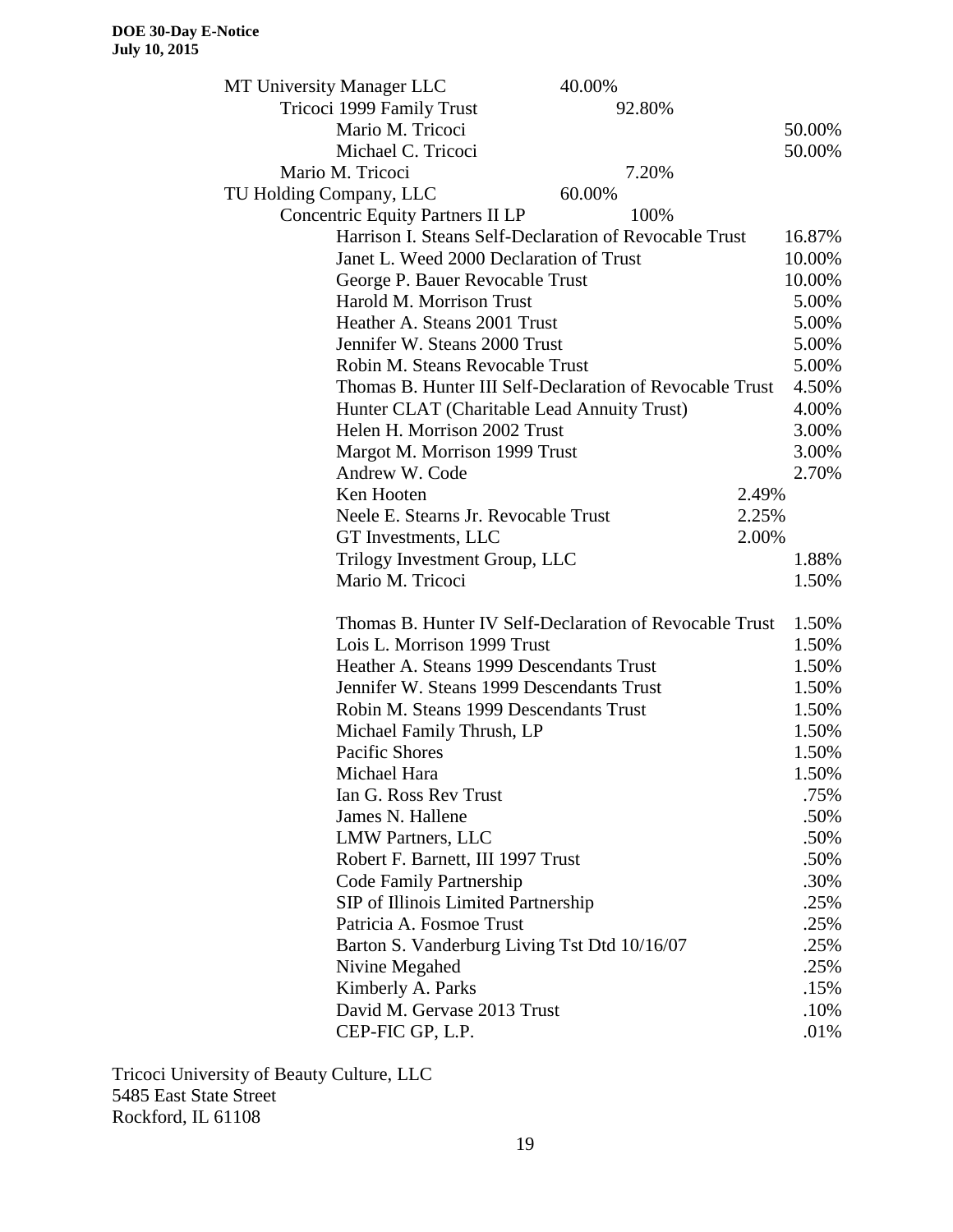MT University Manager LLC 40.00%

- Tricoci 1999 Family Trust 92.80%
  - Mario M. Tricoci 50.00%
  - Michael C. Tricoci 50.00%
- Mario M. Tricoci 7.20%

TU Holding Company, LLC 60.00%

- Concentric Equity Partners II LP 100%
  - Harrison I. Steans Self-Declaration of Revocable Trust 16.87%
  - Janet L. Weed 2000 Declaration of Trust 10.00%
  - George P. Bauer Revocable Trust 10.00%
  - Harold M. Morrison Trust 5.00%
  - Heather A. Steans 2001 Trust 5.00%
  - Jennifer W. Steans 2000 Trust 5.00%
  - Robin M. Steans Revocable Trust 5.00%
  - Thomas B. Hunter III Self-Declaration of Revocable Trust 4.50%
  - Hunter CLAT (Charitable Lead Annuity Trust) 4.00%
  - Helen H. Morrison 2002 Trust 3.00%
  - Margot M. Morrison 1999 Trust 3.00%
  - Andrew W. Code 2.70%
  - Ken Hooten 2.49%
  - Neele E. Stearns Jr. Revocable Trust 2.25%
  - GT Investments, LLC 2.00%
  - Trilogy Investment Group, LLC 1.88%
  - Mario M. Tricoci 1.50%
  - Thomas B. Hunter IV Self-Declaration of Revocable Trust 1.50%
  - Lois L. Morrison 1999 Trust 1.50%
  - Heather A. Steans 1999 Descendants Trust 1.50%
  - Jennifer W. Steans 1999 Descendants Trust 1.50%
  - Robin M. Steans 1999 Descendants Trust 1.50%
  - Michael Family Thrush, LP 1.50%
  - Pacific Shores 1.50%
  - Michael Hara 1.50%
  - Ian G. Ross Rev Trust .75%
  - James N. Hallene .50%
  - LMW Partners, LLC .50%
  - Robert F. Barnett, III 1997 Trust .50%
  - Code Family Partnership .30%
  - SIP of Illinois Limited Partnership .25%
  - Patricia A. Fosmoe Trust .25%
  - Barton S. Vanderburg Living Tst Dtd 10/16/07 .25%
  - Nivine Megahed .25%
  - Kimberly A. Parks .15%
  - David M. Gervase 2013 Trust .10%
  - CEP-FIC GP, L.P. .01%

Tricoci University of Beauty Culture, LLC
5485 East State Street
Rockford, IL 61108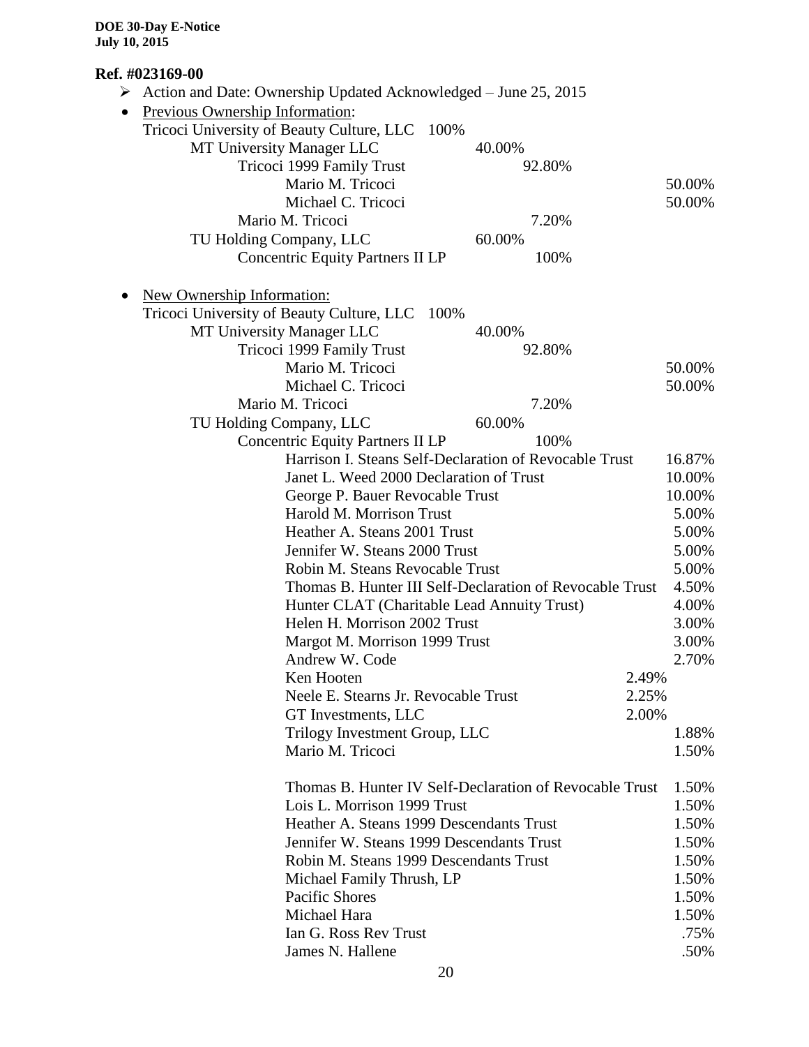**DOE 30-Day E-Notice**
**July 10, 2015**

**Ref. #023169-00**

- Action and Date: Ownership Updated Acknowledged – June 25, 2015

- Previous Ownership Information:

| | | | |
|---|---|---|---|
| Tricoci University of Beauty Culture, LLC 100% | | | |
| MT University Manager LLC | 40.00% | | |
| Tricoci 1999 Family Trust | | 92.80% | |
| Mario M. Tricoci | | | 50.00% |
| Michael C. Tricoci | | | 50.00% |
| Mario M. Tricoci | | 7.20% | |
| TU Holding Company, LLC | 60.00% | | |
| Concentric Equity Partners II LP | | 100% | |

- New Ownership Information:

| | | | |
|---|---|---|---|
| Tricoci University of Beauty Culture, LLC 100% | | | |
| MT University Manager LLC | 40.00% | | |
| Tricoci 1999 Family Trust | | 92.80% | |
| Mario M. Tricoci | | | 50.00% |
| Michael C. Tricoci | | | 50.00% |
| Mario M. Tricoci | | 7.20% | |
| TU Holding Company, LLC | 60.00% | | |
| Concentric Equity Partners II LP | | 100% | |
| Harrison I. Steans Self-Declaration of Revocable Trust | | | 16.87% |
| Janet L. Weed 2000 Declaration of Trust | | | 10.00% |
| George P. Bauer Revocable Trust | | | 10.00% |
| Harold M. Morrison Trust | | | 5.00% |
| Heather A. Steans 2001 Trust | | | 5.00% |
| Jennifer W. Steans 2000 Trust | | | 5.00% |
| Robin M. Steans Revocable Trust | | | 5.00% |
| Thomas B. Hunter III Self-Declaration of Revocable Trust | | | 4.50% |
| Hunter CLAT (Charitable Lead Annuity Trust) | | | 4.00% |
| Helen H. Morrison 2002 Trust | | | 3.00% |
| Margot M. Morrison 1999 Trust | | | 3.00% |
| Andrew W. Code | | | 2.70% |
| Ken Hooten | | | 2.49% |
| Neele E. Stearns Jr. Revocable Trust | | | 2.25% |
| GT Investments, LLC | | | 2.00% |
| Trilogy Investment Group, LLC | | | 1.88% |
| Mario M. Tricoci | | | 1.50% |
| Thomas B. Hunter IV Self-Declaration of Revocable Trust | | | 1.50% |
| Lois L. Morrison 1999 Trust | | | 1.50% |
| Heather A. Steans 1999 Descendants Trust | | | 1.50% |
| Jennifer W. Steans 1999 Descendants Trust | | | 1.50% |
| Robin M. Steans 1999 Descendants Trust | | | 1.50% |
| Michael Family Thrush, LP | | | 1.50% |
| Pacific Shores | | | 1.50% |
| Michael Hara | | | 1.50% |
| Ian G. Ross Rev Trust | | | .75% |
| James N. Hallene | | | .50% |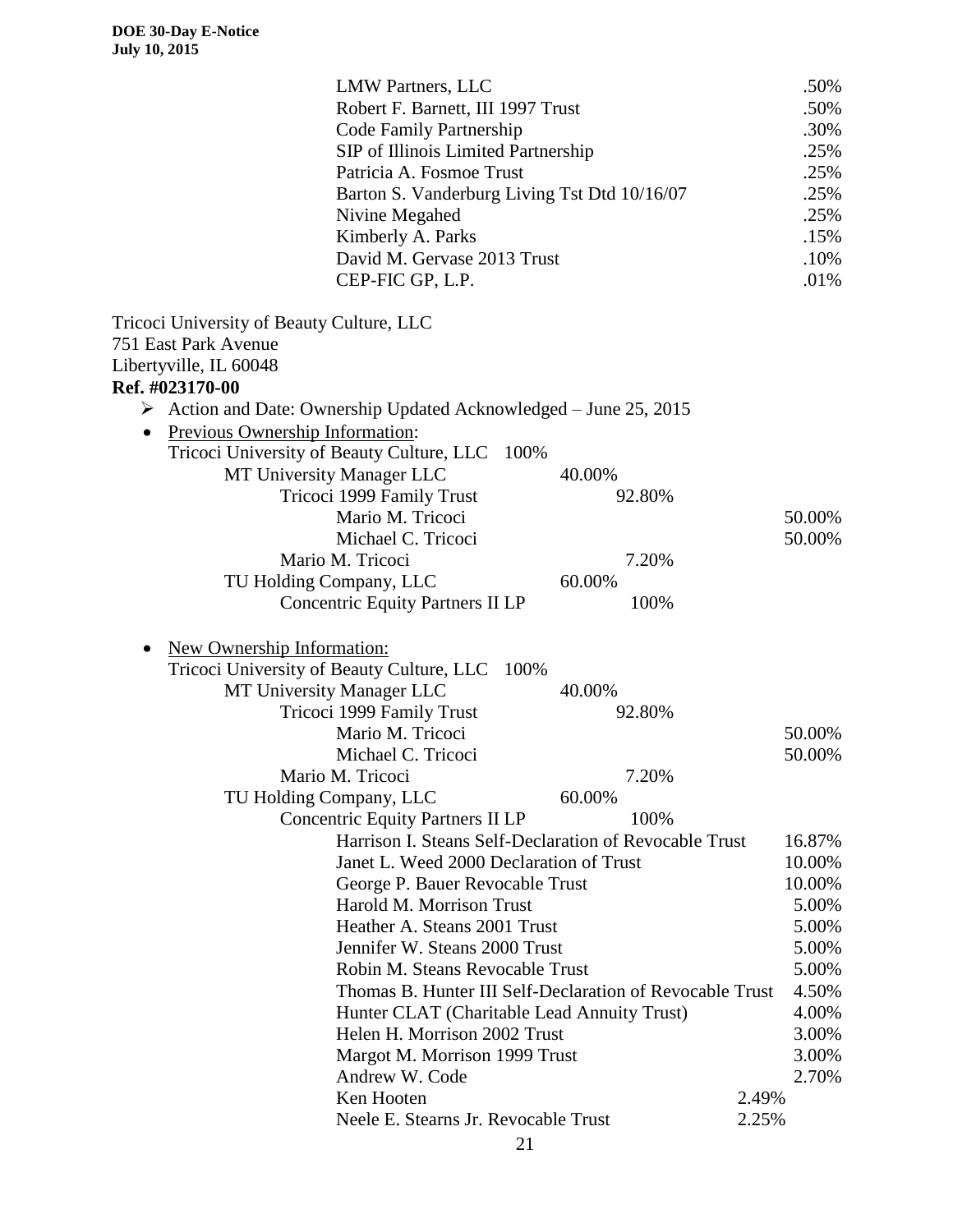| | |
|---|---|
| LMW Partners, LLC | .50% |
| Robert F. Barnett, III 1997 Trust | .50% |
| Code Family Partnership | .30% |
| SIP of Illinois Limited Partnership | .25% |
| Patricia A. Fosmoe Trust | .25% |
| Barton S. Vanderburg Living Tst Dtd 10/16/07 | .25% |
| Nivine Megahed | .25% |
| Kimberly A. Parks | .15% |
| David M. Gervase 2013 Trust | .10% |
| CEP-FIC GP, L.P. | .01% |

Tricoci University of Beauty Culture, LLC
751 East Park Avenue
Libertyville, IL 60048
**Ref. #023170-00**

- Action and Date: Ownership Updated Acknowledged – June 25, 2015
- Previous Ownership Information:

| | | | |
|---|---|---|---|
| Tricoci University of Beauty Culture, LLC 100% | | | |
| MT University Manager LLC | 40.00% | | |
| Tricoci 1999 Family Trust | | 92.80% | |
| Mario M. Tricoci | | | 50.00% |
| Michael C. Tricoci | | | 50.00% |
| Mario M. Tricoci | | 7.20% | |
| TU Holding Company, LLC | 60.00% | | |
| Concentric Equity Partners II LP | | 100% | |

- New Ownership Information:

| | | | |
|---|---|---|---|
| Tricoci University of Beauty Culture, LLC 100% | | | |
| MT University Manager LLC | 40.00% | | |
| Tricoci 1999 Family Trust | | 92.80% | |
| Mario M. Tricoci | | | 50.00% |
| Michael C. Tricoci | | | 50.00% |
| Mario M. Tricoci | | 7.20% | |
| TU Holding Company, LLC | 60.00% | | |
| Concentric Equity Partners II LP | | 100% | |
| Harrison I. Steans Self-Declaration of Revocable Trust | | | 16.87% |
| Janet L. Weed 2000 Declaration of Trust | | | 10.00% |
| George P. Bauer Revocable Trust | | | 10.00% |
| Harold M. Morrison Trust | | | 5.00% |
| Heather A. Steans 2001 Trust | | | 5.00% |
| Jennifer W. Steans 2000 Trust | | | 5.00% |
| Robin M. Steans Revocable Trust | | | 5.00% |
| Thomas B. Hunter III Self-Declaration of Revocable Trust | | | 4.50% |
| Hunter CLAT (Charitable Lead Annuity Trust) | | | 4.00% |
| Helen H. Morrison 2002 Trust | | | 3.00% |
| Margot M. Morrison 1999 Trust | | | 3.00% |
| Andrew W. Code | | | 2.70% |
| Ken Hooten | | | 2.49% |
| Neele E. Stearns Jr. Revocable Trust | | | 2.25% |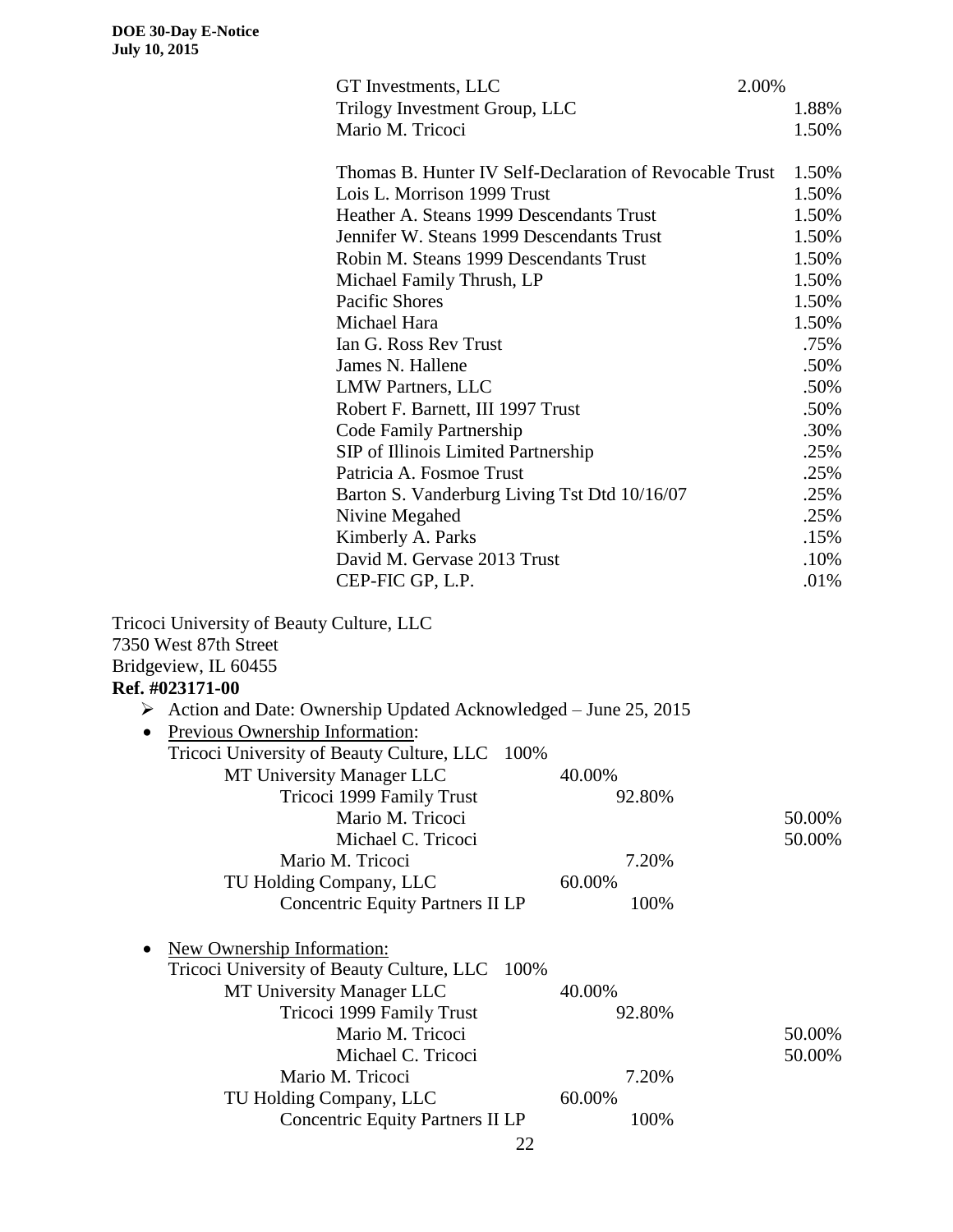| | |
|---|---|
| GT Investments, LLC | 2.00% |
| Trilogy Investment Group, LLC | 1.88% |
| Mario M. Tricoci | 1.50% |
| Thomas B. Hunter IV Self-Declaration of Revocable Trust | 1.50% |
| Lois L. Morrison 1999 Trust | 1.50% |
| Heather A. Steans 1999 Descendants Trust | 1.50% |
| Jennifer W. Steans 1999 Descendants Trust | 1.50% |
| Robin M. Steans 1999 Descendants Trust | 1.50% |
| Michael Family Thrush, LP | 1.50% |
| Pacific Shores | 1.50% |
| Michael Hara | 1.50% |
| Ian G. Ross Rev Trust | .75% |
| James N. Hallene | .50% |
| LMW Partners, LLC | .50% |
| Robert F. Barnett, III 1997 Trust | .50% |
| Code Family Partnership | .30% |
| SIP of Illinois Limited Partnership | .25% |
| Patricia A. Fosmoe Trust | .25% |
| Barton S. Vanderburg Living Tst Dtd 10/16/07 | .25% |
| Nivine Megahed | .25% |
| Kimberly A. Parks | .15% |
| David M. Gervase 2013 Trust | .10% |
| CEP-FIC GP, L.P. | .01% |

Tricoci University of Beauty Culture, LLC
7350 West 87th Street
Bridgeview, IL 60455
**Ref. #023171-00**

- Action and Date: Ownership Updated Acknowledged – June 25, 2015
- Previous Ownership Information:

| | | | | |
|---|---|---|---|---|
| Tricoci University of Beauty Culture, LLC | 100% | | | |
| MT University Manager LLC | | 40.00% | | |
| Tricoci 1999 Family Trust | | | 92.80% | |
| Mario M. Tricoci | | | | 50.00% |
| Michael C. Tricoci | | | | 50.00% |
| Mario M. Tricoci | | | 7.20% | |
| TU Holding Company, LLC | | 60.00% | | |
| Concentric Equity Partners II LP | | | 100% | |

- New Ownership Information:

| | | | | |
|---|---|---|---|---|
| Tricoci University of Beauty Culture, LLC | 100% | | | |
| MT University Manager LLC | | 40.00% | | |
| Tricoci 1999 Family Trust | | | 92.80% | |
| Mario M. Tricoci | | | | 50.00% |
| Michael C. Tricoci | | | | 50.00% |
| Mario M. Tricoci | | | 7.20% | |
| TU Holding Company, LLC | | 60.00% | | |
| Concentric Equity Partners II LP | | | 100% | |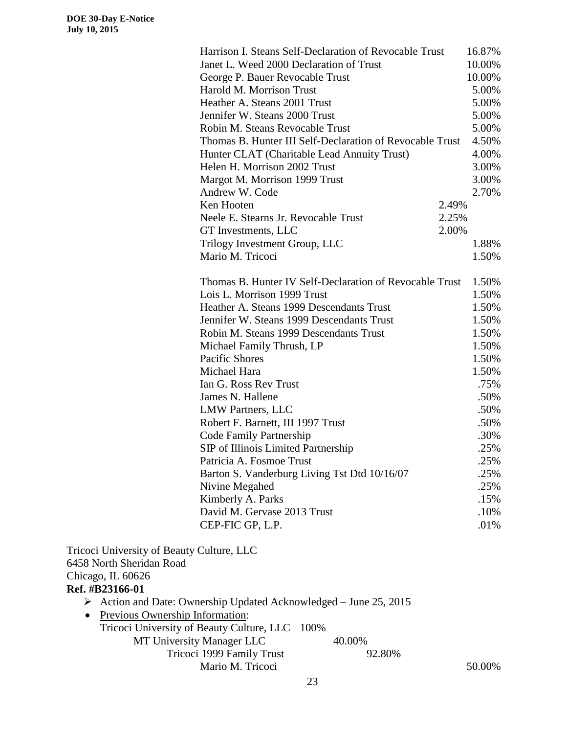| | |
|---|---|
| Harrison I. Steans Self-Declaration of Revocable Trust | 16.87% |
| Janet L. Weed 2000 Declaration of Trust | 10.00% |
| George P. Bauer Revocable Trust | 10.00% |
| Harold M. Morrison Trust | 5.00% |
| Heather A. Steans 2001 Trust | 5.00% |
| Jennifer W. Steans 2000 Trust | 5.00% |
| Robin M. Steans Revocable Trust | 5.00% |
| Thomas B. Hunter III Self-Declaration of Revocable Trust | 4.50% |
| Hunter CLAT (Charitable Lead Annuity Trust) | 4.00% |
| Helen H. Morrison 2002 Trust | 3.00% |
| Margot M. Morrison 1999 Trust | 3.00% |
| Andrew W. Code | 2.70% |
| Ken Hooten | 2.49% |
| Neele E. Stearns Jr. Revocable Trust | 2.25% |
| GT Investments, LLC | 2.00% |
| Trilogy Investment Group, LLC | 1.88% |
| Mario M. Tricoci | 1.50% |
| Thomas B. Hunter IV Self-Declaration of Revocable Trust | 1.50% |
| Lois L. Morrison 1999 Trust | 1.50% |
| Heather A. Steans 1999 Descendants Trust | 1.50% |
| Jennifer W. Steans 1999 Descendants Trust | 1.50% |
| Robin M. Steans 1999 Descendants Trust | 1.50% |
| Michael Family Thrush, LP | 1.50% |
| Pacific Shores | 1.50% |
| Michael Hara | 1.50% |
| Ian G. Ross Rev Trust | .75% |
| James N. Hallene | .50% |
| LMW Partners, LLC | .50% |
| Robert F. Barnett, III 1997 Trust | .50% |
| Code Family Partnership | .30% |
| SIP of Illinois Limited Partnership | .25% |
| Patricia A. Fosmoe Trust | .25% |
| Barton S. Vanderburg Living Tst Dtd 10/16/07 | .25% |
| Nivine Megahed | .25% |
| Kimberly A. Parks | .15% |
| David M. Gervase 2013 Trust | .10% |
| CEP-FIC GP, L.P. | .01% |

Tricoci University of Beauty Culture, LLC
6458 North Sheridan Road
Chicago, IL 60626
**Ref. #B23166-01**

- Action and Date: Ownership Updated Acknowledged – June 25, 2015
- Previous Ownership Information:
  Tricoci University of Beauty Culture, LLC 100%
  - MT University Manager LLC 40.00%
    - Tricoci 1999 Family Trust 92.80%
      - Mario M. Tricoci 50.00%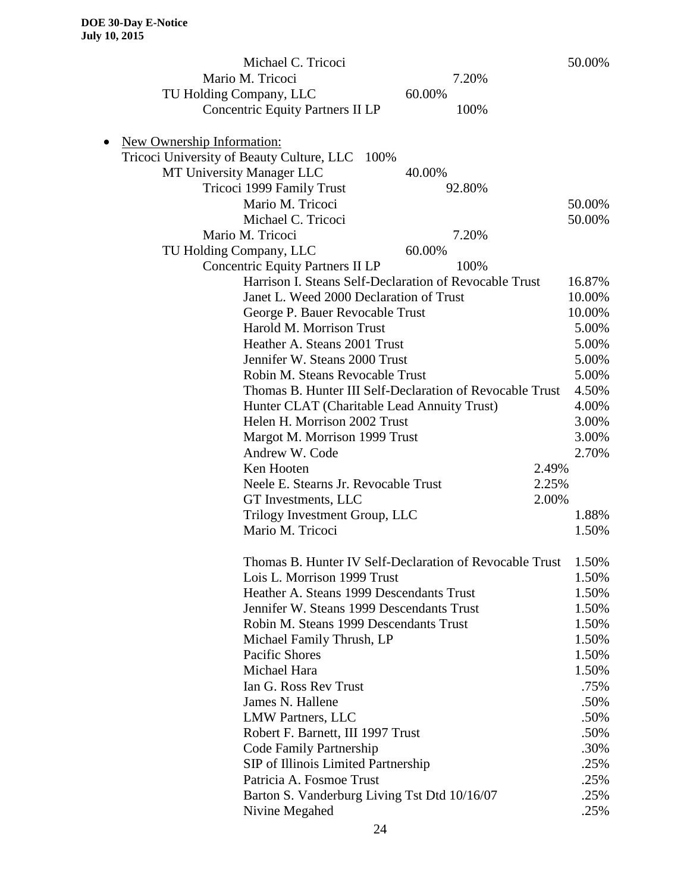Michael C. Tricoci 50.00%
Mario M. Tricoci 7.20%
TU Holding Company, LLC 60.00%
Concentric Equity Partners II LP 100%

- New Ownership Information:

Tricoci University of Beauty Culture, LLC 100%

| | | | |
|---|---|---|---|
| MT University Manager LLC | 40.00% | | |
| Tricoci 1999 Family Trust | | 92.80% | |
| Mario M. Tricoci | | | 50.00% |
| Michael C. Tricoci | | | 50.00% |
| Mario M. Tricoci | | 7.20% | |
| TU Holding Company, LLC | 60.00% | | |
| Concentric Equity Partners II LP | | 100% | |
| Harrison I. Steans Self-Declaration of Revocable Trust | | | 16.87% |
| Janet L. Weed 2000 Declaration of Trust | | | 10.00% |
| George P. Bauer Revocable Trust | | | 10.00% |
| Harold M. Morrison Trust | | | 5.00% |
| Heather A. Steans 2001 Trust | | | 5.00% |
| Jennifer W. Steans 2000 Trust | | | 5.00% |
| Robin M. Steans Revocable Trust | | | 5.00% |
| Thomas B. Hunter III Self-Declaration of Revocable Trust | | | 4.50% |
| Hunter CLAT (Charitable Lead Annuity Trust) | | | 4.00% |
| Helen H. Morrison 2002 Trust | | | 3.00% |
| Margot M. Morrison 1999 Trust | | | 3.00% |
| Andrew W. Code | | | 2.70% |
| Ken Hooten | | | 2.49% |
| Neele E. Stearns Jr. Revocable Trust | | | 2.25% |
| GT Investments, LLC | | | 2.00% |
| Trilogy Investment Group, LLC | | | 1.88% |
| Mario M. Tricoci | | | 1.50% |
| Thomas B. Hunter IV Self-Declaration of Revocable Trust | | | 1.50% |
| Lois L. Morrison 1999 Trust | | | 1.50% |
| Heather A. Steans 1999 Descendants Trust | | | 1.50% |
| Jennifer W. Steans 1999 Descendants Trust | | | 1.50% |
| Robin M. Steans 1999 Descendants Trust | | | 1.50% |
| Michael Family Thrush, LP | | | 1.50% |
| Pacific Shores | | | 1.50% |
| Michael Hara | | | 1.50% |
| Ian G. Ross Rev Trust | | | .75% |
| James N. Hallene | | | .50% |
| LMW Partners, LLC | | | .50% |
| Robert F. Barnett, III 1997 Trust | | | .50% |
| Code Family Partnership | | | .30% |
| SIP of Illinois Limited Partnership | | | .25% |
| Patricia A. Fosmoe Trust | | | .25% |
| Barton S. Vanderburg Living Tst Dtd 10/16/07 | | | .25% |
| Nivine Megahed | | | .25% |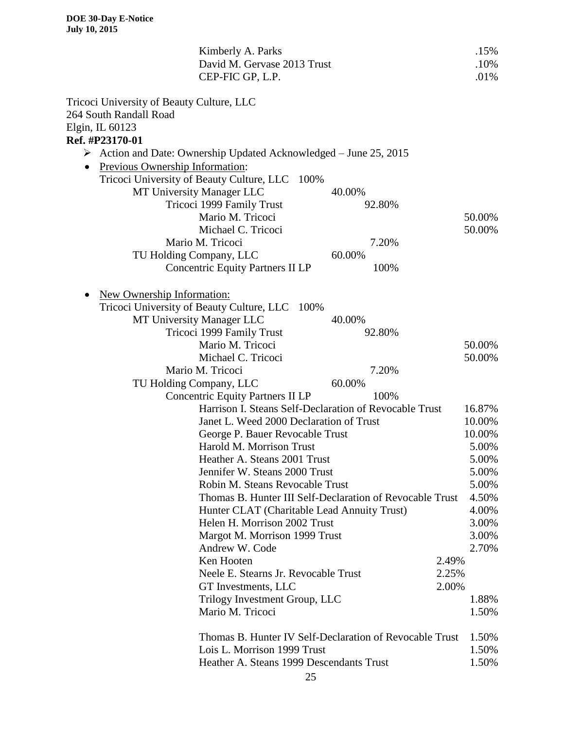| | |
|---|---|
| Kimberly A. Parks | .15% |
| David M. Gervase 2013 Trust | .10% |
| CEP-FIC GP, L.P. | .01% |

Tricoci University of Beauty Culture, LLC
264 South Randall Road
Elgin, IL 60123
**Ref. #P23170-01**

- Action and Date: Ownership Updated Acknowledged – June 25, 2015
- Previous Ownership Information:

| | | | |
|---|---|---|---|
| Tricoci University of Beauty Culture, LLC 100% | | | |
| MT University Manager LLC | 40.00% | | |
| Tricoci 1999 Family Trust | | 92.80% | |
| Mario M. Tricoci | | | 50.00% |
| Michael C. Tricoci | | | 50.00% |
| Mario M. Tricoci | | 7.20% | |
| TU Holding Company, LLC | 60.00% | | |
| Concentric Equity Partners II LP | | 100% | |

- New Ownership Information:

| | | | |
|---|---|---|---|
| Tricoci University of Beauty Culture, LLC 100% | | | |
| MT University Manager LLC | 40.00% | | |
| Tricoci 1999 Family Trust | | 92.80% | |
| Mario M. Tricoci | | | 50.00% |
| Michael C. Tricoci | | | 50.00% |
| Mario M. Tricoci | | 7.20% | |
| TU Holding Company, LLC | 60.00% | | |
| Concentric Equity Partners II LP | | 100% | |
| Harrison I. Steans Self-Declaration of Revocable Trust | | | 16.87% |
| Janet L. Weed 2000 Declaration of Trust | | | 10.00% |
| George P. Bauer Revocable Trust | | | 10.00% |
| Harold M. Morrison Trust | | | 5.00% |
| Heather A. Steans 2001 Trust | | | 5.00% |
| Jennifer W. Steans 2000 Trust | | | 5.00% |
| Robin M. Steans Revocable Trust | | | 5.00% |
| Thomas B. Hunter III Self-Declaration of Revocable Trust | | | 4.50% |
| Hunter CLAT (Charitable Lead Annuity Trust) | | | 4.00% |
| Helen H. Morrison 2002 Trust | | | 3.00% |
| Margot M. Morrison 1999 Trust | | | 3.00% |
| Andrew W. Code | | | 2.70% |
| Ken Hooten | | | 2.49% |
| Neele E. Stearns Jr. Revocable Trust | | | 2.25% |
| GT Investments, LLC | | | 2.00% |
| Trilogy Investment Group, LLC | | | 1.88% |
| Mario M. Tricoci | | | 1.50% |
| Thomas B. Hunter IV Self-Declaration of Revocable Trust | | | 1.50% |
| Lois L. Morrison 1999 Trust | | | 1.50% |
| Heather A. Steans 1999 Descendants Trust | | | 1.50% |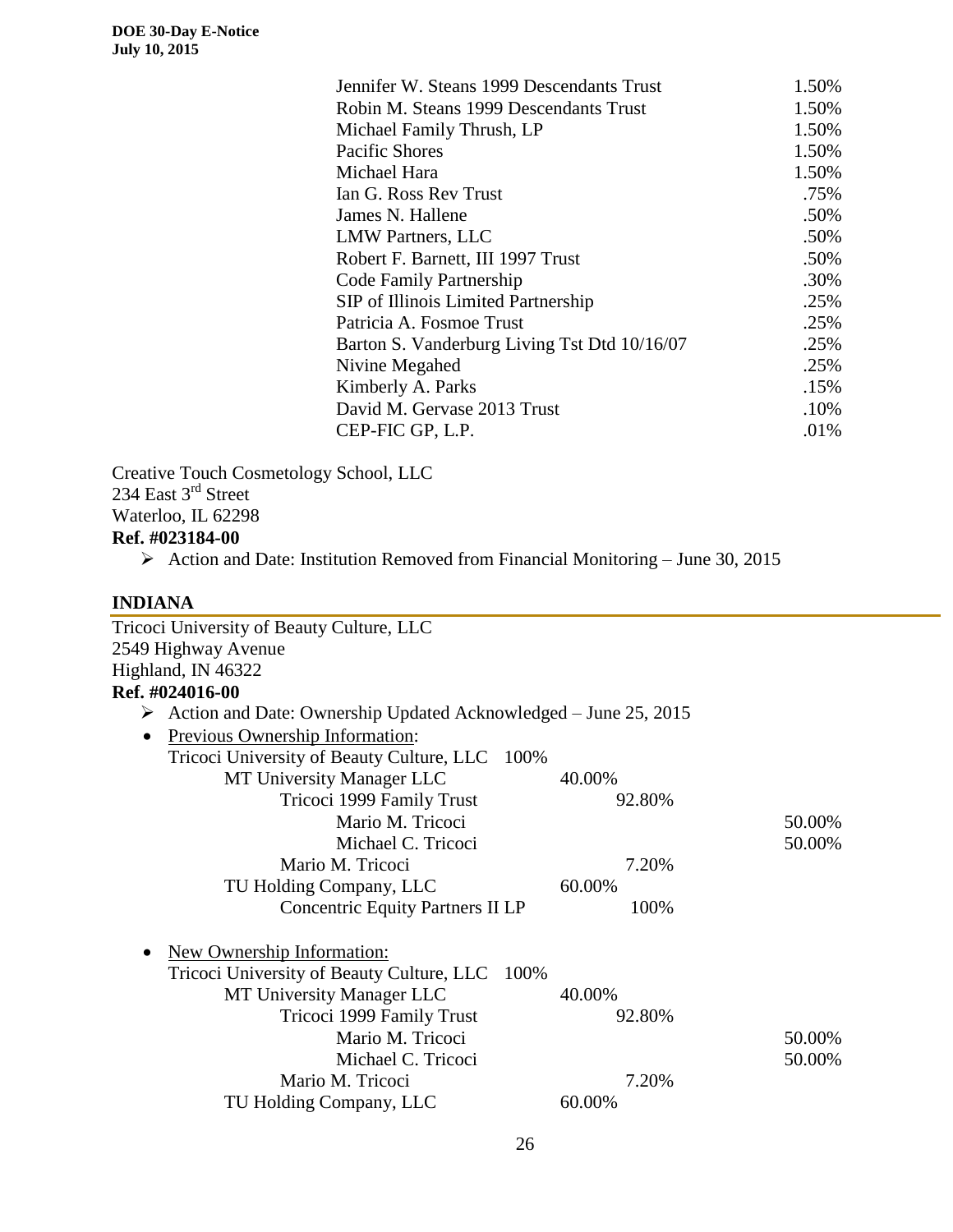| | |
|---|---|
| Jennifer W. Steans 1999 Descendants Trust | 1.50% |
| Robin M. Steans 1999 Descendants Trust | 1.50% |
| Michael Family Thrush, LP | 1.50% |
| Pacific Shores | 1.50% |
| Michael Hara | 1.50% |
| Ian G. Ross Rev Trust | .75% |
| James N. Hallene | .50% |
| LMW Partners, LLC | .50% |
| Robert F. Barnett, III 1997 Trust | .50% |
| Code Family Partnership | .30% |
| SIP of Illinois Limited Partnership | .25% |
| Patricia A. Fosmoe Trust | .25% |
| Barton S. Vanderburg Living Tst Dtd 10/16/07 | .25% |
| Nivine Megahed | .25% |
| Kimberly A. Parks | .15% |
| David M. Gervase 2013 Trust | .10% |
| CEP-FIC GP, L.P. | .01% |

Creative Touch Cosmetology School, LLC
234 East 3rd Street
Waterloo, IL 62298
**Ref. #023184-00**

- Action and Date: Institution Removed from Financial Monitoring – June 30, 2015

## INDIANA

Tricoci University of Beauty Culture, LLC
2549 Highway Avenue
Highland, IN 46322
**Ref. #024016-00**

- Action and Date: Ownership Updated Acknowledged – June 25, 2015
- Previous Ownership Information:

| | | | |
|---|---|---|---|
| Tricoci University of Beauty Culture, LLC 100% | | | |
| MT University Manager LLC | 40.00% | | |
| Tricoci 1999 Family Trust | | 92.80% | |
| Mario M. Tricoci | | | 50.00% |
| Michael C. Tricoci | | | 50.00% |
| Mario M. Tricoci | | 7.20% | |
| TU Holding Company, LLC | 60.00% | | |
| Concentric Equity Partners II LP | | 100% | |

- New Ownership Information:

| | | | |
|---|---|---|---|
| Tricoci University of Beauty Culture, LLC 100% | | | |
| MT University Manager LLC | 40.00% | | |
| Tricoci 1999 Family Trust | | 92.80% | |
| Mario M. Tricoci | | | 50.00% |
| Michael C. Tricoci | | | 50.00% |
| Mario M. Tricoci | | 7.20% | |
| TU Holding Company, LLC | 60.00% | | |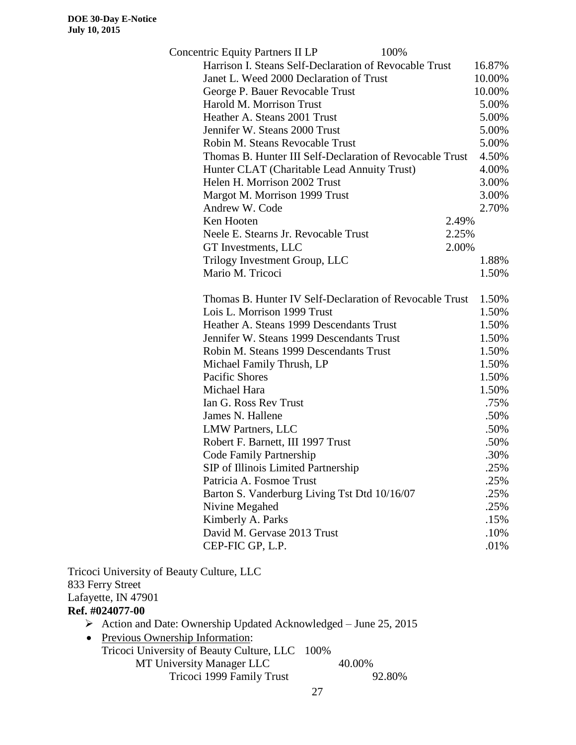Concentric Equity Partners II LP 100%

| | |
|---|---|
| Harrison I. Steans Self-Declaration of Revocable Trust | 16.87% |
| Janet L. Weed 2000 Declaration of Trust | 10.00% |
| George P. Bauer Revocable Trust | 10.00% |
| Harold M. Morrison Trust | 5.00% |
| Heather A. Steans 2001 Trust | 5.00% |
| Jennifer W. Steans 2000 Trust | 5.00% |
| Robin M. Steans Revocable Trust | 5.00% |
| Thomas B. Hunter III Self-Declaration of Revocable Trust | 4.50% |
| Hunter CLAT (Charitable Lead Annuity Trust) | 4.00% |
| Helen H. Morrison 2002 Trust | 3.00% |
| Margot M. Morrison 1999 Trust | 3.00% |
| Andrew W. Code | 2.70% |
| Ken Hooten | 2.49% |
| Neele E. Stearns Jr. Revocable Trust | 2.25% |
| GT Investments, LLC | 2.00% |
| Trilogy Investment Group, LLC | 1.88% |
| Mario M. Tricoci | 1.50% |
| Thomas B. Hunter IV Self-Declaration of Revocable Trust | 1.50% |
| Lois L. Morrison 1999 Trust | 1.50% |
| Heather A. Steans 1999 Descendants Trust | 1.50% |
| Jennifer W. Steans 1999 Descendants Trust | 1.50% |
| Robin M. Steans 1999 Descendants Trust | 1.50% |
| Michael Family Thrush, LP | 1.50% |
| Pacific Shores | 1.50% |
| Michael Hara | 1.50% |
| Ian G. Ross Rev Trust | .75% |
| James N. Hallene | .50% |
| LMW Partners, LLC | .50% |
| Robert F. Barnett, III 1997 Trust | .50% |
| Code Family Partnership | .30% |
| SIP of Illinois Limited Partnership | .25% |
| Patricia A. Fosmoe Trust | .25% |
| Barton S. Vanderburg Living Tst Dtd 10/16/07 | .25% |
| Nivine Megahed | .25% |
| Kimberly A. Parks | .15% |
| David M. Gervase 2013 Trust | .10% |
| CEP-FIC GP, L.P. | .01% |

Tricoci University of Beauty Culture, LLC
833 Ferry Street
Lafayette, IN 47901
**Ref. #024077-00**

- Action and Date: Ownership Updated Acknowledged – June 25, 2015
- Previous Ownership Information:
  Tricoci University of Beauty Culture, LLC 100%
  - MT University Manager LLC 40.00%
    - Tricoci 1999 Family Trust 92.80%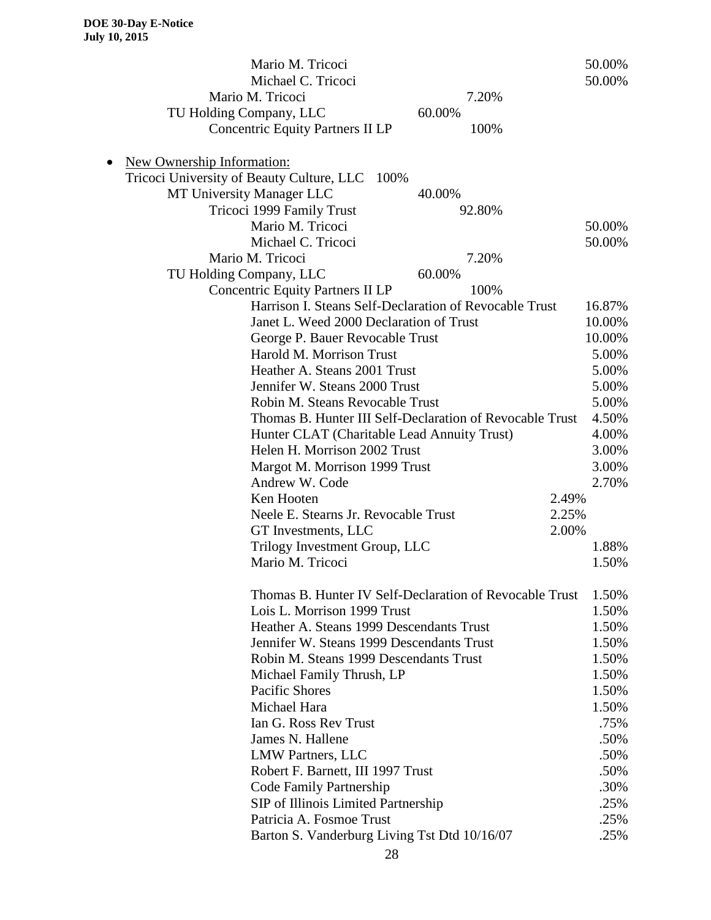Mario M. Tricoci 50.00%
Michael C. Tricoci 50.00%
Mario M. Tricoci 7.20%
TU Holding Company, LLC 60.00%
Concentric Equity Partners II LP 100%

- New Ownership Information:

Tricoci University of Beauty Culture, LLC 100%
MT University Manager LLC 40.00%
Tricoci 1999 Family Trust 92.80%
Mario M. Tricoci 50.00%
Michael C. Tricoci 50.00%
Mario M. Tricoci 7.20%
TU Holding Company, LLC 60.00%
Concentric Equity Partners II LP 100%
Harrison I. Steans Self-Declaration of Revocable Trust 16.87%
Janet L. Weed 2000 Declaration of Trust 10.00%
George P. Bauer Revocable Trust 10.00%
Harold M. Morrison Trust 5.00%
Heather A. Steans 2001 Trust 5.00%
Jennifer W. Steans 2000 Trust 5.00%
Robin M. Steans Revocable Trust 5.00%
Thomas B. Hunter III Self-Declaration of Revocable Trust 4.50%
Hunter CLAT (Charitable Lead Annuity Trust) 4.00%
Helen H. Morrison 2002 Trust 3.00%
Margot M. Morrison 1999 Trust 3.00%
Andrew W. Code 2.70%
Ken Hooten 2.49%
Neele E. Stearns Jr. Revocable Trust 2.25%
GT Investments, LLC 2.00%
Trilogy Investment Group, LLC 1.88%
Mario M. Tricoci 1.50%

Thomas B. Hunter IV Self-Declaration of Revocable Trust 1.50%
Lois L. Morrison 1999 Trust 1.50%
Heather A. Steans 1999 Descendants Trust 1.50%
Jennifer W. Steans 1999 Descendants Trust 1.50%
Robin M. Steans 1999 Descendants Trust 1.50%
Michael Family Thrush, LP 1.50%
Pacific Shores 1.50%
Michael Hara 1.50%
Ian G. Ross Rev Trust .75%
James N. Hallene .50%
LMW Partners, LLC .50%
Robert F. Barnett, III 1997 Trust .50%
Code Family Partnership .30%
SIP of Illinois Limited Partnership .25%
Patricia A. Fosmoe Trust .25%
Barton S. Vanderburg Living Tst Dtd 10/16/07 .25%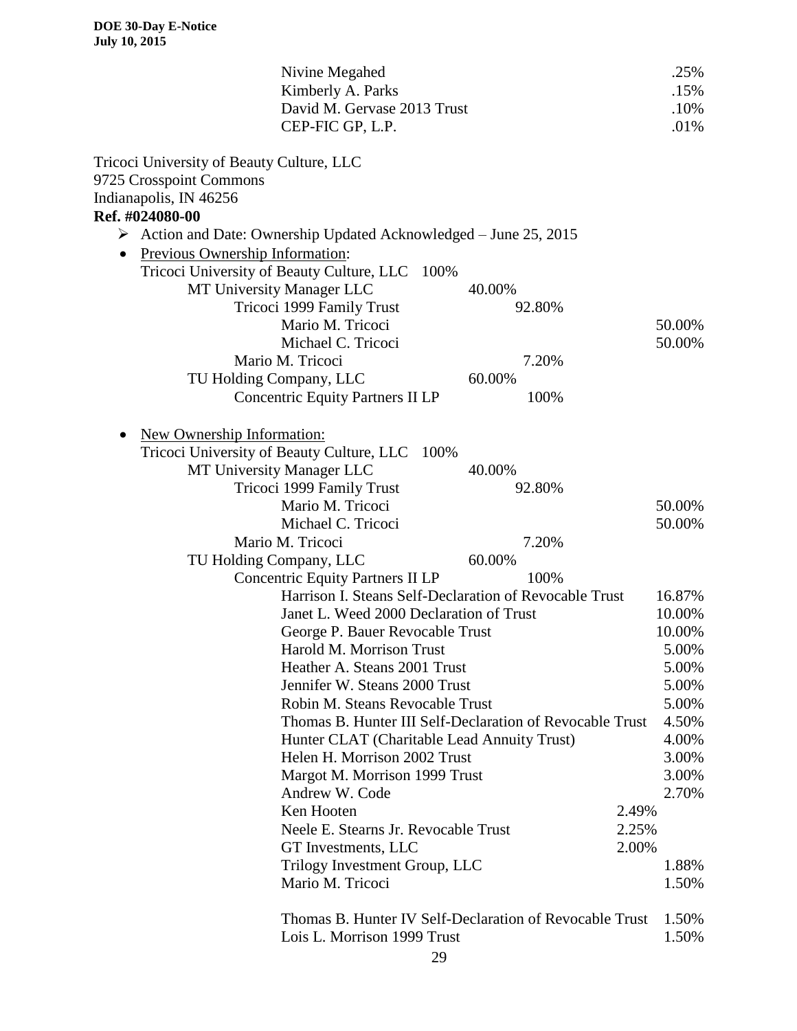| | |
|---|---|
| Nivine Megahed | .25% |
| Kimberly A. Parks | .15% |
| David M. Gervase 2013 Trust | .10% |
| CEP-FIC GP, L.P. | .01% |

Tricoci University of Beauty Culture, LLC
9725 Crosspoint Commons
Indianapolis, IN 46256
**Ref. #024080-00**

- Action and Date: Ownership Updated Acknowledged – June 25, 2015
- Previous Ownership Information:

| | | | |
|---|---|---|---|
| Tricoci University of Beauty Culture, LLC 100% | | | |
| MT University Manager LLC | 40.00% | | |
| Tricoci 1999 Family Trust | | 92.80% | |
| Mario M. Tricoci | | | 50.00% |
| Michael C. Tricoci | | | 50.00% |
| Mario M. Tricoci | | 7.20% | |
| TU Holding Company, LLC | 60.00% | | |
| Concentric Equity Partners II LP | | 100% | |

- New Ownership Information:

| | | | | |
|---|---|---|---|---|
| Tricoci University of Beauty Culture, LLC 100% | | | | |
| MT University Manager LLC | 40.00% | | | |
| Tricoci 1999 Family Trust | | 92.80% | | |
| Mario M. Tricoci | | | | 50.00% |
| Michael C. Tricoci | | | | 50.00% |
| Mario M. Tricoci | | 7.20% | | |
| TU Holding Company, LLC | 60.00% | | | |
| Concentric Equity Partners II LP | | 100% | | |
| Harrison I. Steans Self-Declaration of Revocable Trust | | | | 16.87% |
| Janet L. Weed 2000 Declaration of Trust | | | | 10.00% |
| George P. Bauer Revocable Trust | | | | 10.00% |
| Harold M. Morrison Trust | | | | 5.00% |
| Heather A. Steans 2001 Trust | | | | 5.00% |
| Jennifer W. Steans 2000 Trust | | | | 5.00% |
| Robin M. Steans Revocable Trust | | | | 5.00% |
| Thomas B. Hunter III Self-Declaration of Revocable Trust | | | | 4.50% |
| Hunter CLAT (Charitable Lead Annuity Trust) | | | | 4.00% |
| Helen H. Morrison 2002 Trust | | | | 3.00% |
| Margot M. Morrison 1999 Trust | | | | 3.00% |
| Andrew W. Code | | | | 2.70% |
| Ken Hooten | | | 2.49% | |
| Neele E. Stearns Jr. Revocable Trust | | | 2.25% | |
| GT Investments, LLC | | | 2.00% | |
| Trilogy Investment Group, LLC | | | | 1.88% |
| Mario M. Tricoci | | | | 1.50% |
| Thomas B. Hunter IV Self-Declaration of Revocable Trust | | | | 1.50% |
| Lois L. Morrison 1999 Trust | | | | 1.50% |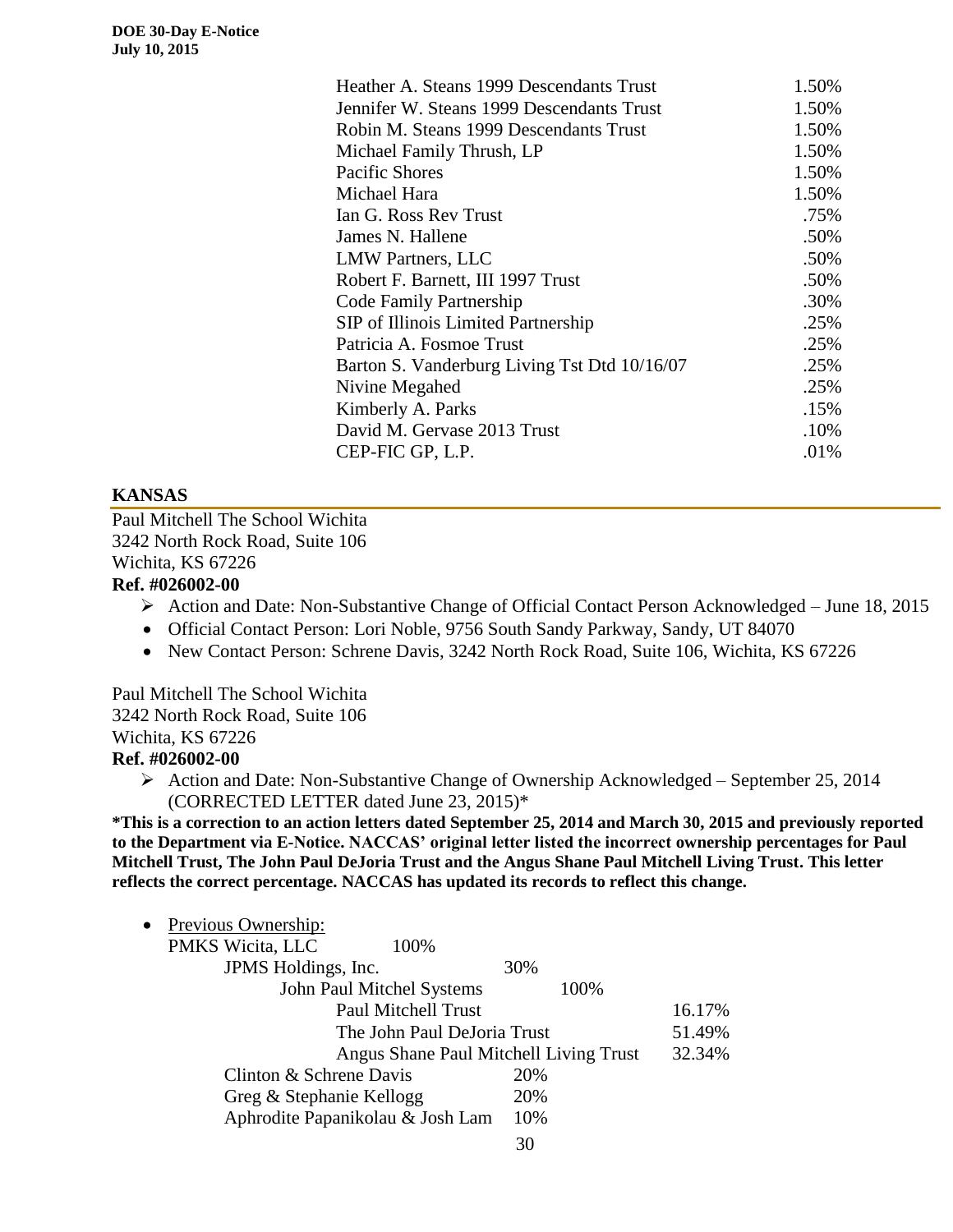| | |
|---|---|
| Heather A. Steans 1999 Descendants Trust | 1.50% |
| Jennifer W. Steans 1999 Descendants Trust | 1.50% |
| Robin M. Steans 1999 Descendants Trust | 1.50% |
| Michael Family Thrush, LP | 1.50% |
| Pacific Shores | 1.50% |
| Michael Hara | 1.50% |
| Ian G. Ross Rev Trust | .75% |
| James N. Hallene | .50% |
| LMW Partners, LLC | .50% |
| Robert F. Barnett, III 1997 Trust | .50% |
| Code Family Partnership | .30% |
| SIP of Illinois Limited Partnership | .25% |
| Patricia A. Fosmoe Trust | .25% |
| Barton S. Vanderburg Living Tst Dtd 10/16/07 | .25% |
| Nivine Megahed | .25% |
| Kimberly A. Parks | .15% |
| David M. Gervase 2013 Trust | .10% |
| CEP-FIC GP, L.P. | .01% |

## KANSAS

Paul Mitchell The School Wichita
3242 North Rock Road, Suite 106
Wichita, KS 67226
**Ref. #026002-00**

- Action and Date: Non-Substantive Change of Official Contact Person Acknowledged – June 18, 2015
- Official Contact Person: Lori Noble, 9756 South Sandy Parkway, Sandy, UT 84070
- New Contact Person: Schrene Davis, 3242 North Rock Road, Suite 106, Wichita, KS 67226

Paul Mitchell The School Wichita
3242 North Rock Road, Suite 106
Wichita, KS 67226
**Ref. #026002-00**

- Action and Date: Non-Substantive Change of Ownership Acknowledged – September 25, 2014 (CORRECTED LETTER dated June 23, 2015)*

**\*This is a correction to an action letters dated September 25, 2014 and March 30, 2015 and previously reported to the Department via E-Notice. NACCAS' original letter listed the incorrect ownership percentages for Paul Mitchell Trust, The John Paul DeJoria Trust and the Angus Shane Paul Mitchell Living Trust. This letter reflects the correct percentage. NACCAS has updated its records to reflect this change.**

- Previous Ownership:

| | | | |
|---|---|---|---|
| PMKS Wicita, LLC | 100% | | |
| JPMS Holdings, Inc. | 30% | | |
| John Paul Mitchel Systems | | 100% | |
| Paul Mitchell Trust | | | 16.17% |
| The John Paul DeJoria Trust | | | 51.49% |
| Angus Shane Paul Mitchell Living Trust | | | 32.34% |
| Clinton & Schrene Davis | 20% | | |
| Greg & Stephanie Kellogg | 20% | | |
| Aphrodite Papanikolau & Josh Lam | 10% | | |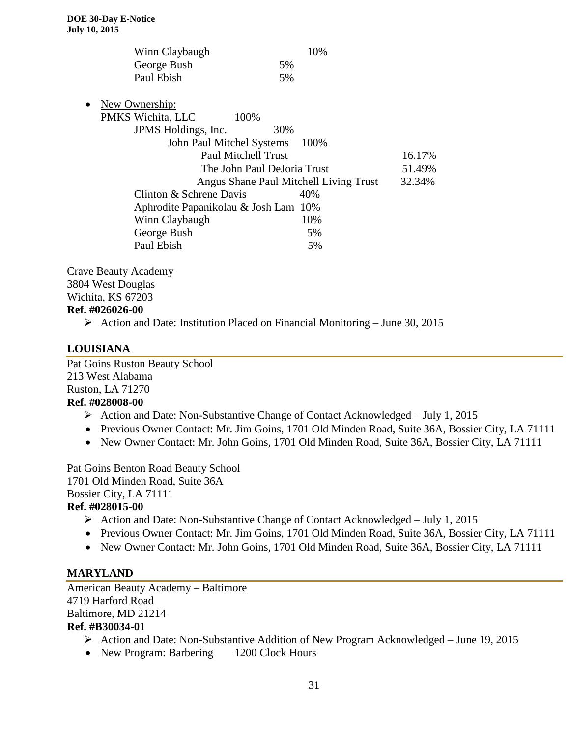| | |
|---|---|
| Winn Claybaugh | 10% |
| George Bush | 5% |
| Paul Ebish | 5% |

- New Ownership:

| | | | |
|---|---|---|---|
| PMKS Wichita, LLC | 100% | | |
| JPMS Holdings, Inc. | 30% | | |
| John Paul Mitchel Systems | 100% | | |
| Paul Mitchell Trust | | | 16.17% |
| The John Paul DeJoria Trust | | | 51.49% |
| Angus Shane Paul Mitchell Living Trust | | | 32.34% |
| Clinton & Schrene Davis | 40% | | |
| Aphrodite Papanikolau & Josh Lam | 10% | | |
| Winn Claybaugh | 10% | | |
| George Bush | 5% | | |
| Paul Ebish | 5% | | |

Crave Beauty Academy
3804 West Douglas
Wichita, KS 67203
**Ref. #026026-00**

- Action and Date: Institution Placed on Financial Monitoring – June 30, 2015

## LOUISIANA

Pat Goins Ruston Beauty School
213 West Alabama
Ruston, LA 71270
**Ref. #028008-00**

- Action and Date: Non-Substantive Change of Contact Acknowledged – July 1, 2015
- Previous Owner Contact: Mr. Jim Goins, 1701 Old Minden Road, Suite 36A, Bossier City, LA 71111
- New Owner Contact: Mr. John Goins, 1701 Old Minden Road, Suite 36A, Bossier City, LA 71111

Pat Goins Benton Road Beauty School
1701 Old Minden Road, Suite 36A
Bossier City, LA 71111
**Ref. #028015-00**

- Action and Date: Non-Substantive Change of Contact Acknowledged – July 1, 2015
- Previous Owner Contact: Mr. Jim Goins, 1701 Old Minden Road, Suite 36A, Bossier City, LA 71111
- New Owner Contact: Mr. John Goins, 1701 Old Minden Road, Suite 36A, Bossier City, LA 71111

## MARYLAND

American Beauty Academy – Baltimore
4719 Harford Road
Baltimore, MD 21214
**Ref. #B30034-01**

- Action and Date: Non-Substantive Addition of New Program Acknowledged – June 19, 2015
- New Program: Barbering 1200 Clock Hours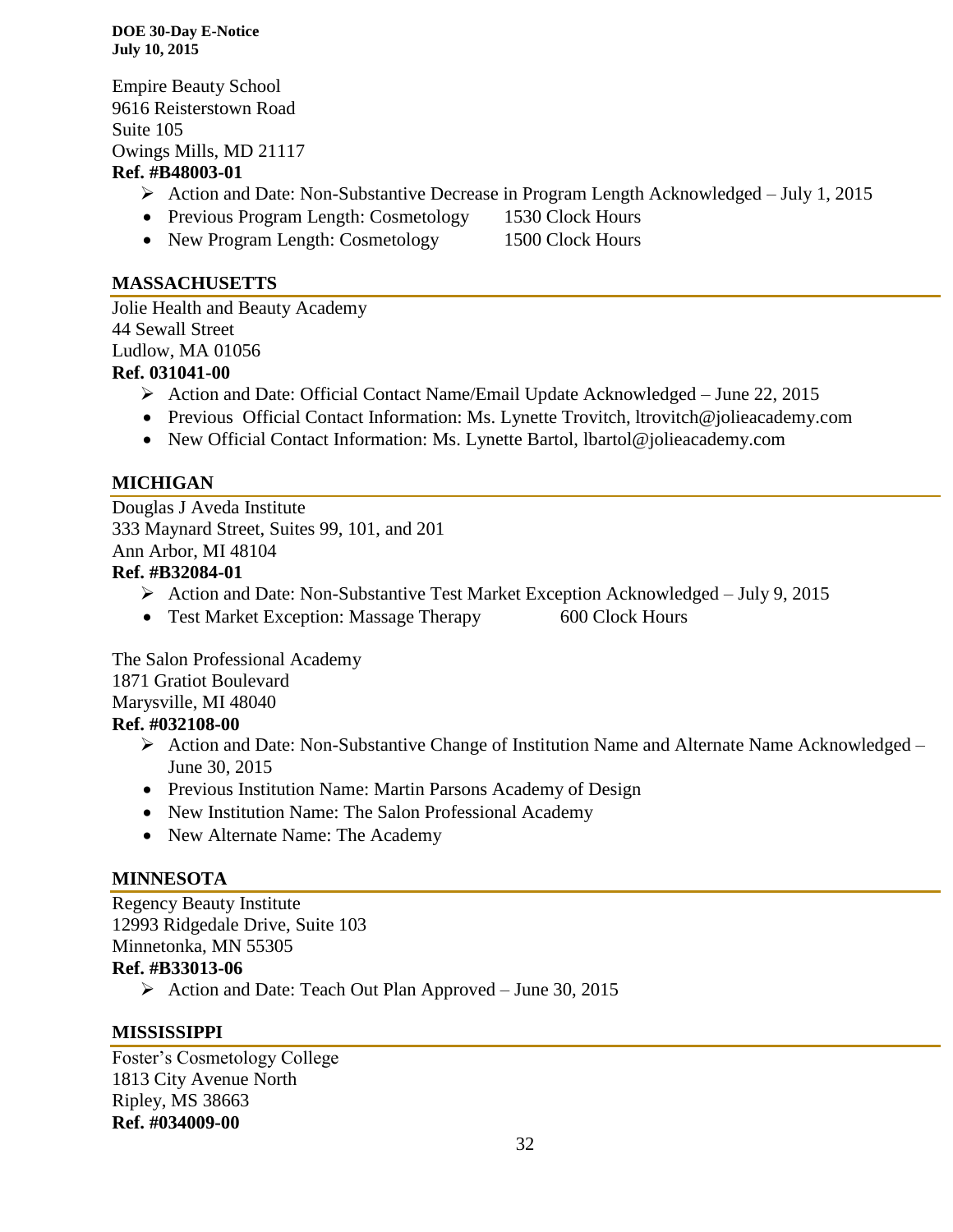Empire Beauty School
9616 Reisterstown Road
Suite 105
Owings Mills, MD 21117
**Ref. #B48003-01**

- Action and Date: Non-Substantive Decrease in Program Length Acknowledged – July 1, 2015
- Previous Program Length: Cosmetology 1530 Clock Hours
- New Program Length: Cosmetology 1500 Clock Hours

## MASSACHUSETTS

Jolie Health and Beauty Academy
44 Sewall Street
Ludlow, MA 01056
**Ref. 031041-00**

- Action and Date: Official Contact Name/Email Update Acknowledged – June 22, 2015
- Previous Official Contact Information: Ms. Lynette Trovitch, ltrovitch@jolieacademy.com
- New Official Contact Information: Ms. Lynette Bartol, lbartol@jolieacademy.com

## MICHIGAN

Douglas J Aveda Institute
333 Maynard Street, Suites 99, 101, and 201
Ann Arbor, MI 48104
**Ref. #B32084-01**

- Action and Date: Non-Substantive Test Market Exception Acknowledged – July 9, 2015
- Test Market Exception: Massage Therapy 600 Clock Hours

The Salon Professional Academy
1871 Gratiot Boulevard
Marysville, MI 48040
**Ref. #032108-00**

- Action and Date: Non-Substantive Change of Institution Name and Alternate Name Acknowledged – June 30, 2015
- Previous Institution Name: Martin Parsons Academy of Design
- New Institution Name: The Salon Professional Academy
- New Alternate Name: The Academy

## MINNESOTA

Regency Beauty Institute
12993 Ridgedale Drive, Suite 103
Minnetonka, MN 55305
**Ref. #B33013-06**

- Action and Date: Teach Out Plan Approved – June 30, 2015

## MISSISSIPPI

Foster's Cosmetology College
1813 City Avenue North
Ripley, MS 38663
**Ref. #034009-00**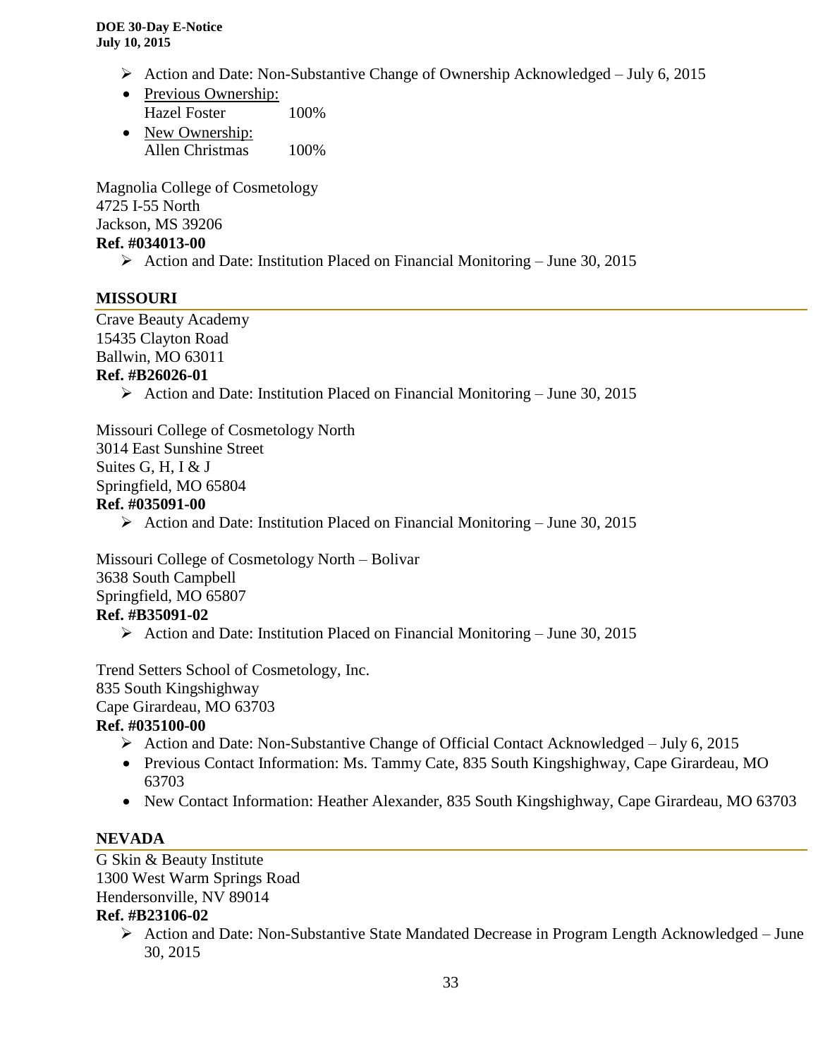- Action and Date: Non-Substantive Change of Ownership Acknowledged – July 6, 2015
- Previous Ownership:
  Hazel Foster 100%
- New Ownership:
  Allen Christmas 100%

Magnolia College of Cosmetology
4725 I-55 North
Jackson, MS 39206
**Ref. #034013-00**

- Action and Date: Institution Placed on Financial Monitoring – June 30, 2015

## MISSOURI

Crave Beauty Academy
15435 Clayton Road
Ballwin, MO 63011
**Ref. #B26026-01**

- Action and Date: Institution Placed on Financial Monitoring – June 30, 2015

Missouri College of Cosmetology North
3014 East Sunshine Street
Suites G, H, I & J
Springfield, MO 65804
**Ref. #035091-00**

- Action and Date: Institution Placed on Financial Monitoring – June 30, 2015

Missouri College of Cosmetology North – Bolivar
3638 South Campbell
Springfield, MO 65807
**Ref. #B35091-02**

- Action and Date: Institution Placed on Financial Monitoring – June 30, 2015

Trend Setters School of Cosmetology, Inc.
835 South Kingshighway
Cape Girardeau, MO 63703
**Ref. #035100-00**

- Action and Date: Non-Substantive Change of Official Contact Acknowledged – July 6, 2015
- Previous Contact Information: Ms. Tammy Cate, 835 South Kingshighway, Cape Girardeau, MO 63703
- New Contact Information: Heather Alexander, 835 South Kingshighway, Cape Girardeau, MO 63703

## NEVADA

G Skin & Beauty Institute
1300 West Warm Springs Road
Hendersonville, NV 89014
**Ref. #B23106-02**

- Action and Date: Non-Substantive State Mandated Decrease in Program Length Acknowledged – June 30, 2015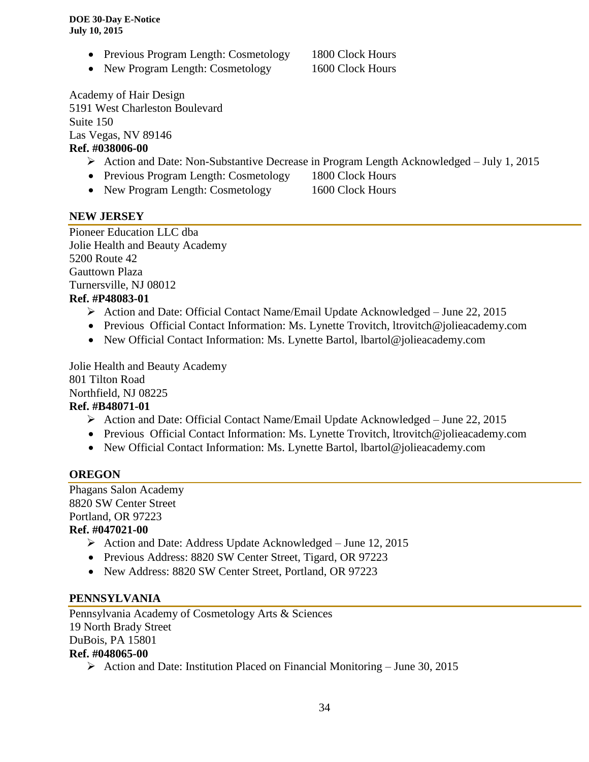- Previous Program Length: Cosmetology 1800 Clock Hours
- New Program Length: Cosmetology 1600 Clock Hours

Academy of Hair Design
5191 West Charleston Boulevard
Suite 150
Las Vegas, NV 89146
**Ref. #038006-00**

- ➢ Action and Date: Non-Substantive Decrease in Program Length Acknowledged – July 1, 2015
- Previous Program Length: Cosmetology 1800 Clock Hours
- New Program Length: Cosmetology 1600 Clock Hours

## NEW JERSEY

Pioneer Education LLC dba
Jolie Health and Beauty Academy
5200 Route 42
Gauttown Plaza
Turnersville, NJ 08012
**Ref. #P48083-01**

- ➢ Action and Date: Official Contact Name/Email Update Acknowledged – June 22, 2015
- Previous Official Contact Information: Ms. Lynette Trovitch, ltrovitch@jolieacademy.com
- New Official Contact Information: Ms. Lynette Bartol, lbartol@jolieacademy.com

Jolie Health and Beauty Academy
801 Tilton Road
Northfield, NJ 08225
**Ref. #B48071-01**

- ➢ Action and Date: Official Contact Name/Email Update Acknowledged – June 22, 2015
- Previous Official Contact Information: Ms. Lynette Trovitch, ltrovitch@jolieacademy.com
- New Official Contact Information: Ms. Lynette Bartol, lbartol@jolieacademy.com

## OREGON

Phagans Salon Academy
8820 SW Center Street
Portland, OR 97223
**Ref. #047021-00**

- ➢ Action and Date: Address Update Acknowledged – June 12, 2015
- Previous Address: 8820 SW Center Street, Tigard, OR 97223
- New Address: 8820 SW Center Street, Portland, OR 97223

## PENNSYLVANIA

Pennsylvania Academy of Cosmetology Arts & Sciences
19 North Brady Street
DuBois, PA 15801
**Ref. #048065-00**

- ➢ Action and Date: Institution Placed on Financial Monitoring – June 30, 2015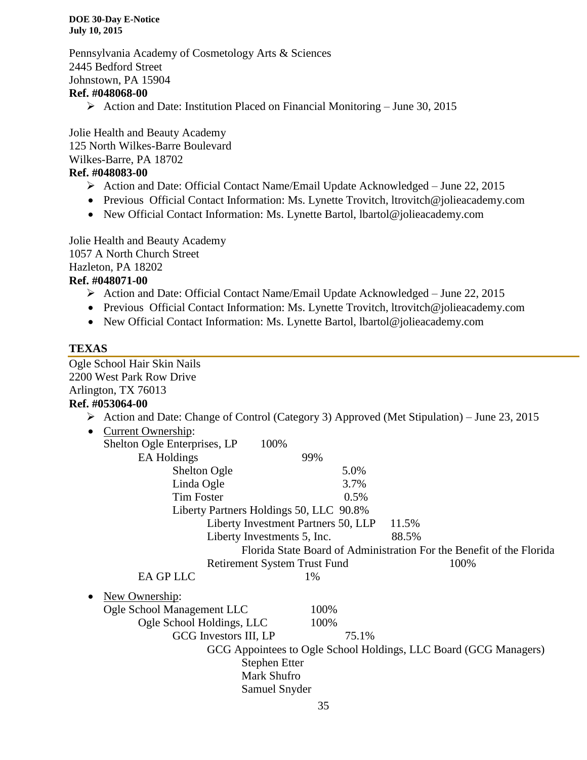Pennsylvania Academy of Cosmetology Arts & Sciences
2445 Bedford Street
Johnstown, PA 15904
**Ref. #048068-00**

- Action and Date: Institution Placed on Financial Monitoring – June 30, 2015

Jolie Health and Beauty Academy
125 North Wilkes-Barre Boulevard
Wilkes-Barre, PA 18702
**Ref. #048083-00**

- Action and Date: Official Contact Name/Email Update Acknowledged – June 22, 2015
- Previous Official Contact Information: Ms. Lynette Trovitch, ltrovitch@jolieacademy.com
- New Official Contact Information: Ms. Lynette Bartol, lbartol@jolieacademy.com

Jolie Health and Beauty Academy
1057 A North Church Street
Hazleton, PA 18202
**Ref. #048071-00**

- Action and Date: Official Contact Name/Email Update Acknowledged – June 22, 2015
- Previous Official Contact Information: Ms. Lynette Trovitch, ltrovitch@jolieacademy.com
- New Official Contact Information: Ms. Lynette Bartol, lbartol@jolieacademy.com

## TEXAS

Ogle School Hair Skin Nails
2200 West Park Row Drive
Arlington, TX 76013
**Ref. #053064-00**

- Action and Date: Change of Control (Category 3) Approved (Met Stipulation) – June 23, 2015
- Current Ownership:
  - Shelton Ogle Enterprises, LP 100%
    - EA Holdings 99%
      - Shelton Ogle 5.0%
      - Linda Ogle 3.7%
      - Tim Foster 0.5%
      - Liberty Partners Holdings 50, LLC 90.8%
        - Liberty Investment Partners 50, LLP 11.5%
        - Liberty Investments 5, Inc. 88.5%
          - Florida State Board of Administration For the Benefit of the Florida Retirement System Trust Fund 100%
    - EA GP LLC 1%
- New Ownership:
  - Ogle School Management LLC 100%
    - Ogle School Holdings, LLC 100%
      - GCG Investors III, LP 75.1%
        - GCG Appointees to Ogle School Holdings, LLC Board (GCG Managers)
          - Stephen Etter
          - Mark Shufro
          - Samuel Snyder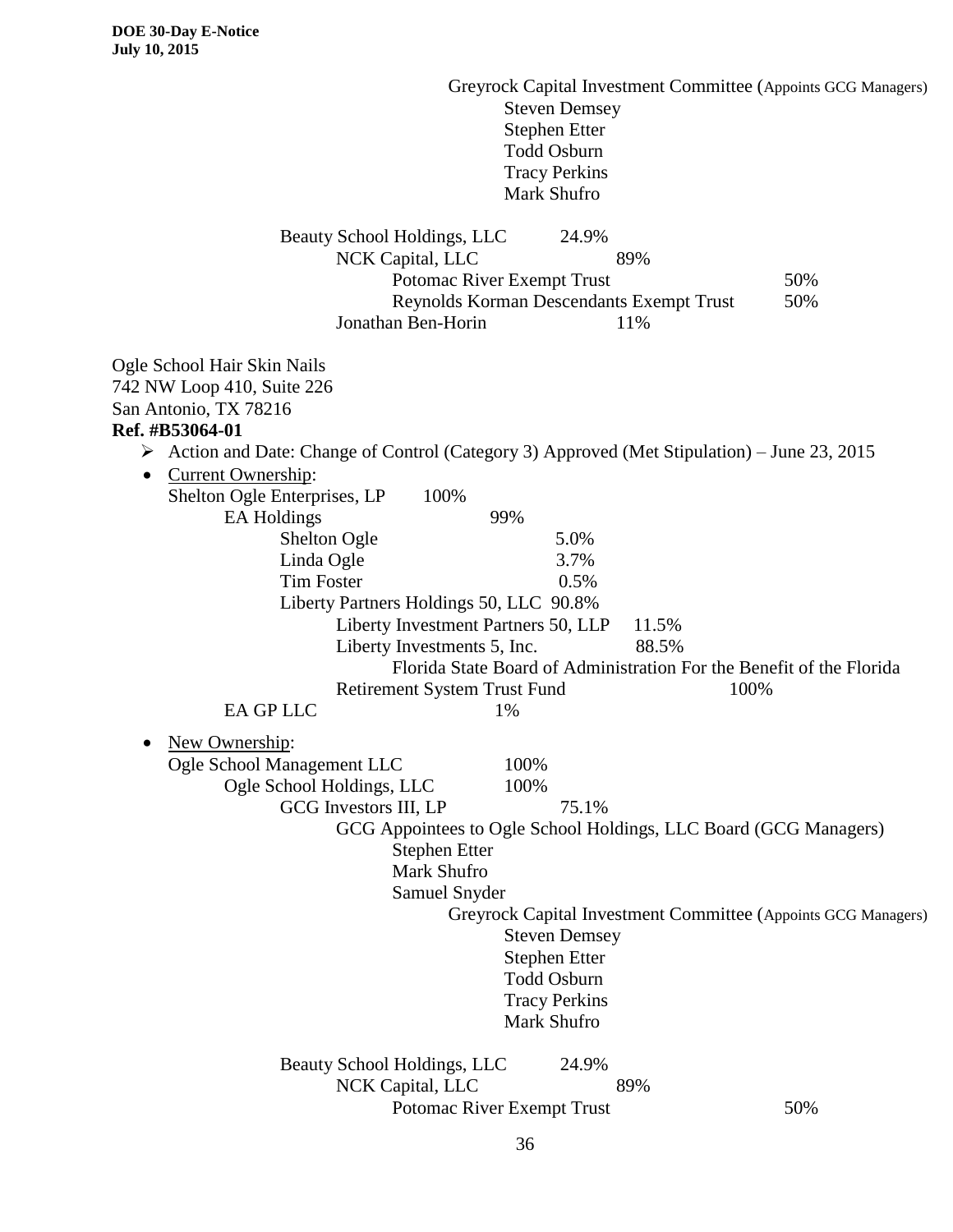Greyrock Capital Investment Committee (Appoints GCG Managers)

- Steven Demsey
- Stephen Etter
- Todd Osburn
- Tracy Perkins
- Mark Shufro

Beauty School Holdings, LLC 24.9%
- NCK Capital, LLC 89%
  - Potomac River Exempt Trust 50%
  - Reynolds Korman Descendants Exempt Trust 50%
- Jonathan Ben-Horin 11%

Ogle School Hair Skin Nails
742 NW Loop 410, Suite 226
San Antonio, TX 78216
**Ref. #B53064-01**

- Action and Date: Change of Control (Category 3) Approved (Met Stipulation) – June 23, 2015
- Current Ownership:
  - Shelton Ogle Enterprises, LP 100%
    - EA Holdings 99%
      - Shelton Ogle 5.0%
      - Linda Ogle 3.7%
      - Tim Foster 0.5%
      - Liberty Partners Holdings 50, LLC 90.8%
        - Liberty Investment Partners 50, LLP 11.5%
        - Liberty Investments 5, Inc. 88.5%
          - Florida State Board of Administration For the Benefit of the Florida Retirement System Trust Fund 100%
    - EA GP LLC 1%
- New Ownership:
  - Ogle School Management LLC 100%
    - Ogle School Holdings, LLC 100%
      - GCG Investors III, LP 75.1%
        - GCG Appointees to Ogle School Holdings, LLC Board (GCG Managers)
          - Stephen Etter
          - Mark Shufro
          - Samuel Snyder
            - Greyrock Capital Investment Committee (Appoints GCG Managers)
              - Steven Demsey
              - Stephen Etter
              - Todd Osburn
              - Tracy Perkins
              - Mark Shufro
      - Beauty School Holdings, LLC 24.9%
        - NCK Capital, LLC 89%
          - Potomac River Exempt Trust 50%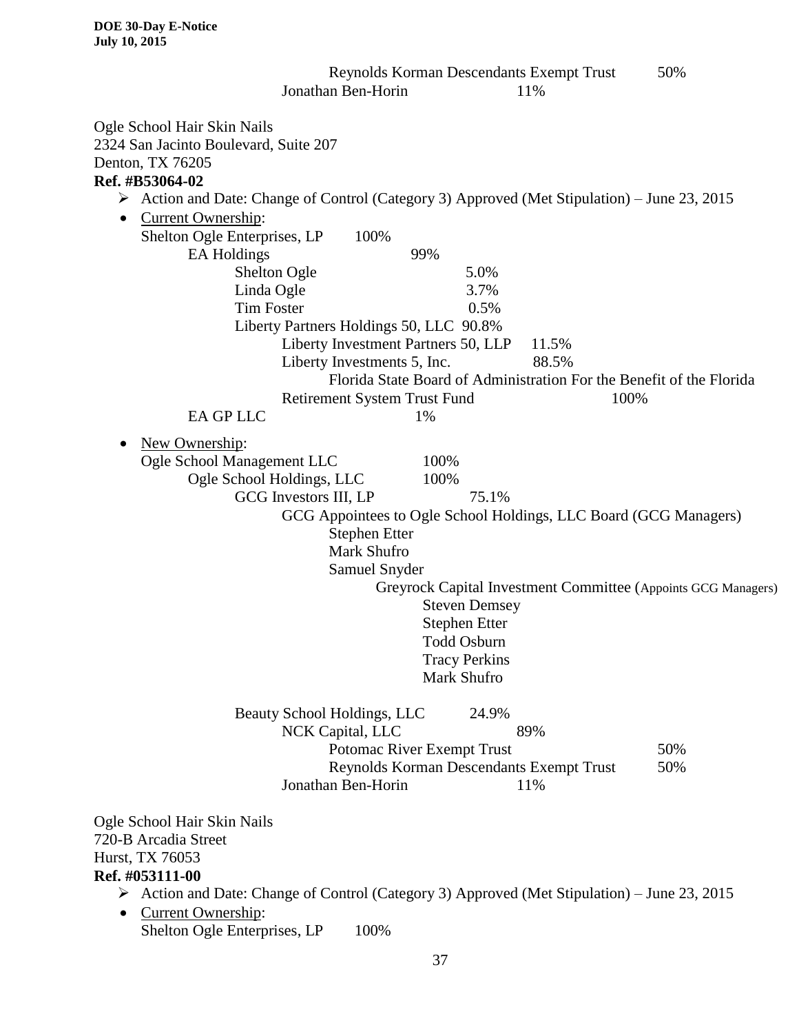Reynolds Korman Descendants Exempt Trust 50%
Jonathan Ben-Horin 11%

Ogle School Hair Skin Nails
2324 San Jacinto Boulevard, Suite 207
Denton, TX 76205
**Ref. #B53064-02**

- Action and Date: Change of Control (Category 3) Approved (Met Stipulation) – June 23, 2015
- Current Ownership:
  - Shelton Ogle Enterprises, LP 100%
    - EA Holdings 99%
      - Shelton Ogle 5.0%
      - Linda Ogle 3.7%
      - Tim Foster 0.5%
      - Liberty Partners Holdings 50, LLC 90.8%
        - Liberty Investment Partners 50, LLP 11.5%
        - Liberty Investments 5, Inc. 88.5%
          - Florida State Board of Administration For the Benefit of the Florida Retirement System Trust Fund 100%
    - EA GP LLC 1%
- New Ownership:
  - Ogle School Management LLC 100%
    - Ogle School Holdings, LLC 100%
      - GCG Investors III, LP 75.1%
        - GCG Appointees to Ogle School Holdings, LLC Board (GCG Managers)
          - Stephen Etter
          - Mark Shufro
          - Samuel Snyder
            - Greyrock Capital Investment Committee (Appoints GCG Managers)
              - Steven Demsey
              - Stephen Etter
              - Todd Osburn
              - Tracy Perkins
              - Mark Shufro
      - Beauty School Holdings, LLC 24.9%
        - NCK Capital, LLC 89%
          - Potomac River Exempt Trust 50%
          - Reynolds Korman Descendants Exempt Trust 50%
        - Jonathan Ben-Horin 11%

Ogle School Hair Skin Nails
720-B Arcadia Street
Hurst, TX 76053
**Ref. #053111-00**

- Action and Date: Change of Control (Category 3) Approved (Met Stipulation) – June 23, 2015
- Current Ownership:
  - Shelton Ogle Enterprises, LP 100%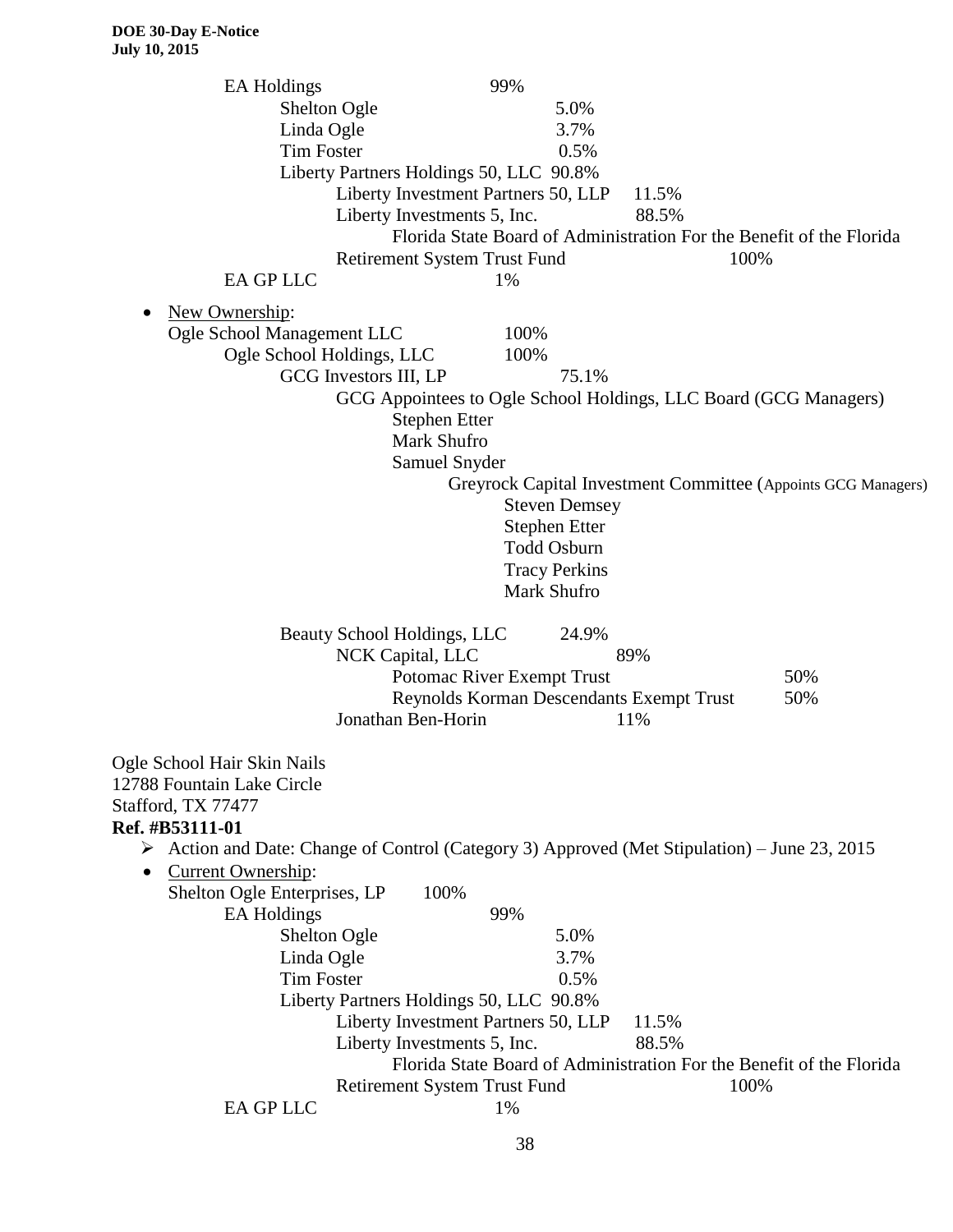EA Holdings 99%

- Shelton Ogle 5.0%
- Linda Ogle 3.7%
- Tim Foster 0.5%
- Liberty Partners Holdings 50, LLC 90.8%
  - Liberty Investment Partners 50, LLP 11.5%
  - Liberty Investments 5, Inc. 88.5%
    - Florida State Board of Administration For the Benefit of the Florida Retirement System Trust Fund 100%

EA GP LLC 1%

- New Ownership:
  Ogle School Management LLC 100%
  - Ogle School Holdings, LLC 100%
    - GCG Investors III, LP 75.1%
      - GCG Appointees to Ogle School Holdings, LLC Board (GCG Managers)
        - Stephen Etter
        - Mark Shufro
        - Samuel Snyder
          - Greyrock Capital Investment Committee (Appoints GCG Managers)
            - Steven Demsey
            - Stephen Etter
            - Todd Osburn
            - Tracy Perkins
            - Mark Shufro
    - Beauty School Holdings, LLC 24.9%
      - NCK Capital, LLC 89%
        - Potomac River Exempt Trust 50%
        - Reynolds Korman Descendants Exempt Trust 50%
      - Jonathan Ben-Horin 11%

Ogle School Hair Skin Nails
12788 Fountain Lake Circle
Stafford, TX 77477
**Ref. #B53111-01**

- Action and Date: Change of Control (Category 3) Approved (Met Stipulation) – June 23, 2015
- Current Ownership:
  Shelton Ogle Enterprises, LP 100%
  - EA Holdings 99%
    - Shelton Ogle 5.0%
    - Linda Ogle 3.7%
    - Tim Foster 0.5%
    - Liberty Partners Holdings 50, LLC 90.8%
      - Liberty Investment Partners 50, LLP 11.5%
      - Liberty Investments 5, Inc. 88.5%
        - Florida State Board of Administration For the Benefit of the Florida Retirement System Trust Fund 100%
  - EA GP LLC 1%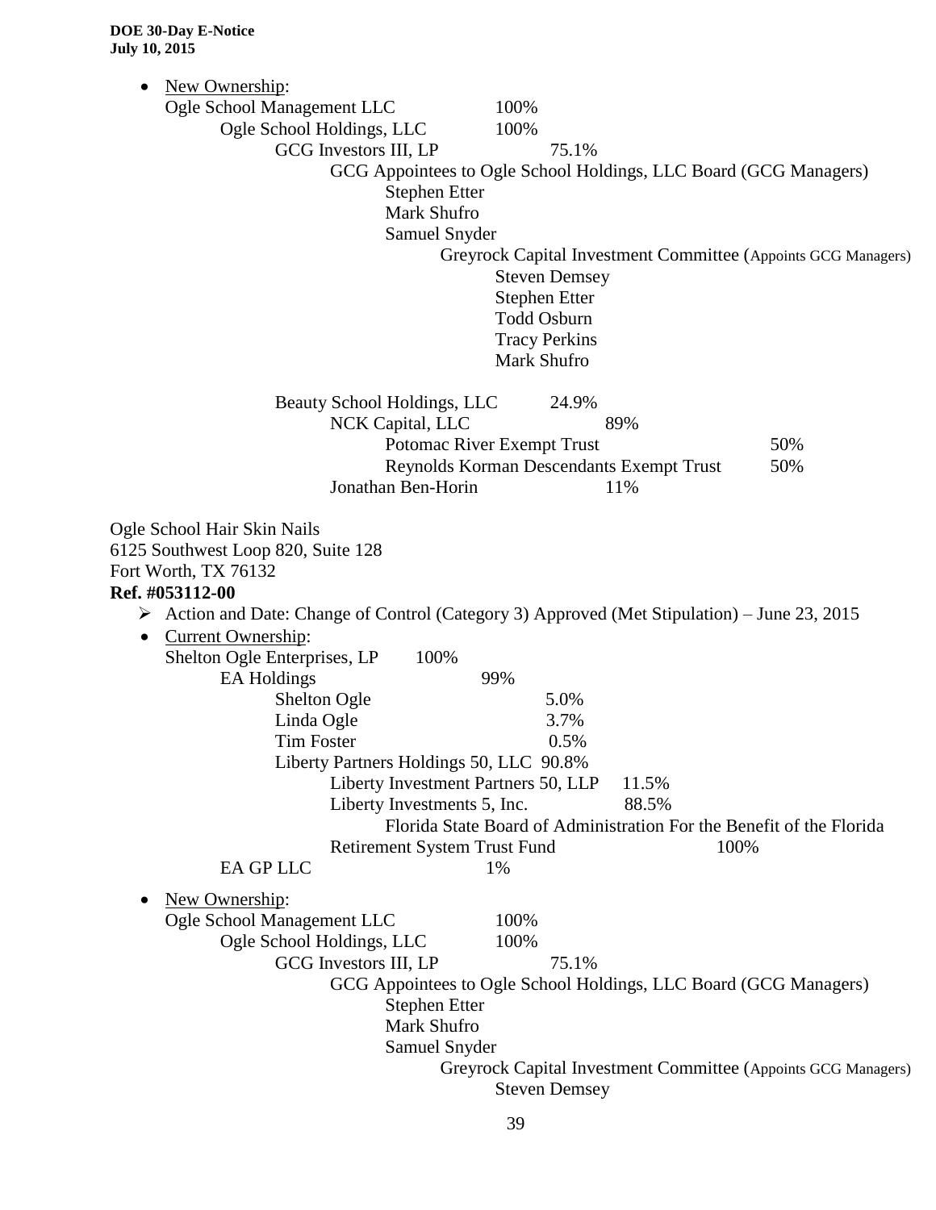- New Ownership:
  - Ogle School Management LLC 100%
    - Ogle School Holdings, LLC 100%
      - GCG Investors III, LP 75.1%
        - GCG Appointees to Ogle School Holdings, LLC Board (GCG Managers)
          - Stephen Etter
          - Mark Shufro
          - Samuel Snyder
            - Greyrock Capital Investment Committee (Appoints GCG Managers)
              - Steven Demsey
              - Stephen Etter
              - Todd Osburn
              - Tracy Perkins
              - Mark Shufro
      - Beauty School Holdings, LLC 24.9%
        - NCK Capital, LLC 89%
          - Potomac River Exempt Trust 50%
          - Reynolds Korman Descendants Exempt Trust 50%
        - Jonathan Ben-Horin 11%

Ogle School Hair Skin Nails
6125 Southwest Loop 820, Suite 128
Fort Worth, TX 76132
**Ref. #053112-00**

- Action and Date: Change of Control (Category 3) Approved (Met Stipulation) – June 23, 2015
- Current Ownership:
  - Shelton Ogle Enterprises, LP 100%
    - EA Holdings 99%
      - Shelton Ogle 5.0%
      - Linda Ogle 3.7%
      - Tim Foster 0.5%
      - Liberty Partners Holdings 50, LLC 90.8%
        - Liberty Investment Partners 50, LLP 11.5%
        - Liberty Investments 5, Inc. 88.5%
          - Florida State Board of Administration For the Benefit of the Florida Retirement System Trust Fund 100%
    - EA GP LLC 1%
- New Ownership:
  - Ogle School Management LLC 100%
    - Ogle School Holdings, LLC 100%
      - GCG Investors III, LP 75.1%
        - GCG Appointees to Ogle School Holdings, LLC Board (GCG Managers)
          - Stephen Etter
          - Mark Shufro
          - Samuel Snyder
            - Greyrock Capital Investment Committee (Appoints GCG Managers)
              - Steven Demsey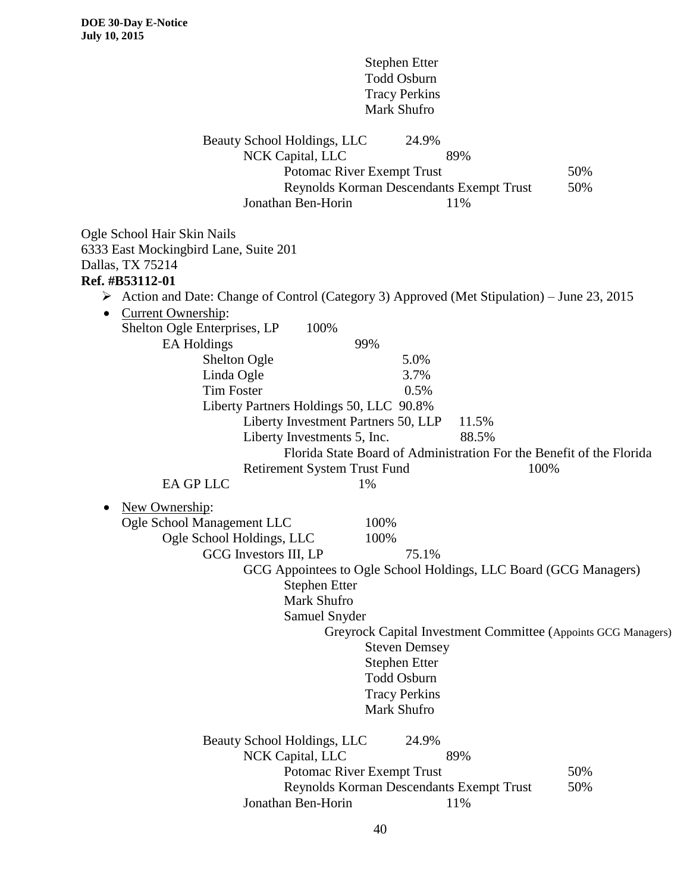Stephen Etter
Todd Osburn
Tracy Perkins
Mark Shufro

Beauty School Holdings, LLC 24.9%
NCK Capital, LLC 89%
Potomac River Exempt Trust 50%
Reynolds Korman Descendants Exempt Trust 50%
Jonathan Ben-Horin 11%

Ogle School Hair Skin Nails
6333 East Mockingbird Lane, Suite 201
Dallas, TX 75214
**Ref. #B53112-01**

- Action and Date: Change of Control (Category 3) Approved (Met Stipulation) – June 23, 2015
- Current Ownership:
  Shelton Ogle Enterprises, LP 100%
  EA Holdings 99%
  Shelton Ogle 5.0%
  Linda Ogle 3.7%
  Tim Foster 0.5%
  Liberty Partners Holdings 50, LLC 90.8%
  Liberty Investment Partners 50, LLP 11.5%
  Liberty Investments 5, Inc. 88.5%
  Florida State Board of Administration For the Benefit of the Florida Retirement System Trust Fund 100%
  EA GP LLC 1%
- New Ownership:
  Ogle School Management LLC 100%
  Ogle School Holdings, LLC 100%
  GCG Investors III, LP 75.1%
  GCG Appointees to Ogle School Holdings, LLC Board (GCG Managers)
  Stephen Etter
  Mark Shufro
  Samuel Snyder
  Greyrock Capital Investment Committee (Appoints GCG Managers)
  Steven Demsey
  Stephen Etter
  Todd Osburn
  Tracy Perkins
  Mark Shufro

  Beauty School Holdings, LLC 24.9%
  NCK Capital, LLC 89%
  Potomac River Exempt Trust 50%
  Reynolds Korman Descendants Exempt Trust 50%
  Jonathan Ben-Horin 11%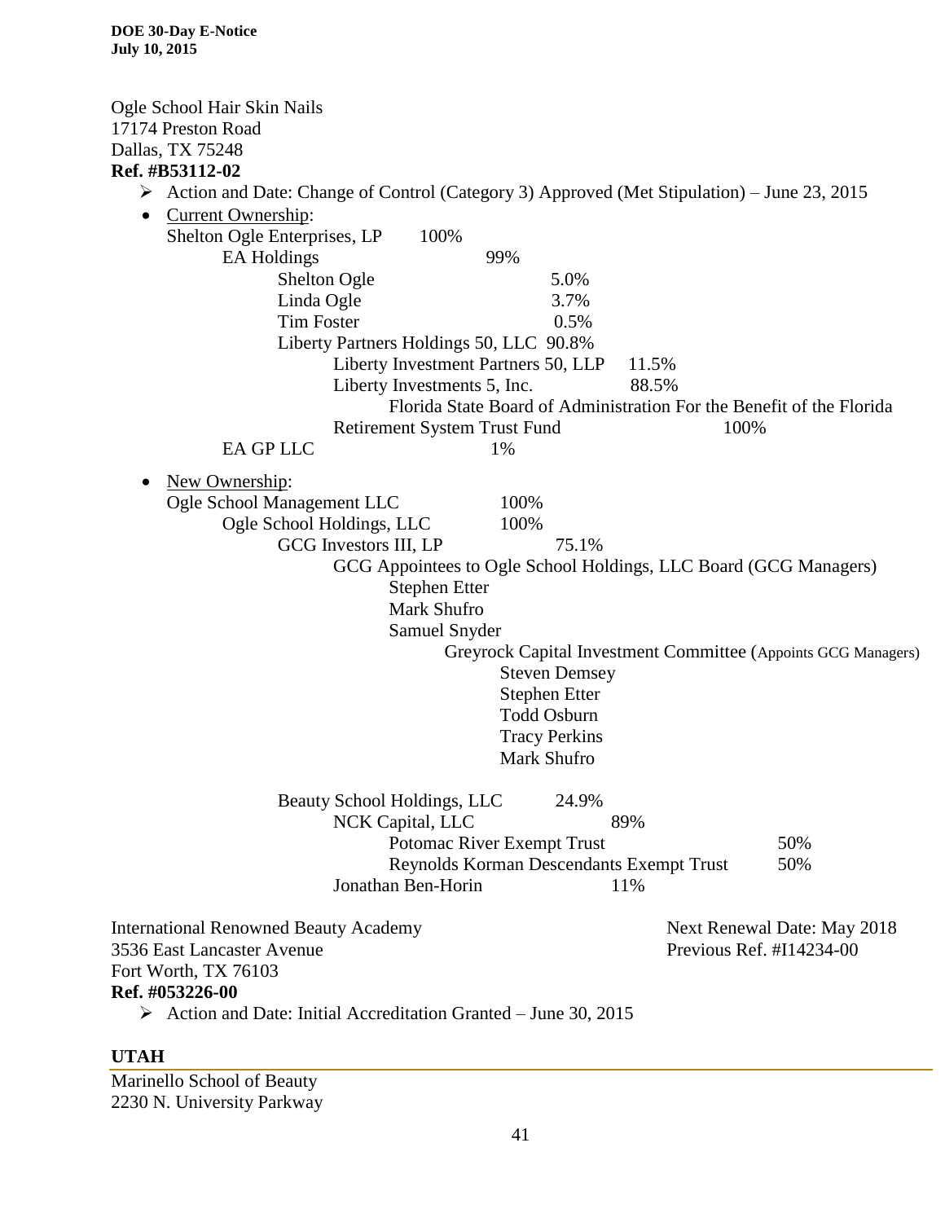Ogle School Hair Skin Nails
17174 Preston Road
Dallas, TX 75248
**Ref. #B53112-02**

- Action and Date: Change of Control (Category 3) Approved (Met Stipulation) – June 23, 2015
- Current Ownership:
  - Shelton Ogle Enterprises, LP 100%
    - EA Holdings 99%
      - Shelton Ogle 5.0%
      - Linda Ogle 3.7%
      - Tim Foster 0.5%
      - Liberty Partners Holdings 50, LLC 90.8%
        - Liberty Investment Partners 50, LLP 11.5%
        - Liberty Investments 5, Inc. 88.5%
          - Florida State Board of Administration For the Benefit of the Florida Retirement System Trust Fund 100%
    - EA GP LLC 1%
- New Ownership:
  - Ogle School Management LLC 100%
    - Ogle School Holdings, LLC 100%
      - GCG Investors III, LP 75.1%
        - GCG Appointees to Ogle School Holdings, LLC Board (GCG Managers)
          - Stephen Etter
          - Mark Shufro
          - Samuel Snyder
            - Greyrock Capital Investment Committee (Appoints GCG Managers)
              - Steven Demsey
              - Stephen Etter
              - Todd Osburn
              - Tracy Perkins
              - Mark Shufro
      - Beauty School Holdings, LLC 24.9%
        - NCK Capital, LLC 89%
          - Potomac River Exempt Trust 50%
          - Reynolds Korman Descendants Exempt Trust 50%
        - Jonathan Ben-Horin 11%

International Renowned Beauty Academy
3536 East Lancaster Avenue
Fort Worth, TX 76103
**Ref. #053226-00**

Next Renewal Date: May 2018
Previous Ref. #I14234-00

- Action and Date: Initial Accreditation Granted – June 30, 2015

## UTAH

Marinello School of Beauty
2230 N. University Parkway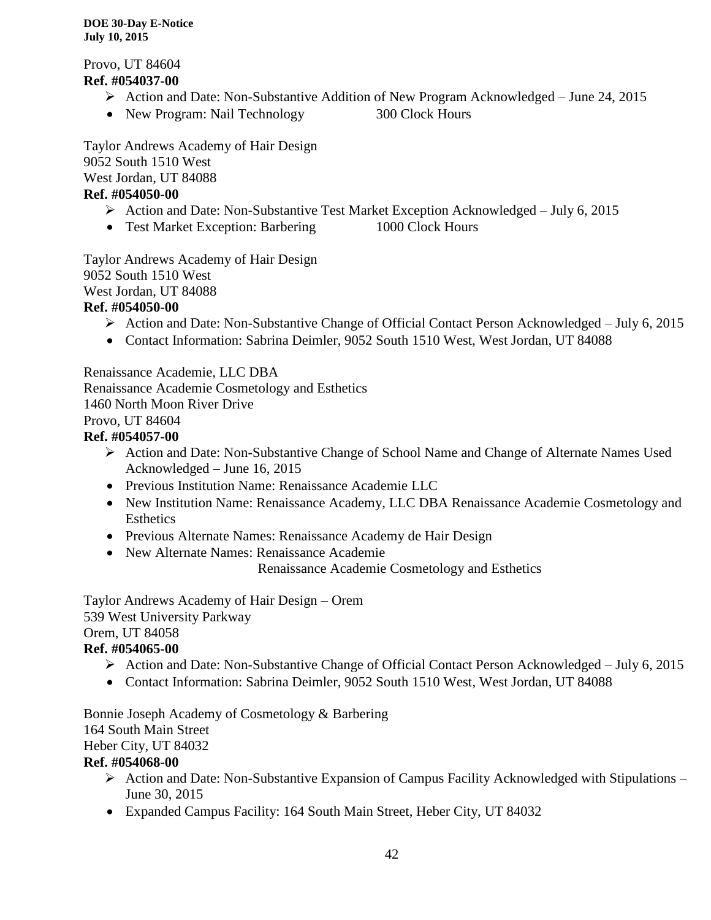Provo, UT 84604

**Ref. #054037-00**

- Action and Date: Non-Substantive Addition of New Program Acknowledged – June 24, 2015
  - New Program: Nail Technology 300 Clock Hours

Taylor Andrews Academy of Hair Design
9052 South 1510 West
West Jordan, UT 84088

**Ref. #054050-00**

- Action and Date: Non-Substantive Test Market Exception Acknowledged – July 6, 2015
  - Test Market Exception: Barbering 1000 Clock Hours

Taylor Andrews Academy of Hair Design
9052 South 1510 West
West Jordan, UT 84088

**Ref. #054050-00**

- Action and Date: Non-Substantive Change of Official Contact Person Acknowledged – July 6, 2015
  - Contact Information: Sabrina Deimler, 9052 South 1510 West, West Jordan, UT 84088

Renaissance Academie, LLC DBA
Renaissance Academie Cosmetology and Esthetics
1460 North Moon River Drive
Provo, UT 84604

**Ref. #054057-00**

- Action and Date: Non-Substantive Change of School Name and Change of Alternate Names Used Acknowledged – June 16, 2015
  - Previous Institution Name: Renaissance Academie LLC
  - New Institution Name: Renaissance Academy, LLC DBA Renaissance Academie Cosmetology and Esthetics
  - Previous Alternate Names: Renaissance Academy de Hair Design
  - New Alternate Names: Renaissance Academie
    Renaissance Academie Cosmetology and Esthetics

Taylor Andrews Academy of Hair Design – Orem
539 West University Parkway
Orem, UT 84058

**Ref. #054065-00**

- Action and Date: Non-Substantive Change of Official Contact Person Acknowledged – July 6, 2015
  - Contact Information: Sabrina Deimler, 9052 South 1510 West, West Jordan, UT 84088

Bonnie Joseph Academy of Cosmetology & Barbering
164 South Main Street
Heber City, UT 84032

**Ref. #054068-00**

- Action and Date: Non-Substantive Expansion of Campus Facility Acknowledged with Stipulations – June 30, 2015
  - Expanded Campus Facility: 164 South Main Street, Heber City, UT 84032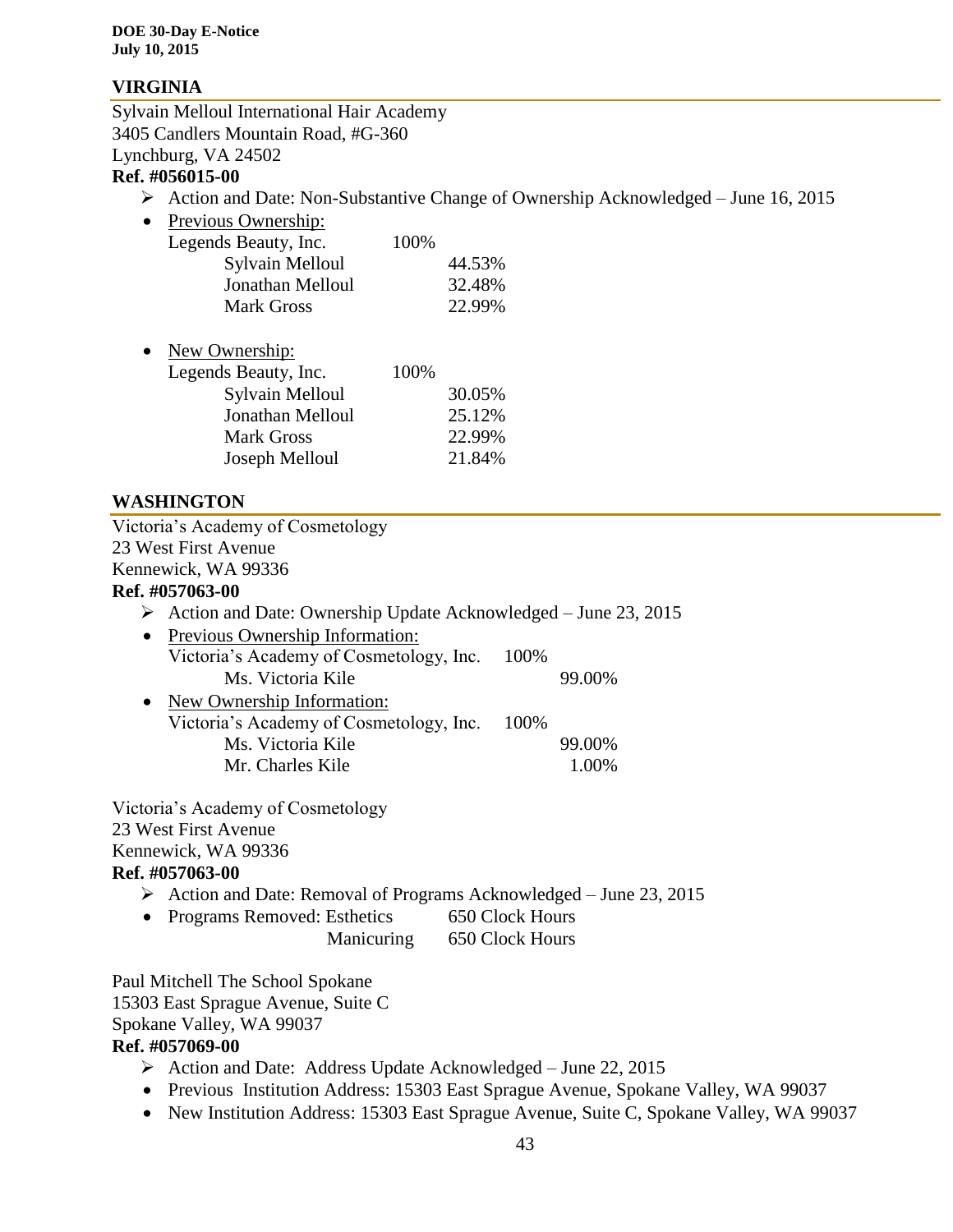## VIRGINIA

Sylvain Melloul International Hair Academy
3405 Candlers Mountain Road, #G-360
Lynchburg, VA 24502
**Ref. #056015-00**

- Action and Date: Non-Substantive Change of Ownership Acknowledged – June 16, 2015
- Previous Ownership:

| | | |
|---|---|---|
| Legends Beauty, Inc. | 100% | |
| Sylvain Melloul | | 44.53% |
| Jonathan Melloul | | 32.48% |
| Mark Gross | | 22.99% |

- New Ownership:

| | | |
|---|---|---|
| Legends Beauty, Inc. | 100% | |
| Sylvain Melloul | | 30.05% |
| Jonathan Melloul | | 25.12% |
| Mark Gross | | 22.99% |
| Joseph Melloul | | 21.84% |

## WASHINGTON

Victoria's Academy of Cosmetology
23 West First Avenue
Kennewick, WA 99336
**Ref. #057063-00**

- Action and Date: Ownership Update Acknowledged – June 23, 2015
- Previous Ownership Information:

| | | |
|---|---|---|
| Victoria's Academy of Cosmetology, Inc. | 100% | |
| Ms. Victoria Kile | | 99.00% |

- New Ownership Information:

| | | |
|---|---|---|
| Victoria's Academy of Cosmetology, Inc. | 100% | |
| Ms. Victoria Kile | | 99.00% |
| Mr. Charles Kile | | 1.00% |

Victoria's Academy of Cosmetology
23 West First Avenue
Kennewick, WA 99336
**Ref. #057063-00**

- Action and Date: Removal of Programs Acknowledged – June 23, 2015
- Programs Removed: Esthetics 650 Clock Hours
  Manicuring 650 Clock Hours

Paul Mitchell The School Spokane
15303 East Sprague Avenue, Suite C
Spokane Valley, WA 99037
**Ref. #057069-00**

- Action and Date: Address Update Acknowledged – June 22, 2015
- Previous Institution Address: 15303 East Sprague Avenue, Spokane Valley, WA 99037
- New Institution Address: 15303 East Sprague Avenue, Suite C, Spokane Valley, WA 99037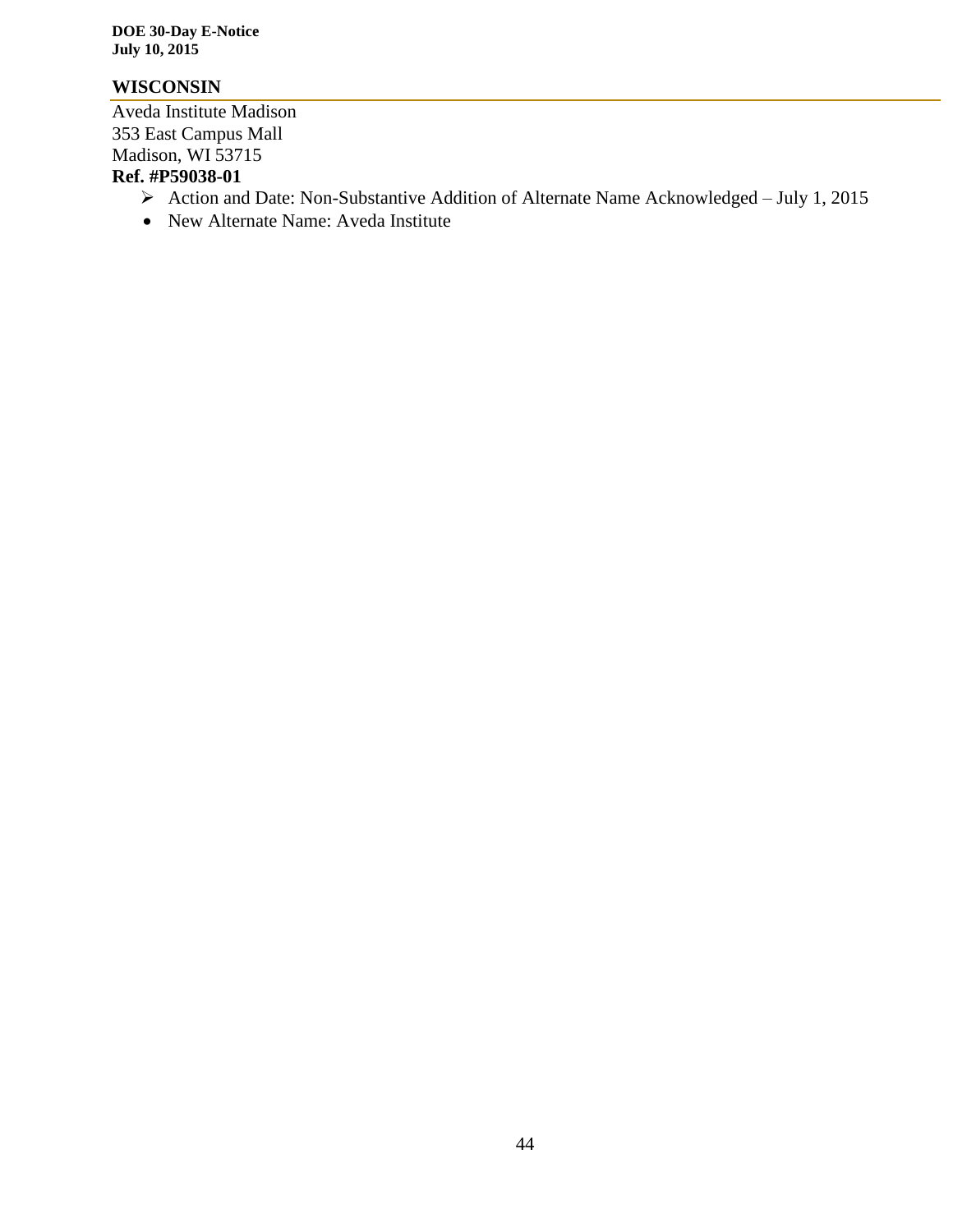## WISCONSIN

Aveda Institute Madison
353 East Campus Mall
Madison, WI 53715

**Ref. #P59038-01**

- Action and Date: Non-Substantive Addition of Alternate Name Acknowledged – July 1, 2015
  - New Alternate Name: Aveda Institute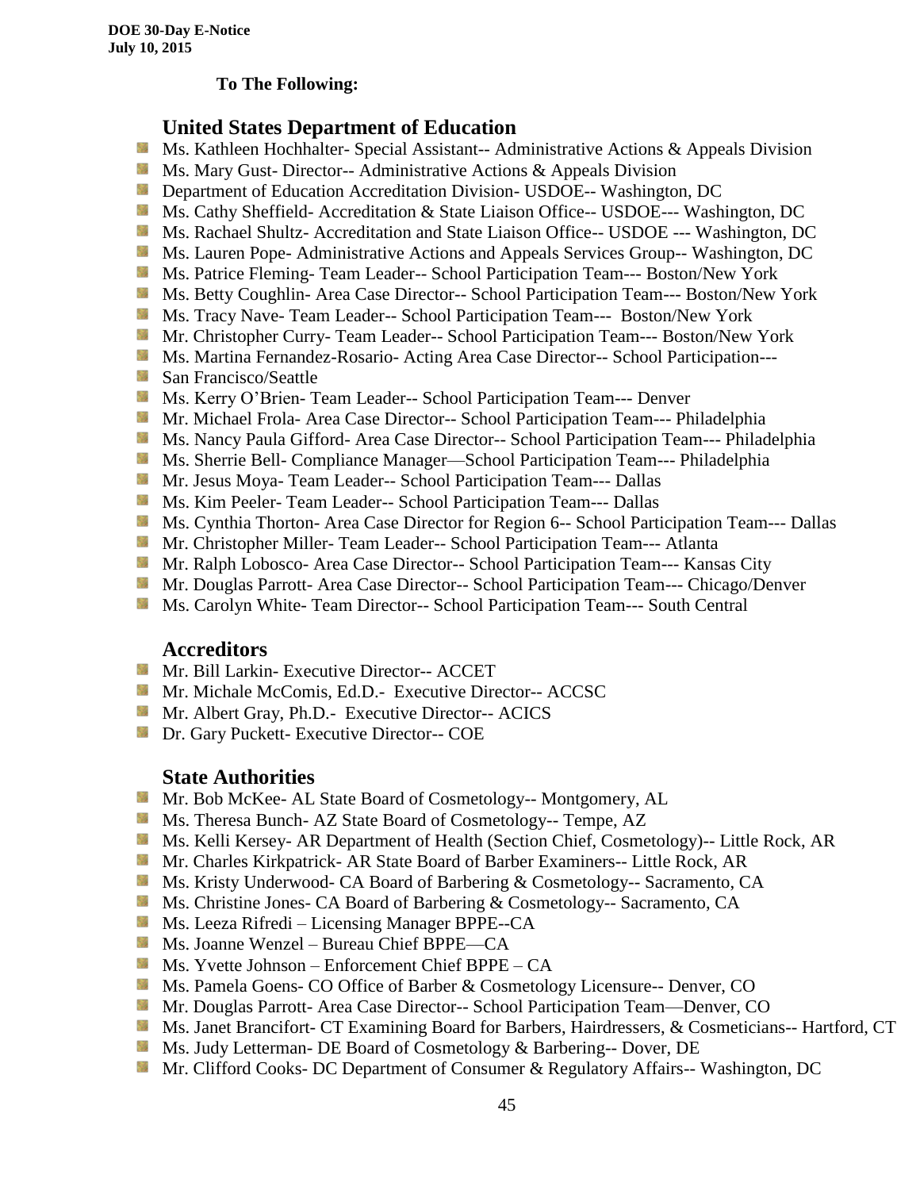**DOE 30-Day E-Notice**
**July 10, 2015**

**To The Following:**

## United States Department of Education

- Ms. Kathleen Hochhalter- Special Assistant-- Administrative Actions & Appeals Division
- Ms. Mary Gust- Director-- Administrative Actions & Appeals Division
- Department of Education Accreditation Division- USDOE-- Washington, DC
- Ms. Cathy Sheffield- Accreditation & State Liaison Office-- USDOE--- Washington, DC
- Ms. Rachael Shultz- Accreditation and State Liaison Office-- USDOE --- Washington, DC
- Ms. Lauren Pope- Administrative Actions and Appeals Services Group-- Washington, DC
- Ms. Patrice Fleming- Team Leader-- School Participation Team--- Boston/New York
- Ms. Betty Coughlin- Area Case Director-- School Participation Team--- Boston/New York
- Ms. Tracy Nave- Team Leader-- School Participation Team--- Boston/New York
- Mr. Christopher Curry- Team Leader-- School Participation Team--- Boston/New York
- Ms. Martina Fernandez-Rosario- Acting Area Case Director-- School Participation---
- San Francisco/Seattle
- Ms. Kerry O'Brien- Team Leader-- School Participation Team--- Denver
- Mr. Michael Frola- Area Case Director-- School Participation Team--- Philadelphia
- Ms. Nancy Paula Gifford- Area Case Director-- School Participation Team--- Philadelphia
- Ms. Sherrie Bell- Compliance Manager—School Participation Team--- Philadelphia
- Mr. Jesus Moya- Team Leader-- School Participation Team--- Dallas
- Ms. Kim Peeler- Team Leader-- School Participation Team--- Dallas
- Ms. Cynthia Thorton- Area Case Director for Region 6-- School Participation Team--- Dallas
- Mr. Christopher Miller- Team Leader-- School Participation Team--- Atlanta
- Mr. Ralph Lobosco- Area Case Director-- School Participation Team--- Kansas City
- Mr. Douglas Parrott- Area Case Director-- School Participation Team--- Chicago/Denver
- Ms. Carolyn White- Team Director-- School Participation Team--- South Central

## Accreditors

- Mr. Bill Larkin- Executive Director-- ACCET
- Mr. Michale McComis, Ed.D.- Executive Director-- ACCSC
- Mr. Albert Gray, Ph.D.- Executive Director-- ACICS
- Dr. Gary Puckett- Executive Director-- COE

## State Authorities

- Mr. Bob McKee- AL State Board of Cosmetology-- Montgomery, AL
- Ms. Theresa Bunch- AZ State Board of Cosmetology-- Tempe, AZ
- Ms. Kelli Kersey- AR Department of Health (Section Chief, Cosmetology)-- Little Rock, AR
- Mr. Charles Kirkpatrick- AR State Board of Barber Examiners-- Little Rock, AR
- Ms. Kristy Underwood- CA Board of Barbering & Cosmetology-- Sacramento, CA
- Ms. Christine Jones- CA Board of Barbering & Cosmetology-- Sacramento, CA
- Ms. Leeza Rifredi – Licensing Manager BPPE--CA
- Ms. Joanne Wenzel – Bureau Chief BPPE—CA
- Ms. Yvette Johnson – Enforcement Chief BPPE – CA
- Ms. Pamela Goens- CO Office of Barber & Cosmetology Licensure-- Denver, CO
- Mr. Douglas Parrott- Area Case Director-- School Participation Team—Denver, CO
- Ms. Janet Brancifort- CT Examining Board for Barbers, Hairdressers, & Cosmeticians-- Hartford, CT
- Ms. Judy Letterman- DE Board of Cosmetology & Barbering-- Dover, DE
- Mr. Clifford Cooks- DC Department of Consumer & Regulatory Affairs-- Washington, DC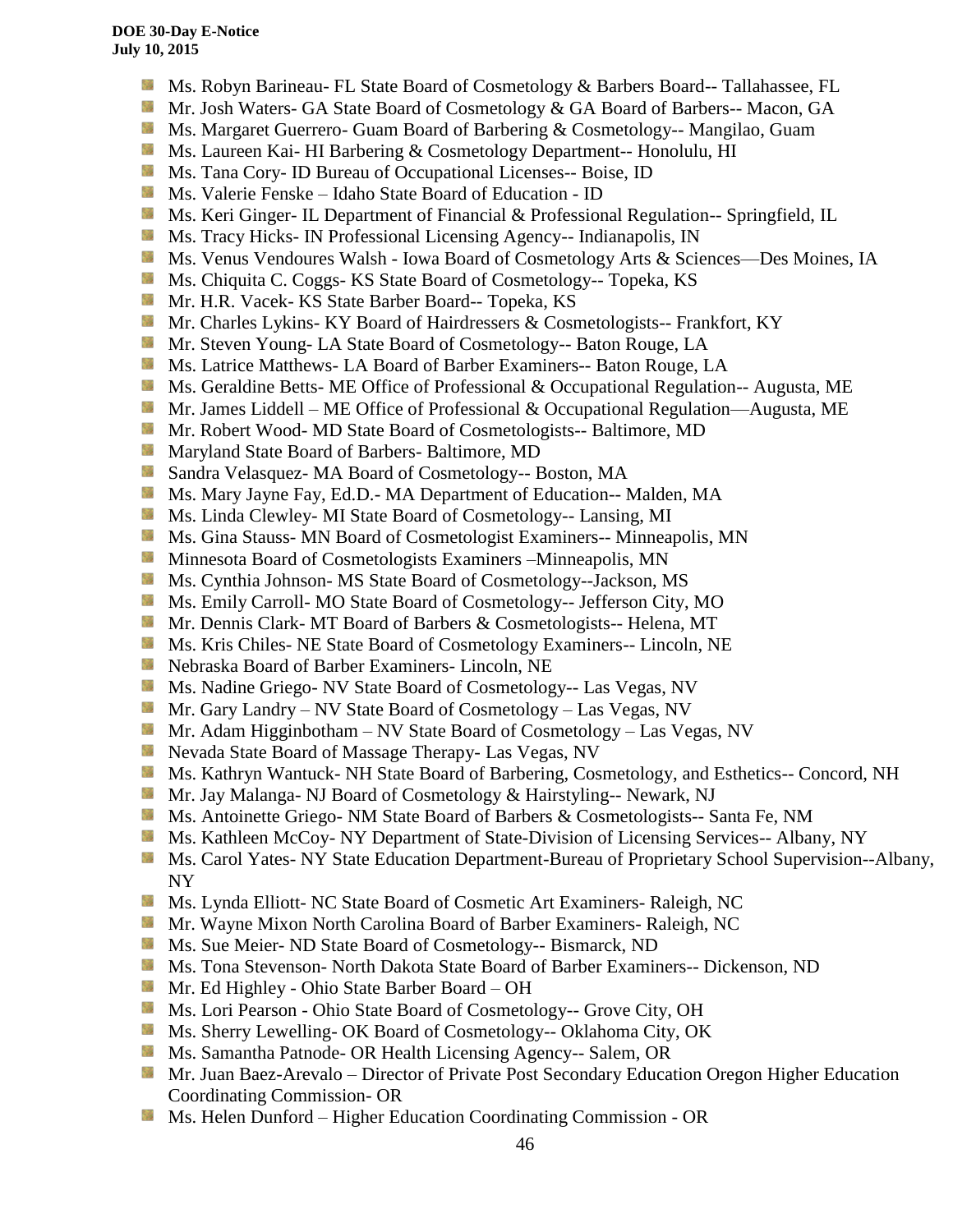- Ms. Robyn Barineau- FL State Board of Cosmetology & Barbers Board-- Tallahassee, FL
- Mr. Josh Waters- GA State Board of Cosmetology & GA Board of Barbers-- Macon, GA
- Ms. Margaret Guerrero- Guam Board of Barbering & Cosmetology-- Mangilao, Guam
- Ms. Laureen Kai- HI Barbering & Cosmetology Department-- Honolulu, HI
- Ms. Tana Cory- ID Bureau of Occupational Licenses-- Boise, ID
- Ms. Valerie Fenske – Idaho State Board of Education - ID
- Ms. Keri Ginger- IL Department of Financial & Professional Regulation-- Springfield, IL
- Ms. Tracy Hicks- IN Professional Licensing Agency-- Indianapolis, IN
- Ms. Venus Vendoures Walsh - Iowa Board of Cosmetology Arts & Sciences—Des Moines, IA
- Ms. Chiquita C. Coggs- KS State Board of Cosmetology-- Topeka, KS
- Mr. H.R. Vacek- KS State Barber Board-- Topeka, KS
- Mr. Charles Lykins- KY Board of Hairdressers & Cosmetologists-- Frankfort, KY
- Mr. Steven Young- LA State Board of Cosmetology-- Baton Rouge, LA
- Ms. Latrice Matthews- LA Board of Barber Examiners-- Baton Rouge, LA
- Ms. Geraldine Betts- ME Office of Professional & Occupational Regulation-- Augusta, ME
- Mr. James Liddell – ME Office of Professional & Occupational Regulation—Augusta, ME
- Mr. Robert Wood- MD State Board of Cosmetologists-- Baltimore, MD
- Maryland State Board of Barbers- Baltimore, MD
- Sandra Velasquez- MA Board of Cosmetology-- Boston, MA
- Ms. Mary Jayne Fay, Ed.D.- MA Department of Education-- Malden, MA
- Ms. Linda Clewley- MI State Board of Cosmetology-- Lansing, MI
- Ms. Gina Stauss- MN Board of Cosmetologist Examiners-- Minneapolis, MN
- Minnesota Board of Cosmetologists Examiners –Minneapolis, MN
- Ms. Cynthia Johnson- MS State Board of Cosmetology--Jackson, MS
- Ms. Emily Carroll- MO State Board of Cosmetology-- Jefferson City, MO
- Mr. Dennis Clark- MT Board of Barbers & Cosmetologists-- Helena, MT
- Ms. Kris Chiles- NE State Board of Cosmetology Examiners-- Lincoln, NE
- Nebraska Board of Barber Examiners- Lincoln, NE
- Ms. Nadine Griego- NV State Board of Cosmetology-- Las Vegas, NV
- Mr. Gary Landry – NV State Board of Cosmetology – Las Vegas, NV
- Mr. Adam Higginbotham – NV State Board of Cosmetology – Las Vegas, NV
- Nevada State Board of Massage Therapy- Las Vegas, NV
- Ms. Kathryn Wantuck- NH State Board of Barbering, Cosmetology, and Esthetics-- Concord, NH
- Mr. Jay Malanga- NJ Board of Cosmetology & Hairstyling-- Newark, NJ
- Ms. Antoinette Griego- NM State Board of Barbers & Cosmetologists-- Santa Fe, NM
- Ms. Kathleen McCoy- NY Department of State-Division of Licensing Services-- Albany, NY
- Ms. Carol Yates- NY State Education Department-Bureau of Proprietary School Supervision--Albany, NY
- Ms. Lynda Elliott- NC State Board of Cosmetic Art Examiners- Raleigh, NC
- Mr. Wayne Mixon North Carolina Board of Barber Examiners- Raleigh, NC
- Ms. Sue Meier- ND State Board of Cosmetology-- Bismarck, ND
- Ms. Tona Stevenson- North Dakota State Board of Barber Examiners-- Dickenson, ND
- Mr. Ed Highley - Ohio State Barber Board – OH
- Ms. Lori Pearson - Ohio State Board of Cosmetology-- Grove City, OH
- Ms. Sherry Lewelling- OK Board of Cosmetology-- Oklahoma City, OK
- Ms. Samantha Patnode- OR Health Licensing Agency-- Salem, OR
- Mr. Juan Baez-Arevalo – Director of Private Post Secondary Education Oregon Higher Education Coordinating Commission- OR
- Ms. Helen Dunford – Higher Education Coordinating Commission - OR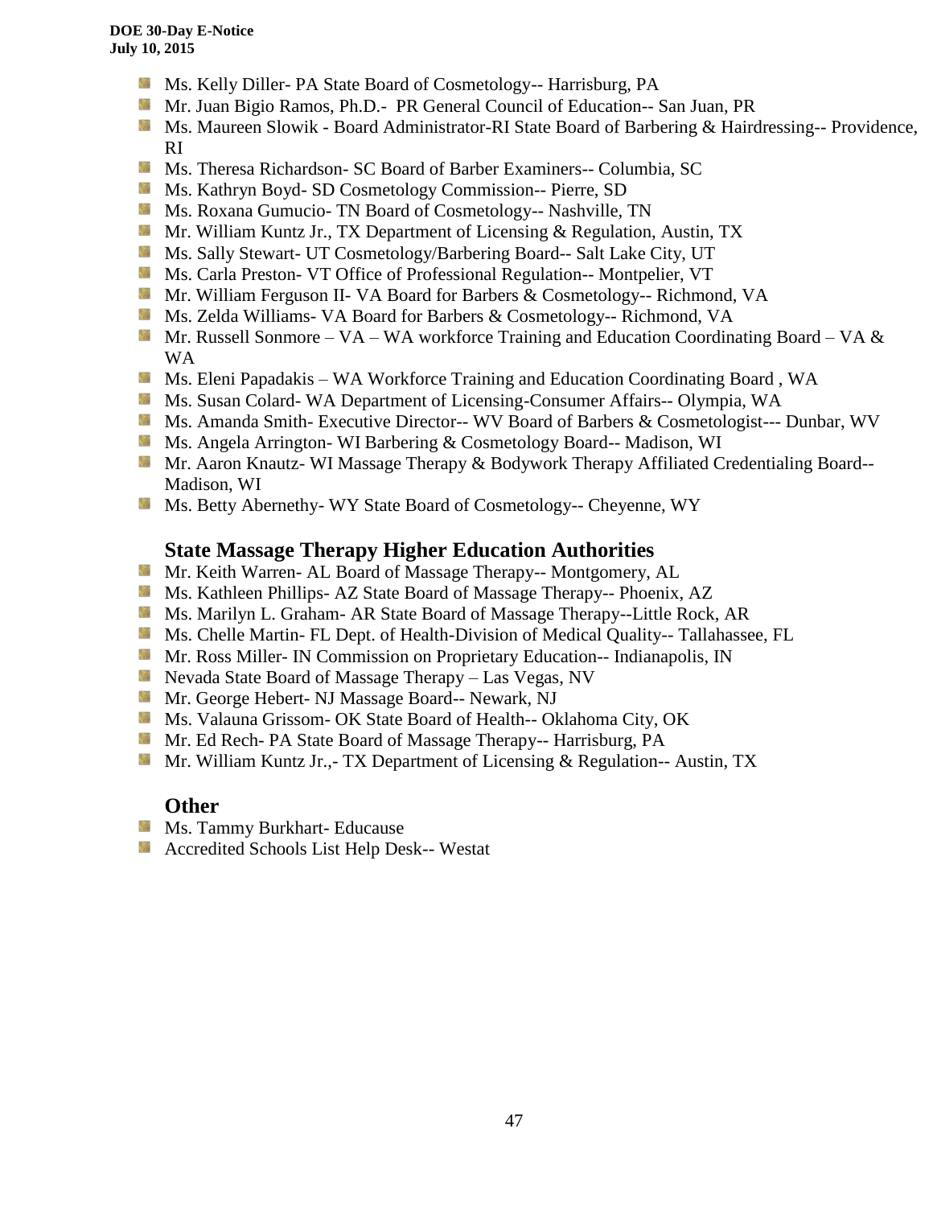- Ms. Kelly Diller- PA State Board of Cosmetology-- Harrisburg, PA
- Mr. Juan Bigio Ramos, Ph.D.- PR General Council of Education-- San Juan, PR
- Ms. Maureen Slowik - Board Administrator-RI State Board of Barbering & Hairdressing-- Providence, RI
- Ms. Theresa Richardson- SC Board of Barber Examiners-- Columbia, SC
- Ms. Kathryn Boyd- SD Cosmetology Commission-- Pierre, SD
- Ms. Roxana Gumucio- TN Board of Cosmetology-- Nashville, TN
- Mr. William Kuntz Jr., TX Department of Licensing & Regulation, Austin, TX
- Ms. Sally Stewart- UT Cosmetology/Barbering Board-- Salt Lake City, UT
- Ms. Carla Preston- VT Office of Professional Regulation-- Montpelier, VT
- Mr. William Ferguson II- VA Board for Barbers & Cosmetology-- Richmond, VA
- Ms. Zelda Williams- VA Board for Barbers & Cosmetology-- Richmond, VA
- Mr. Russell Sonmore – VA – WA workforce Training and Education Coordinating Board – VA & WA
- Ms. Eleni Papadakis – WA Workforce Training and Education Coordinating Board , WA
- Ms. Susan Colard- WA Department of Licensing-Consumer Affairs-- Olympia, WA
- Ms. Amanda Smith- Executive Director-- WV Board of Barbers & Cosmetologist--- Dunbar, WV
- Ms. Angela Arrington- WI Barbering & Cosmetology Board-- Madison, WI
- Mr. Aaron Knautz- WI Massage Therapy & Bodywork Therapy Affiliated Credentialing Board-- Madison, WI
- Ms. Betty Abernethy- WY State Board of Cosmetology-- Cheyenne, WY

## State Massage Therapy Higher Education Authorities

- Mr. Keith Warren- AL Board of Massage Therapy-- Montgomery, AL
- Ms. Kathleen Phillips- AZ State Board of Massage Therapy-- Phoenix, AZ
- Ms. Marilyn L. Graham- AR State Board of Massage Therapy--Little Rock, AR
- Ms. Chelle Martin- FL Dept. of Health-Division of Medical Quality-- Tallahassee, FL
- Mr. Ross Miller- IN Commission on Proprietary Education-- Indianapolis, IN
- Nevada State Board of Massage Therapy – Las Vegas, NV
- Mr. George Hebert- NJ Massage Board-- Newark, NJ
- Ms. Valauna Grissom- OK State Board of Health-- Oklahoma City, OK
- Mr. Ed Rech- PA State Board of Massage Therapy-- Harrisburg, PA
- Mr. William Kuntz Jr.,- TX Department of Licensing & Regulation-- Austin, TX

## Other

- Ms. Tammy Burkhart- Educause
- Accredited Schools List Help Desk-- Westat